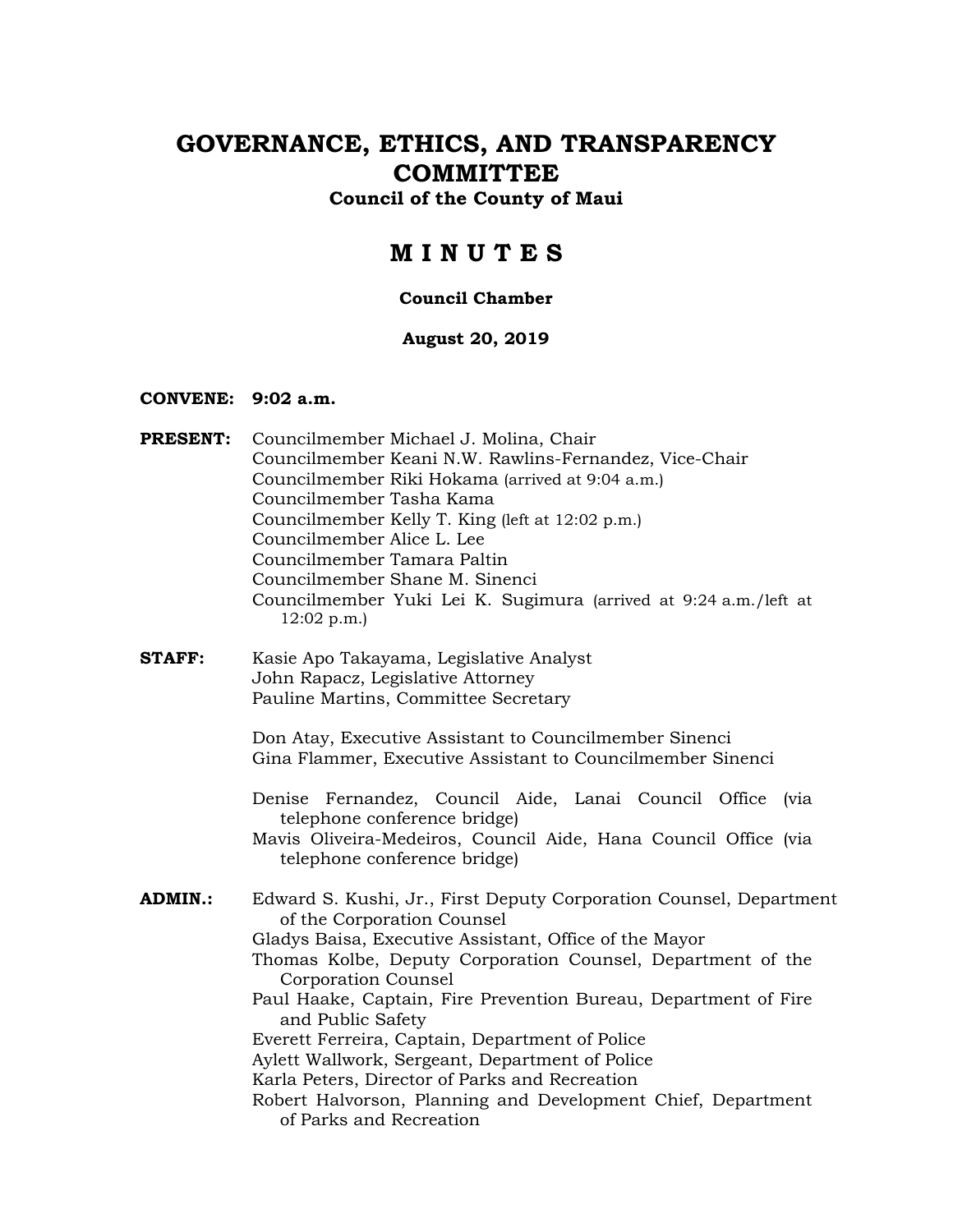# GOVERNANCE, ETHICS, AND TRANSPARENCY COMMITTEE

**Council of the County of Maui**

## M I N U T E S

**Council Chamber**

**August 20, 2019**

**CONVENE:** **9:02 a.m.**

**PRESENT:** Councilmember Michael J. Molina, Chair
Councilmember Keani N.W. Rawlins-Fernandez, Vice-Chair
Councilmember Riki Hokama (arrived at 9:04 a.m.)
Councilmember Tasha Kama
Councilmember Kelly T. King (left at 12:02 p.m.)
Councilmember Alice L. Lee
Councilmember Tamara Paltin
Councilmember Shane M. Sinenci
Councilmember Yuki Lei K. Sugimura (arrived at 9:24 a.m./left at 12:02 p.m.)

**STAFF:** Kasie Apo Takayama, Legislative Analyst
John Rapacz, Legislative Attorney
Pauline Martins, Committee Secretary

Don Atay, Executive Assistant to Councilmember Sinenci
Gina Flammer, Executive Assistant to Councilmember Sinenci

Denise Fernandez, Council Aide, Lanai Council Office (via telephone conference bridge)
Mavis Oliveira-Medeiros, Council Aide, Hana Council Office (via telephone conference bridge)

**ADMIN.:** Edward S. Kushi, Jr., First Deputy Corporation Counsel, Department of the Corporation Counsel
Gladys Baisa, Executive Assistant, Office of the Mayor
Thomas Kolbe, Deputy Corporation Counsel, Department of the Corporation Counsel
Paul Haake, Captain, Fire Prevention Bureau, Department of Fire and Public Safety
Everett Ferreira, Captain, Department of Police
Aylett Wallwork, Sergeant, Department of Police
Karla Peters, Director of Parks and Recreation
Robert Halvorson, Planning and Development Chief, Department of Parks and Recreation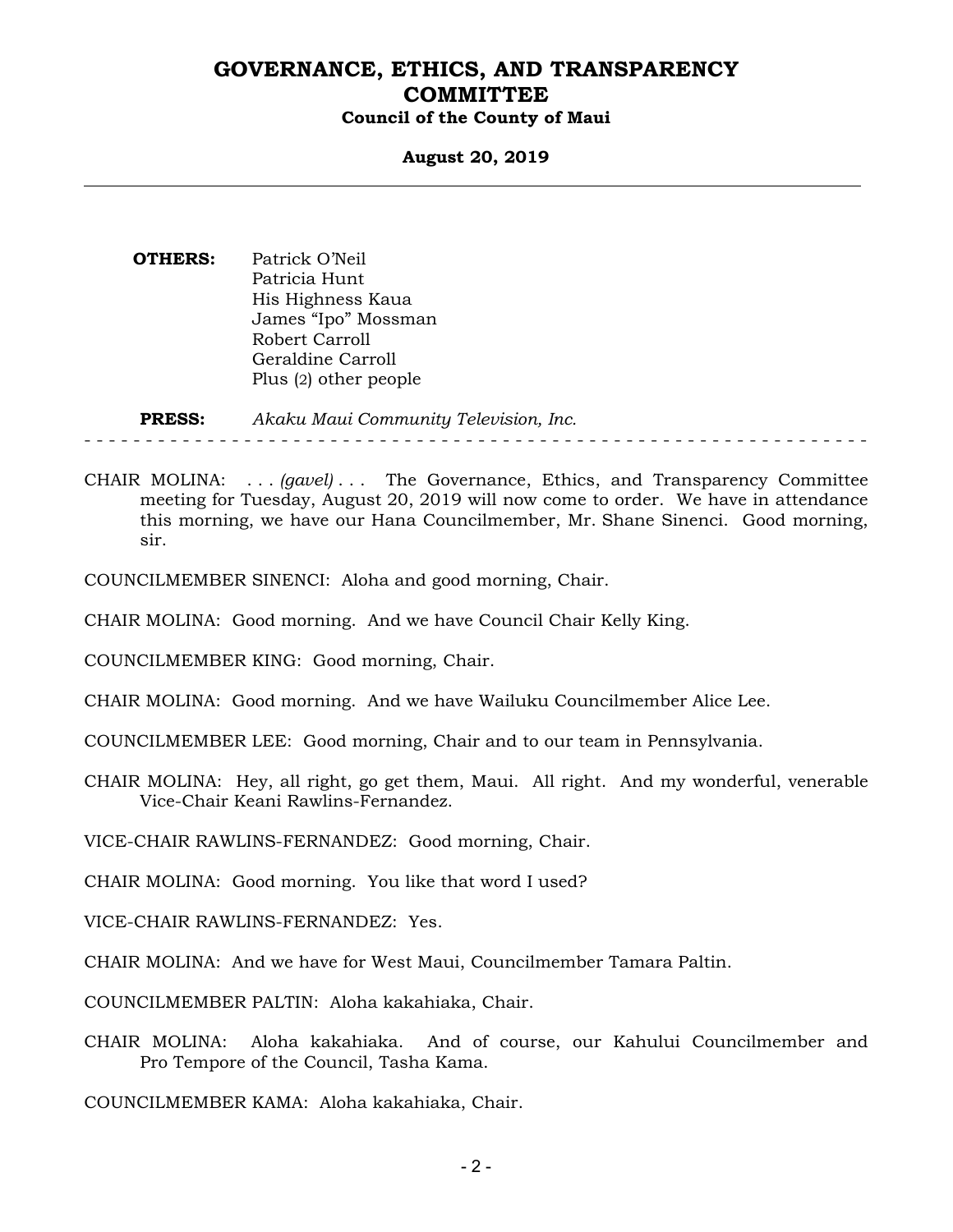**OTHERS:** Patrick O'Neil
Patricia Hunt
His Highness Kaua
James "Ipo" Mossman
Robert Carroll
Geraldine Carroll
Plus (2) other people

**PRESS:** *Akaku Maui Community Television, Inc.*

- - - - - - - - - - - - - - - - - - - - - - - - - - - - - - - - - - - - - - - - - - - - - - - - - - - - - - - - - - - - - -

CHAIR MOLINA: . . . *(gavel)* . . . The Governance, Ethics, and Transparency Committee meeting for Tuesday, August 20, 2019 will now come to order. We have in attendance this morning, we have our Hana Councilmember, Mr. Shane Sinenci. Good morning, sir.

COUNCILMEMBER SINENCI: Aloha and good morning, Chair.

CHAIR MOLINA: Good morning. And we have Council Chair Kelly King.

COUNCILMEMBER KING: Good morning, Chair.

CHAIR MOLINA: Good morning. And we have Wailuku Councilmember Alice Lee.

COUNCILMEMBER LEE: Good morning, Chair and to our team in Pennsylvania.

CHAIR MOLINA: Hey, all right, go get them, Maui. All right. And my wonderful, venerable Vice-Chair Keani Rawlins-Fernandez.

VICE-CHAIR RAWLINS-FERNANDEZ: Good morning, Chair.

CHAIR MOLINA: Good morning. You like that word I used?

VICE-CHAIR RAWLINS-FERNANDEZ: Yes.

CHAIR MOLINA: And we have for West Maui, Councilmember Tamara Paltin.

COUNCILMEMBER PALTIN: Aloha kakahiaka, Chair.

CHAIR MOLINA: Aloha kakahiaka. And of course, our Kahului Councilmember and Pro Tempore of the Council, Tasha Kama.

COUNCILMEMBER KAMA: Aloha kakahiaka, Chair.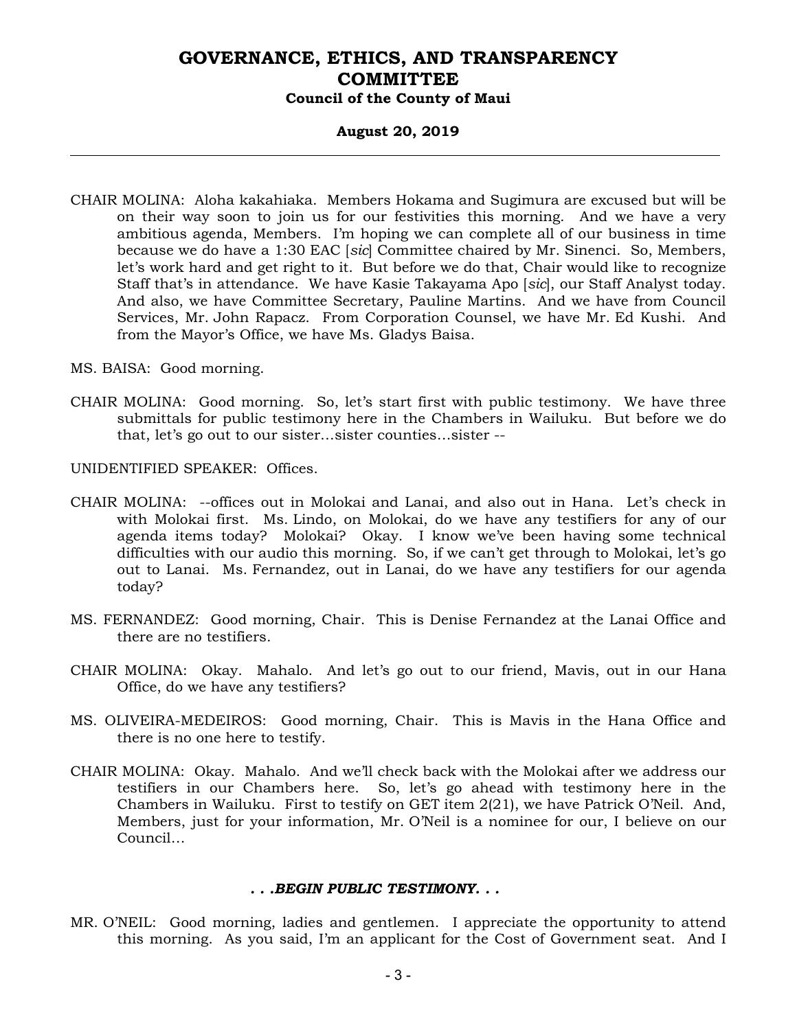CHAIR MOLINA: Aloha kakahiaka. Members Hokama and Sugimura are excused but will be on their way soon to join us for our festivities this morning. And we have a very ambitious agenda, Members. I'm hoping we can complete all of our business in time because we do have a 1:30 EAC [*sic*] Committee chaired by Mr. Sinenci. So, Members, let's work hard and get right to it. But before we do that, Chair would like to recognize Staff that's in attendance. We have Kasie Takayama Apo [*sic*], our Staff Analyst today. And also, we have Committee Secretary, Pauline Martins. And we have from Council Services, Mr. John Rapacz. From Corporation Counsel, we have Mr. Ed Kushi. And from the Mayor's Office, we have Ms. Gladys Baisa.

MS. BAISA: Good morning.

CHAIR MOLINA: Good morning. So, let's start first with public testimony. We have three submittals for public testimony here in the Chambers in Wailuku. But before we do that, let's go out to our sister…sister counties…sister --

UNIDENTIFIED SPEAKER: Offices.

CHAIR MOLINA: --offices out in Molokai and Lanai, and also out in Hana. Let's check in with Molokai first. Ms. Lindo, on Molokai, do we have any testifiers for any of our agenda items today? Molokai? Okay. I know we've been having some technical difficulties with our audio this morning. So, if we can't get through to Molokai, let's go out to Lanai. Ms. Fernandez, out in Lanai, do we have any testifiers for our agenda today?

MS. FERNANDEZ: Good morning, Chair. This is Denise Fernandez at the Lanai Office and there are no testifiers.

CHAIR MOLINA: Okay. Mahalo. And let's go out to our friend, Mavis, out in our Hana Office, do we have any testifiers?

MS. OLIVEIRA-MEDEIROS: Good morning, Chair. This is Mavis in the Hana Office and there is no one here to testify.

CHAIR MOLINA: Okay. Mahalo. And we'll check back with the Molokai after we address our testifiers in our Chambers here. So, let's go ahead with testimony here in the Chambers in Wailuku. First to testify on GET item 2(21), we have Patrick O'Neil. And, Members, just for your information, Mr. O'Neil is a nominee for our, I believe on our Council…

***. . .BEGIN PUBLIC TESTIMONY. . .***

MR. O'NEIL: Good morning, ladies and gentlemen. I appreciate the opportunity to attend this morning. As you said, I'm an applicant for the Cost of Government seat. And I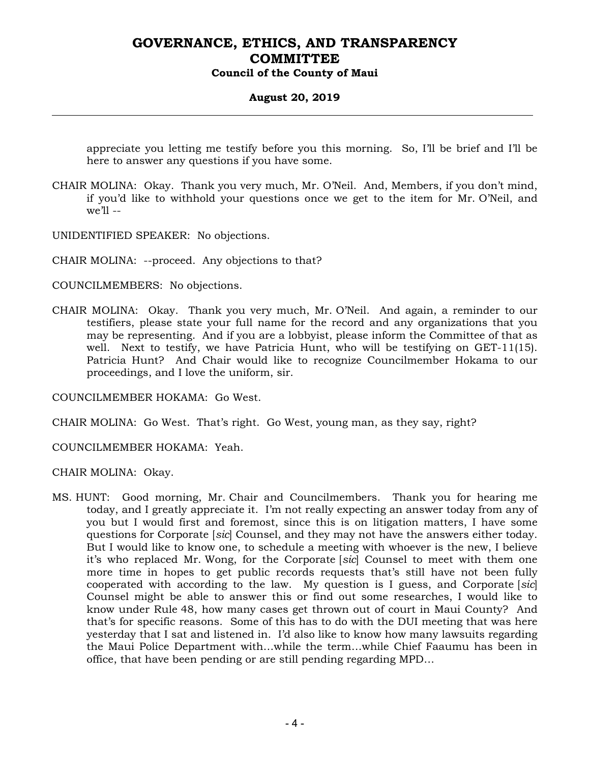appreciate you letting me testify before you this morning. So, I'll be brief and I'll be here to answer any questions if you have some.

CHAIR MOLINA: Okay. Thank you very much, Mr. O'Neil. And, Members, if you don't mind, if you'd like to withhold your questions once we get to the item for Mr. O'Neil, and we'll --

UNIDENTIFIED SPEAKER: No objections.

CHAIR MOLINA: --proceed. Any objections to that?

COUNCILMEMBERS: No objections.

CHAIR MOLINA: Okay. Thank you very much, Mr. O'Neil. And again, a reminder to our testifiers, please state your full name for the record and any organizations that you may be representing. And if you are a lobbyist, please inform the Committee of that as well. Next to testify, we have Patricia Hunt, who will be testifying on GET-11(15). Patricia Hunt? And Chair would like to recognize Councilmember Hokama to our proceedings, and I love the uniform, sir.

COUNCILMEMBER HOKAMA: Go West.

CHAIR MOLINA: Go West. That's right. Go West, young man, as they say, right?

COUNCILMEMBER HOKAMA: Yeah.

CHAIR MOLINA: Okay.

MS. HUNT: Good morning, Mr. Chair and Councilmembers. Thank you for hearing me today, and I greatly appreciate it. I'm not really expecting an answer today from any of you but I would first and foremost, since this is on litigation matters, I have some questions for Corporate [*sic*] Counsel, and they may not have the answers either today. But I would like to know one, to schedule a meeting with whoever is the new, I believe it's who replaced Mr. Wong, for the Corporate [*sic*] Counsel to meet with them one more time in hopes to get public records requests that's still have not been fully cooperated with according to the law. My question is I guess, and Corporate [*sic*] Counsel might be able to answer this or find out some researches, I would like to know under Rule 48, how many cases get thrown out of court in Maui County? And that's for specific reasons. Some of this has to do with the DUI meeting that was here yesterday that I sat and listened in. I'd also like to know how many lawsuits regarding the Maui Police Department with...while the term...while Chief Faaumu has been in office, that have been pending or are still pending regarding MPD...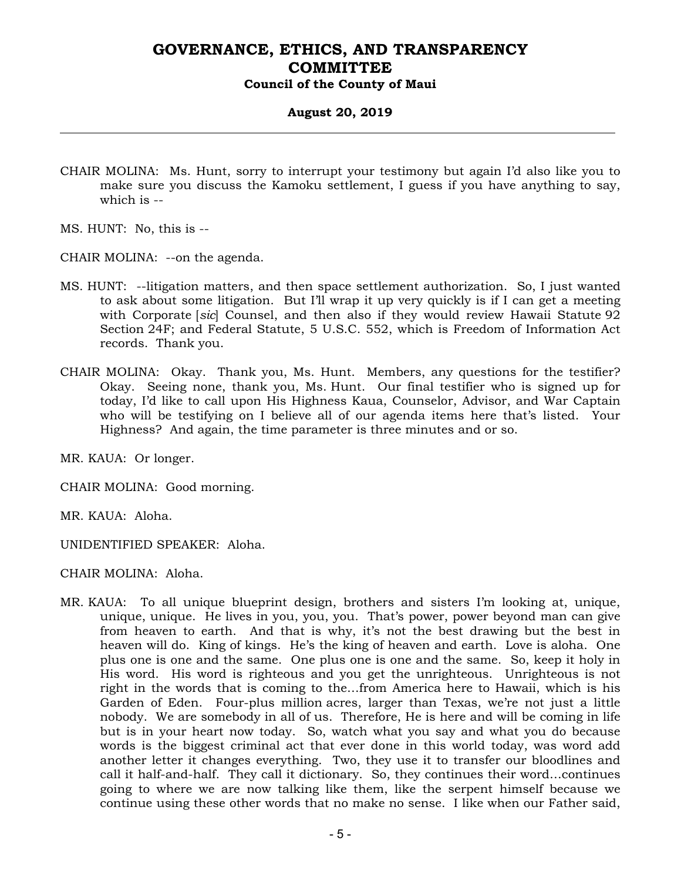CHAIR MOLINA: Ms. Hunt, sorry to interrupt your testimony but again I'd also like you to make sure you discuss the Kamoku settlement, I guess if you have anything to say, which is --

MS. HUNT: No, this is --

CHAIR MOLINA: --on the agenda.

MS. HUNT: --litigation matters, and then space settlement authorization. So, I just wanted to ask about some litigation. But I'll wrap it up very quickly is if I can get a meeting with Corporate [*sic*] Counsel, and then also if they would review Hawaii Statute 92 Section 24F; and Federal Statute, 5 U.S.C. 552, which is Freedom of Information Act records. Thank you.

CHAIR MOLINA: Okay. Thank you, Ms. Hunt. Members, any questions for the testifier? Okay. Seeing none, thank you, Ms. Hunt. Our final testifier who is signed up for today, I'd like to call upon His Highness Kaua, Counselor, Advisor, and War Captain who will be testifying on I believe all of our agenda items here that's listed. Your Highness? And again, the time parameter is three minutes and or so.

MR. KAUA: Or longer.

CHAIR MOLINA: Good morning.

MR. KAUA: Aloha.

UNIDENTIFIED SPEAKER: Aloha.

CHAIR MOLINA: Aloha.

MR. KAUA: To all unique blueprint design, brothers and sisters I'm looking at, unique, unique, unique. He lives in you, you, you. That's power, power beyond man can give from heaven to earth. And that is why, it's not the best drawing but the best in heaven will do. King of kings. He's the king of heaven and earth. Love is aloha. One plus one is one and the same. One plus one is one and the same. So, keep it holy in His word. His word is righteous and you get the unrighteous. Unrighteous is not right in the words that is coming to the...from America here to Hawaii, which is his Garden of Eden. Four-plus million acres, larger than Texas, we're not just a little nobody. We are somebody in all of us. Therefore, He is here and will be coming in life but is in your heart now today. So, watch what you say and what you do because words is the biggest criminal act that ever done in this world today, was word add another letter it changes everything. Two, they use it to transfer our bloodlines and call it half-and-half. They call it dictionary. So, they continues their word...continues going to where we are now talking like them, like the serpent himself because we continue using these other words that no make no sense. I like when our Father said,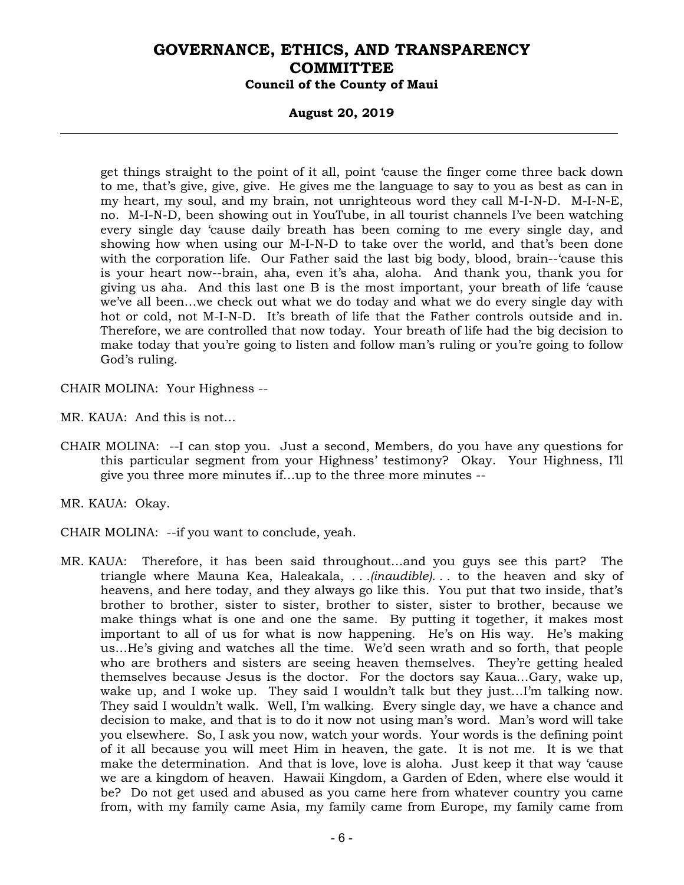get things straight to the point of it all, point 'cause the finger come three back down to me, that's give, give, give. He gives me the language to say to you as best as can in my heart, my soul, and my brain, not unrighteous word they call M-I-N-D. M-I-N-E, no. M-I-N-D, been showing out in YouTube, in all tourist channels I've been watching every single day 'cause daily breath has been coming to me every single day, and showing how when using our M-I-N-D to take over the world, and that's been done with the corporation life. Our Father said the last big body, blood, brain--'cause this is your heart now--brain, aha, even it's aha, aloha. And thank you, thank you for giving us aha. And this last one B is the most important, your breath of life 'cause we've all been…we check out what we do today and what we do every single day with hot or cold, not M-I-N-D. It's breath of life that the Father controls outside and in. Therefore, we are controlled that now today. Your breath of life had the big decision to make today that you're going to listen and follow man's ruling or you're going to follow God's ruling.

CHAIR MOLINA: Your Highness --

MR. KAUA: And this is not…

CHAIR MOLINA: --I can stop you. Just a second, Members, do you have any questions for this particular segment from your Highness' testimony? Okay. Your Highness, I'll give you three more minutes if…up to the three more minutes --

MR. KAUA: Okay.

CHAIR MOLINA: --if you want to conclude, yeah.

MR. KAUA: Therefore, it has been said throughout…and you guys see this part? The triangle where Mauna Kea, Haleakala, *. . .(inaudible). . .* to the heaven and sky of heavens, and here today, and they always go like this. You put that two inside, that's brother to brother, sister to sister, brother to sister, sister to brother, because we make things what is one and one the same. By putting it together, it makes most important to all of us for what is now happening. He's on His way. He's making us…He's giving and watches all the time. We'd seen wrath and so forth, that people who are brothers and sisters are seeing heaven themselves. They're getting healed themselves because Jesus is the doctor. For the doctors say Kaua…Gary, wake up, wake up, and I woke up. They said I wouldn't talk but they just…I'm talking now. They said I wouldn't walk. Well, I'm walking. Every single day, we have a chance and decision to make, and that is to do it now not using man's word. Man's word will take you elsewhere. So, I ask you now, watch your words. Your words is the defining point of it all because you will meet Him in heaven, the gate. It is not me. It is we that make the determination. And that is love, love is aloha. Just keep it that way 'cause we are a kingdom of heaven. Hawaii Kingdom, a Garden of Eden, where else would it be? Do not get used and abused as you came here from whatever country you came from, with my family came Asia, my family came from Europe, my family came from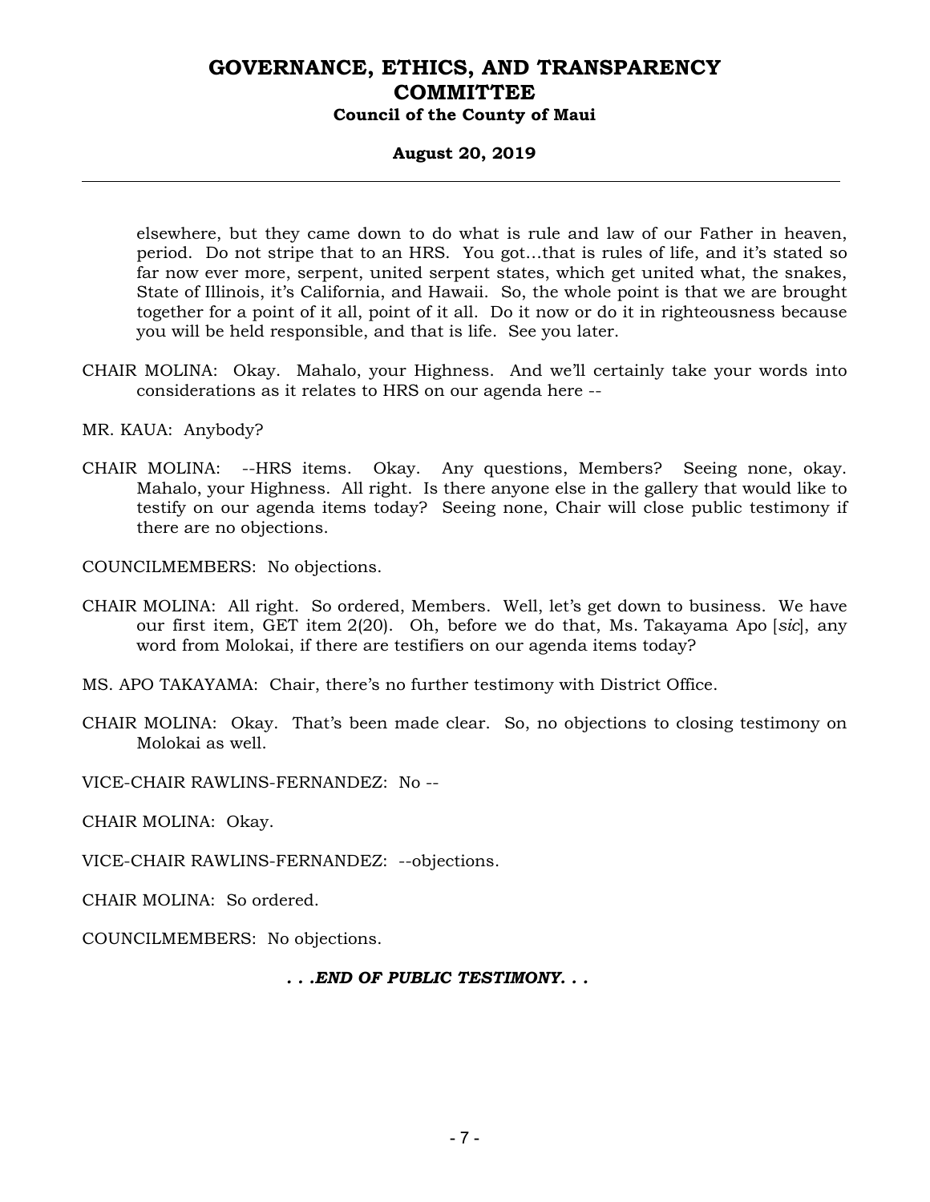elsewhere, but they came down to do what is rule and law of our Father in heaven, period. Do not stripe that to an HRS. You got…that is rules of life, and it's stated so far now ever more, serpent, united serpent states, which get united what, the snakes, State of Illinois, it's California, and Hawaii. So, the whole point is that we are brought together for a point of it all, point of it all. Do it now or do it in righteousness because you will be held responsible, and that is life. See you later.

CHAIR MOLINA: Okay. Mahalo, your Highness. And we'll certainly take your words into considerations as it relates to HRS on our agenda here --

MR. KAUA: Anybody?

CHAIR MOLINA: --HRS items. Okay. Any questions, Members? Seeing none, okay. Mahalo, your Highness. All right. Is there anyone else in the gallery that would like to testify on our agenda items today? Seeing none, Chair will close public testimony if there are no objections.

COUNCILMEMBERS: No objections.

CHAIR MOLINA: All right. So ordered, Members. Well, let's get down to business. We have our first item, GET item 2(20). Oh, before we do that, Ms. Takayama Apo [*sic*], any word from Molokai, if there are testifiers on our agenda items today?

MS. APO TAKAYAMA: Chair, there's no further testimony with District Office.

CHAIR MOLINA: Okay. That's been made clear. So, no objections to closing testimony on Molokai as well.

VICE-CHAIR RAWLINS-FERNANDEZ: No --

CHAIR MOLINA: Okay.

VICE-CHAIR RAWLINS-FERNANDEZ: --objections.

CHAIR MOLINA: So ordered.

COUNCILMEMBERS: No objections.

***. . .END OF PUBLIC TESTIMONY. . .***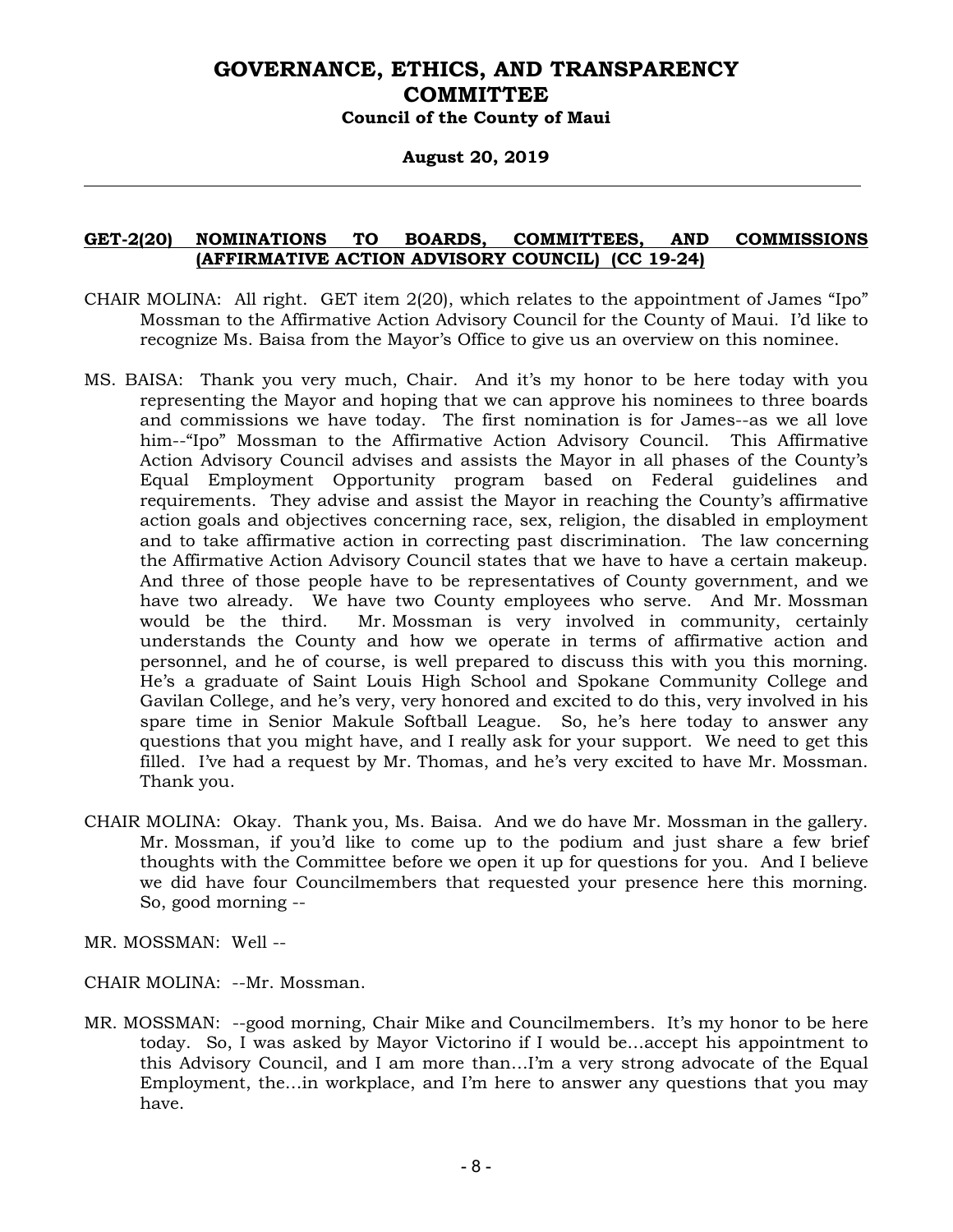**GET-2(20) NOMINATIONS TO BOARDS, COMMITTEES, AND COMMISSIONS (AFFIRMATIVE ACTION ADVISORY COUNCIL) (CC 19-24)**

CHAIR MOLINA: All right. GET item 2(20), which relates to the appointment of James "Ipo" Mossman to the Affirmative Action Advisory Council for the County of Maui. I'd like to recognize Ms. Baisa from the Mayor's Office to give us an overview on this nominee.

MS. BAISA: Thank you very much, Chair. And it's my honor to be here today with you representing the Mayor and hoping that we can approve his nominees to three boards and commissions we have today. The first nomination is for James--as we all love him--"Ipo" Mossman to the Affirmative Action Advisory Council. This Affirmative Action Advisory Council advises and assists the Mayor in all phases of the County's Equal Employment Opportunity program based on Federal guidelines and requirements. They advise and assist the Mayor in reaching the County's affirmative action goals and objectives concerning race, sex, religion, the disabled in employment and to take affirmative action in correcting past discrimination. The law concerning the Affirmative Action Advisory Council states that we have to have a certain makeup. And three of those people have to be representatives of County government, and we have two already. We have two County employees who serve. And Mr. Mossman would be the third. Mr. Mossman is very involved in community, certainly understands the County and how we operate in terms of affirmative action and personnel, and he of course, is well prepared to discuss this with you this morning. He's a graduate of Saint Louis High School and Spokane Community College and Gavilan College, and he's very, very honored and excited to do this, very involved in his spare time in Senior Makule Softball League. So, he's here today to answer any questions that you might have, and I really ask for your support. We need to get this filled. I've had a request by Mr. Thomas, and he's very excited to have Mr. Mossman. Thank you.

CHAIR MOLINA: Okay. Thank you, Ms. Baisa. And we do have Mr. Mossman in the gallery. Mr. Mossman, if you'd like to come up to the podium and just share a few brief thoughts with the Committee before we open it up for questions for you. And I believe we did have four Councilmembers that requested your presence here this morning. So, good morning --

MR. MOSSMAN: Well --

CHAIR MOLINA: --Mr. Mossman.

MR. MOSSMAN: --good morning, Chair Mike and Councilmembers. It's my honor to be here today. So, I was asked by Mayor Victorino if I would be...accept his appointment to this Advisory Council, and I am more than...I'm a very strong advocate of the Equal Employment, the...in workplace, and I'm here to answer any questions that you may have.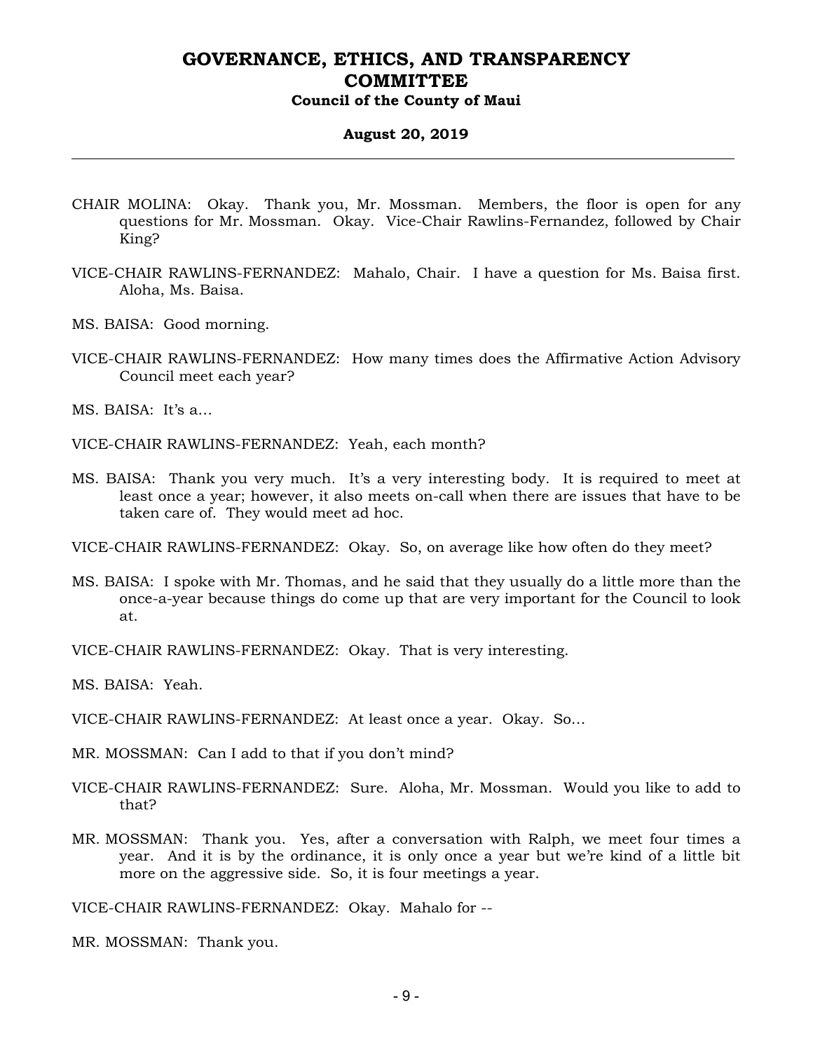CHAIR MOLINA: Okay. Thank you, Mr. Mossman. Members, the floor is open for any questions for Mr. Mossman. Okay. Vice-Chair Rawlins-Fernandez, followed by Chair King?

VICE-CHAIR RAWLINS-FERNANDEZ: Mahalo, Chair. I have a question for Ms. Baisa first. Aloha, Ms. Baisa.

MS. BAISA: Good morning.

VICE-CHAIR RAWLINS-FERNANDEZ: How many times does the Affirmative Action Advisory Council meet each year?

MS. BAISA: It's a...

VICE-CHAIR RAWLINS-FERNANDEZ: Yeah, each month?

MS. BAISA: Thank you very much. It's a very interesting body. It is required to meet at least once a year; however, it also meets on-call when there are issues that have to be taken care of. They would meet ad hoc.

VICE-CHAIR RAWLINS-FERNANDEZ: Okay. So, on average like how often do they meet?

MS. BAISA: I spoke with Mr. Thomas, and he said that they usually do a little more than the once-a-year because things do come up that are very important for the Council to look at.

VICE-CHAIR RAWLINS-FERNANDEZ: Okay. That is very interesting.

MS. BAISA: Yeah.

VICE-CHAIR RAWLINS-FERNANDEZ: At least once a year. Okay. So...

MR. MOSSMAN: Can I add to that if you don't mind?

VICE-CHAIR RAWLINS-FERNANDEZ: Sure. Aloha, Mr. Mossman. Would you like to add to that?

MR. MOSSMAN: Thank you. Yes, after a conversation with Ralph, we meet four times a year. And it is by the ordinance, it is only once a year but we're kind of a little bit more on the aggressive side. So, it is four meetings a year.

VICE-CHAIR RAWLINS-FERNANDEZ: Okay. Mahalo for --

MR. MOSSMAN: Thank you.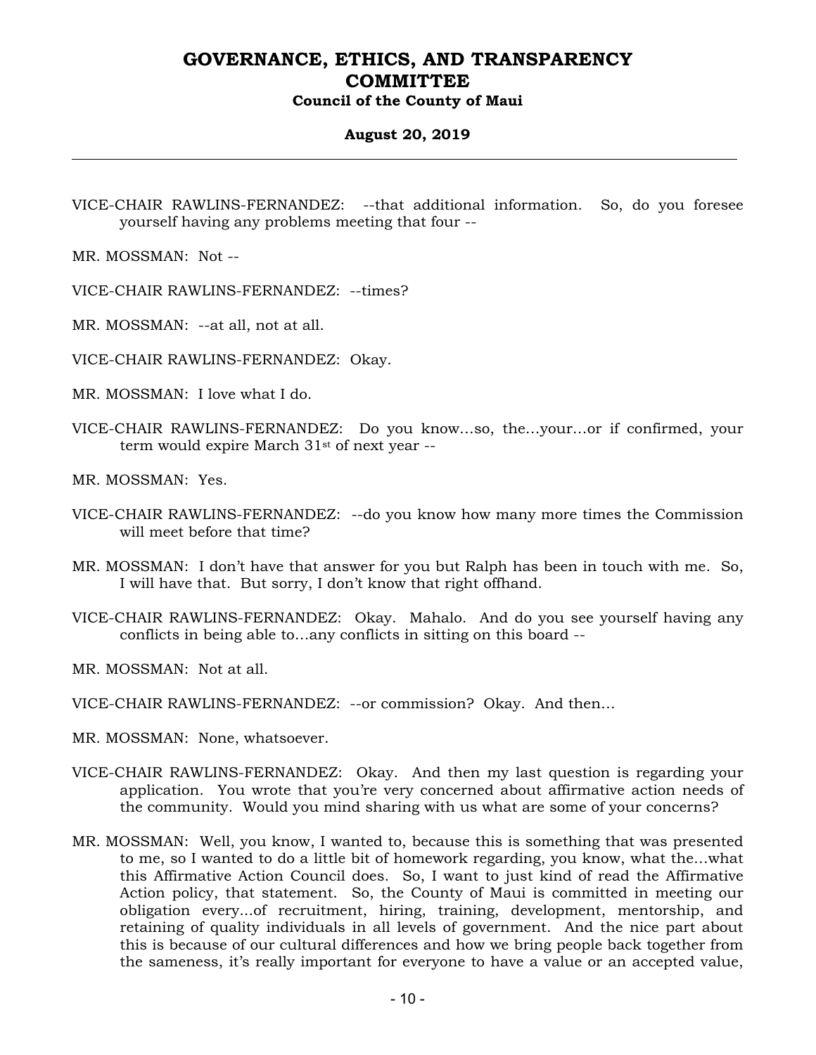VICE-CHAIR RAWLINS-FERNANDEZ: --that additional information. So, do you foresee yourself having any problems meeting that four --

MR. MOSSMAN: Not --

VICE-CHAIR RAWLINS-FERNANDEZ: --times?

MR. MOSSMAN: --at all, not at all.

VICE-CHAIR RAWLINS-FERNANDEZ: Okay.

MR. MOSSMAN: I love what I do.

VICE-CHAIR RAWLINS-FERNANDEZ: Do you know...so, the...your...or if confirmed, your term would expire March 31st of next year --

MR. MOSSMAN: Yes.

VICE-CHAIR RAWLINS-FERNANDEZ: --do you know how many more times the Commission will meet before that time?

MR. MOSSMAN: I don't have that answer for you but Ralph has been in touch with me. So, I will have that. But sorry, I don't know that right offhand.

VICE-CHAIR RAWLINS-FERNANDEZ: Okay. Mahalo. And do you see yourself having any conflicts in being able to...any conflicts in sitting on this board --

MR. MOSSMAN: Not at all.

VICE-CHAIR RAWLINS-FERNANDEZ: --or commission? Okay. And then...

MR. MOSSMAN: None, whatsoever.

VICE-CHAIR RAWLINS-FERNANDEZ: Okay. And then my last question is regarding your application. You wrote that you're very concerned about affirmative action needs of the community. Would you mind sharing with us what are some of your concerns?

MR. MOSSMAN: Well, you know, I wanted to, because this is something that was presented to me, so I wanted to do a little bit of homework regarding, you know, what the...what this Affirmative Action Council does. So, I want to just kind of read the Affirmative Action policy, that statement. So, the County of Maui is committed in meeting our obligation every...of recruitment, hiring, training, development, mentorship, and retaining of quality individuals in all levels of government. And the nice part about this is because of our cultural differences and how we bring people back together from the sameness, it's really important for everyone to have a value or an accepted value,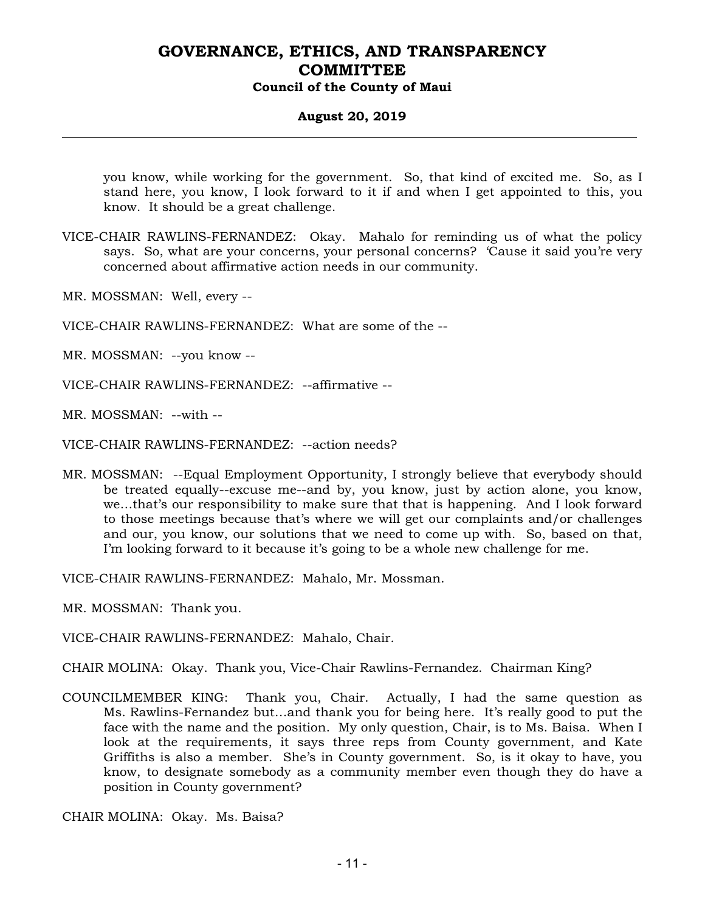you know, while working for the government. So, that kind of excited me. So, as I stand here, you know, I look forward to it if and when I get appointed to this, you know. It should be a great challenge.

VICE-CHAIR RAWLINS-FERNANDEZ: Okay. Mahalo for reminding us of what the policy says. So, what are your concerns, your personal concerns? 'Cause it said you're very concerned about affirmative action needs in our community.

MR. MOSSMAN: Well, every --

VICE-CHAIR RAWLINS-FERNANDEZ: What are some of the --

MR. MOSSMAN: --you know --

VICE-CHAIR RAWLINS-FERNANDEZ: --affirmative --

MR. MOSSMAN: --with --

VICE-CHAIR RAWLINS-FERNANDEZ: --action needs?

MR. MOSSMAN: --Equal Employment Opportunity, I strongly believe that everybody should be treated equally--excuse me--and by, you know, just by action alone, you know, we...that's our responsibility to make sure that that is happening. And I look forward to those meetings because that's where we will get our complaints and/or challenges and our, you know, our solutions that we need to come up with. So, based on that, I'm looking forward to it because it's going to be a whole new challenge for me.

VICE-CHAIR RAWLINS-FERNANDEZ: Mahalo, Mr. Mossman.

MR. MOSSMAN: Thank you.

VICE-CHAIR RAWLINS-FERNANDEZ: Mahalo, Chair.

CHAIR MOLINA: Okay. Thank you, Vice-Chair Rawlins-Fernandez. Chairman King?

COUNCILMEMBER KING: Thank you, Chair. Actually, I had the same question as Ms. Rawlins-Fernandez but...and thank you for being here. It's really good to put the face with the name and the position. My only question, Chair, is to Ms. Baisa. When I look at the requirements, it says three reps from County government, and Kate Griffiths is also a member. She's in County government. So, is it okay to have, you know, to designate somebody as a community member even though they do have a position in County government?

CHAIR MOLINA: Okay. Ms. Baisa?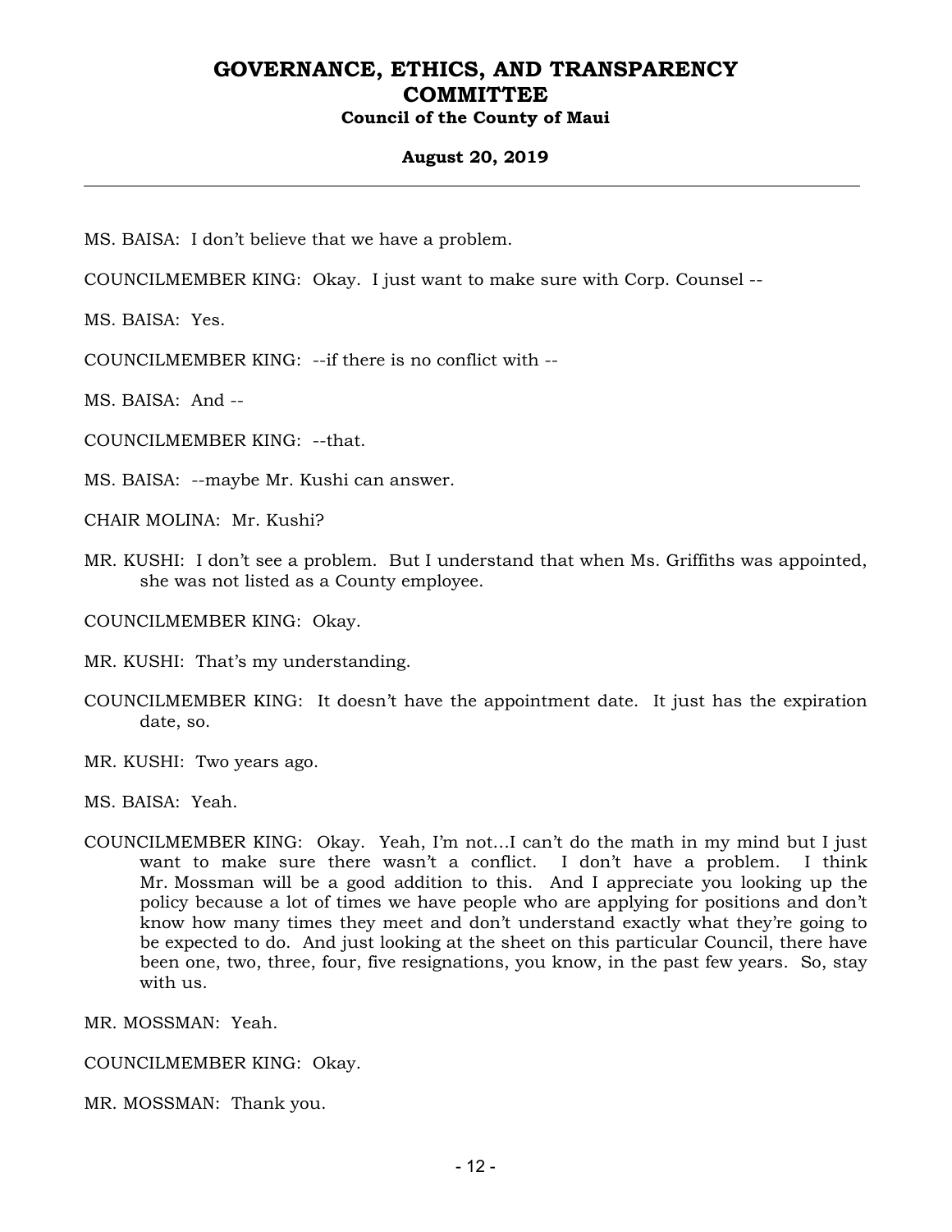MS. BAISA: I don't believe that we have a problem.

COUNCILMEMBER KING: Okay. I just want to make sure with Corp. Counsel --

MS. BAISA: Yes.

COUNCILMEMBER KING: --if there is no conflict with --

MS. BAISA: And --

COUNCILMEMBER KING: --that.

MS. BAISA: --maybe Mr. Kushi can answer.

CHAIR MOLINA: Mr. Kushi?

MR. KUSHI: I don't see a problem. But I understand that when Ms. Griffiths was appointed, she was not listed as a County employee.

COUNCILMEMBER KING: Okay.

MR. KUSHI: That's my understanding.

COUNCILMEMBER KING: It doesn't have the appointment date. It just has the expiration date, so.

MR. KUSHI: Two years ago.

MS. BAISA: Yeah.

COUNCILMEMBER KING: Okay. Yeah, I'm not…I can't do the math in my mind but I just want to make sure there wasn't a conflict. I don't have a problem. I think Mr. Mossman will be a good addition to this. And I appreciate you looking up the policy because a lot of times we have people who are applying for positions and don't know how many times they meet and don't understand exactly what they're going to be expected to do. And just looking at the sheet on this particular Council, there have been one, two, three, four, five resignations, you know, in the past few years. So, stay with us.

MR. MOSSMAN: Yeah.

COUNCILMEMBER KING: Okay.

MR. MOSSMAN: Thank you.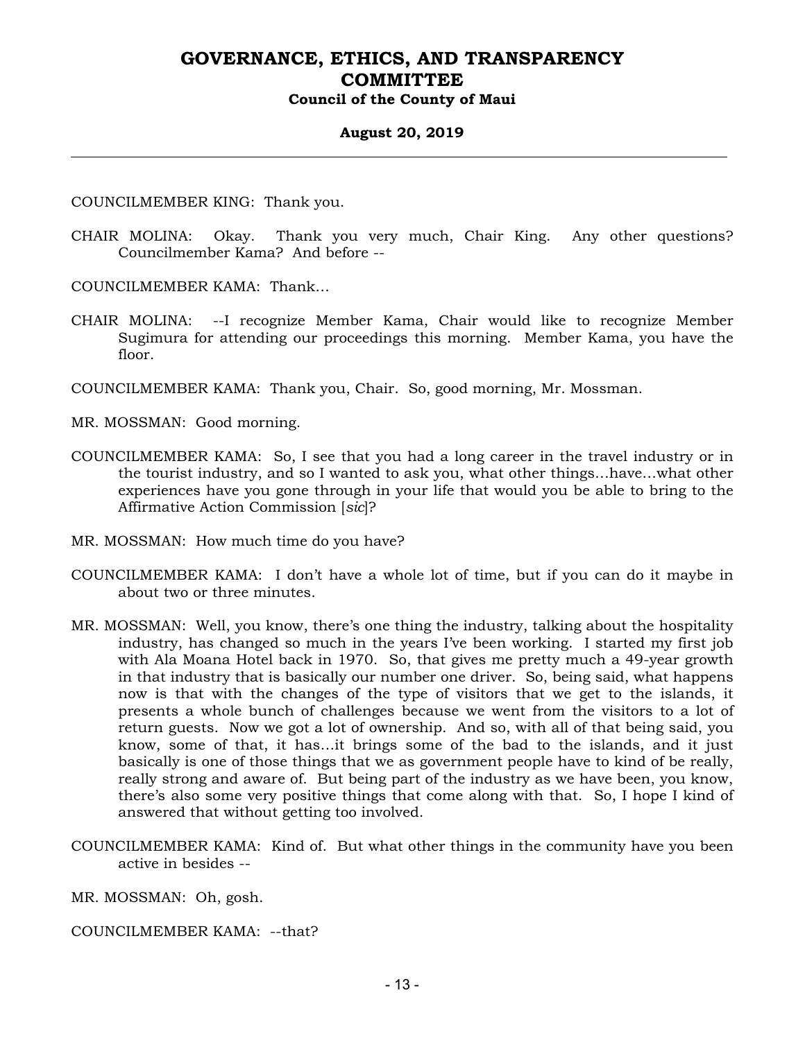COUNCILMEMBER KING: Thank you.

CHAIR MOLINA: Okay. Thank you very much, Chair King. Any other questions? Councilmember Kama? And before --

COUNCILMEMBER KAMA: Thank...

CHAIR MOLINA: --I recognize Member Kama, Chair would like to recognize Member Sugimura for attending our proceedings this morning. Member Kama, you have the floor.

COUNCILMEMBER KAMA: Thank you, Chair. So, good morning, Mr. Mossman.

MR. MOSSMAN: Good morning.

COUNCILMEMBER KAMA: So, I see that you had a long career in the travel industry or in the tourist industry, and so I wanted to ask you, what other things...have...what other experiences have you gone through in your life that would you be able to bring to the Affirmative Action Commission [*sic*]?

MR. MOSSMAN: How much time do you have?

COUNCILMEMBER KAMA: I don't have a whole lot of time, but if you can do it maybe in about two or three minutes.

MR. MOSSMAN: Well, you know, there's one thing the industry, talking about the hospitality industry, has changed so much in the years I've been working. I started my first job with Ala Moana Hotel back in 1970. So, that gives me pretty much a 49-year growth in that industry that is basically our number one driver. So, being said, what happens now is that with the changes of the type of visitors that we get to the islands, it presents a whole bunch of challenges because we went from the visitors to a lot of return guests. Now we got a lot of ownership. And so, with all of that being said, you know, some of that, it has...it brings some of the bad to the islands, and it just basically is one of those things that we as government people have to kind of be really, really strong and aware of. But being part of the industry as we have been, you know, there's also some very positive things that come along with that. So, I hope I kind of answered that without getting too involved.

COUNCILMEMBER KAMA: Kind of. But what other things in the community have you been active in besides --

MR. MOSSMAN: Oh, gosh.

COUNCILMEMBER KAMA: --that?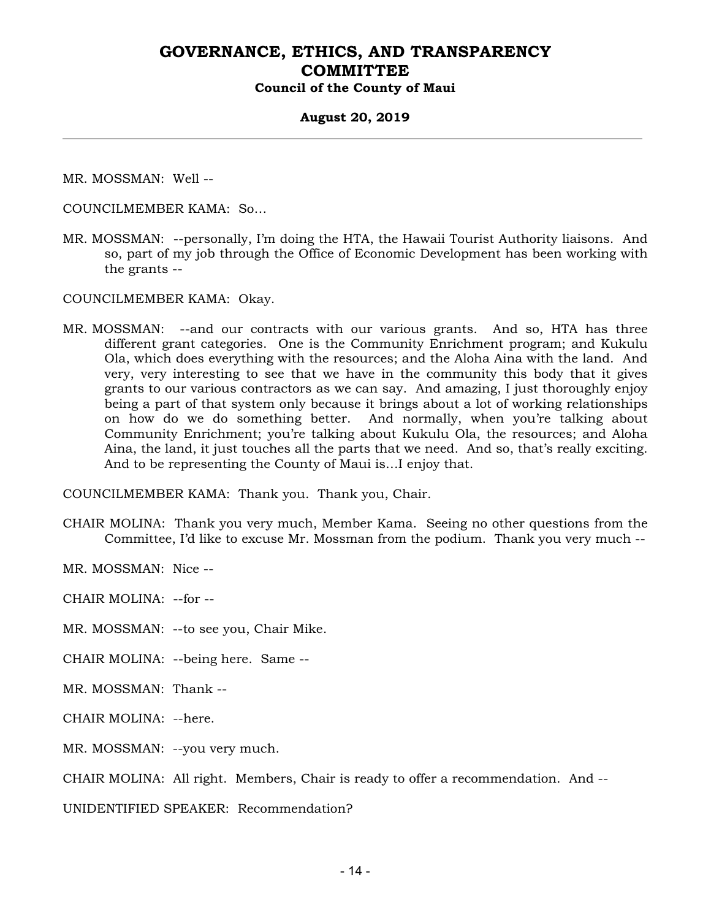MR. MOSSMAN: Well --

COUNCILMEMBER KAMA: So...

MR. MOSSMAN: --personally, I'm doing the HTA, the Hawaii Tourist Authority liaisons. And so, part of my job through the Office of Economic Development has been working with the grants --

COUNCILMEMBER KAMA: Okay.

MR. MOSSMAN: --and our contracts with our various grants. And so, HTA has three different grant categories. One is the Community Enrichment program; and Kukulu Ola, which does everything with the resources; and the Aloha Aina with the land. And very, very interesting to see that we have in the community this body that it gives grants to our various contractors as we can say. And amazing, I just thoroughly enjoy being a part of that system only because it brings about a lot of working relationships on how do we do something better. And normally, when you're talking about Community Enrichment; you're talking about Kukulu Ola, the resources; and Aloha Aina, the land, it just touches all the parts that we need. And so, that's really exciting. And to be representing the County of Maui is...I enjoy that.

COUNCILMEMBER KAMA: Thank you. Thank you, Chair.

CHAIR MOLINA: Thank you very much, Member Kama. Seeing no other questions from the Committee, I'd like to excuse Mr. Mossman from the podium. Thank you very much --

MR. MOSSMAN: Nice --

CHAIR MOLINA: --for --

MR. MOSSMAN: --to see you, Chair Mike.

CHAIR MOLINA: --being here. Same --

MR. MOSSMAN: Thank --

CHAIR MOLINA: --here.

MR. MOSSMAN: --you very much.

CHAIR MOLINA: All right. Members, Chair is ready to offer a recommendation. And --

UNIDENTIFIED SPEAKER: Recommendation?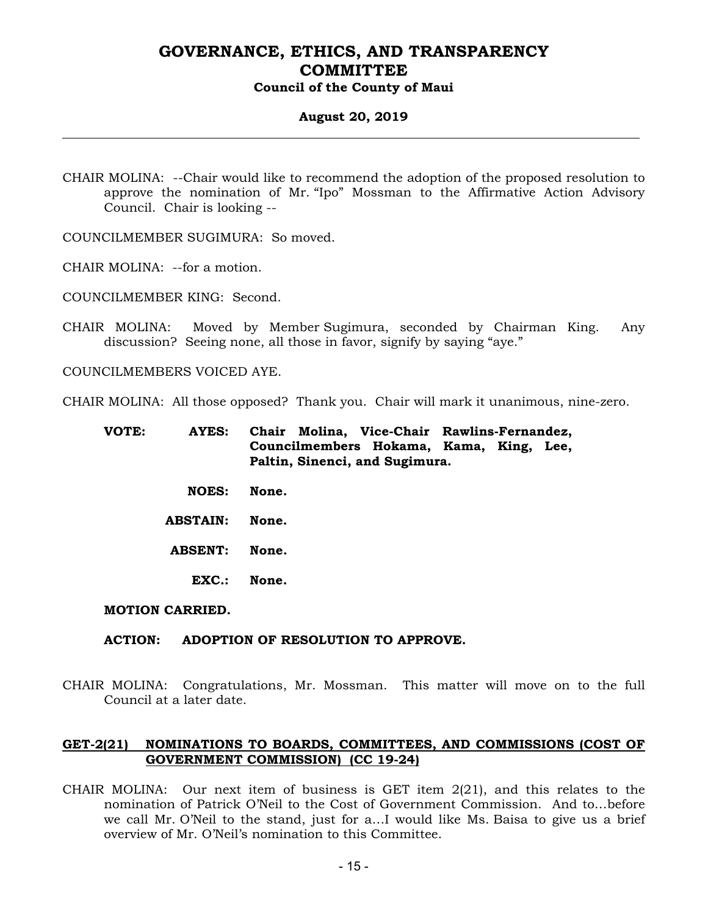CHAIR MOLINA: --Chair would like to recommend the adoption of the proposed resolution to approve the nomination of Mr. "Ipo" Mossman to the Affirmative Action Advisory Council. Chair is looking --

COUNCILMEMBER SUGIMURA: So moved.

CHAIR MOLINA: --for a motion.

COUNCILMEMBER KING: Second.

CHAIR MOLINA: Moved by Member Sugimura, seconded by Chairman King. Any discussion? Seeing none, all those in favor, signify by saying "aye."

COUNCILMEMBERS VOICED AYE.

CHAIR MOLINA: All those opposed? Thank you. Chair will mark it unanimous, nine-zero.

**VOTE: AYES: Chair Molina, Vice-Chair Rawlins-Fernandez, Councilmembers Hokama, Kama, King, Lee, Paltin, Sinenci, and Sugimura.**

**NOES: None.**

**ABSTAIN: None.**

**ABSENT: None.**

**EXC.: None.**

**MOTION CARRIED.**

**ACTION: ADOPTION OF RESOLUTION TO APPROVE.**

CHAIR MOLINA: Congratulations, Mr. Mossman. This matter will move on to the full Council at a later date.

**GET-2(21) NOMINATIONS TO BOARDS, COMMITTEES, AND COMMISSIONS (COST OF GOVERNMENT COMMISSION) (CC 19-24)**

CHAIR MOLINA: Our next item of business is GET item 2(21), and this relates to the nomination of Patrick O'Neil to the Cost of Government Commission. And to...before we call Mr. O'Neil to the stand, just for a...I would like Ms. Baisa to give us a brief overview of Mr. O'Neil's nomination to this Committee.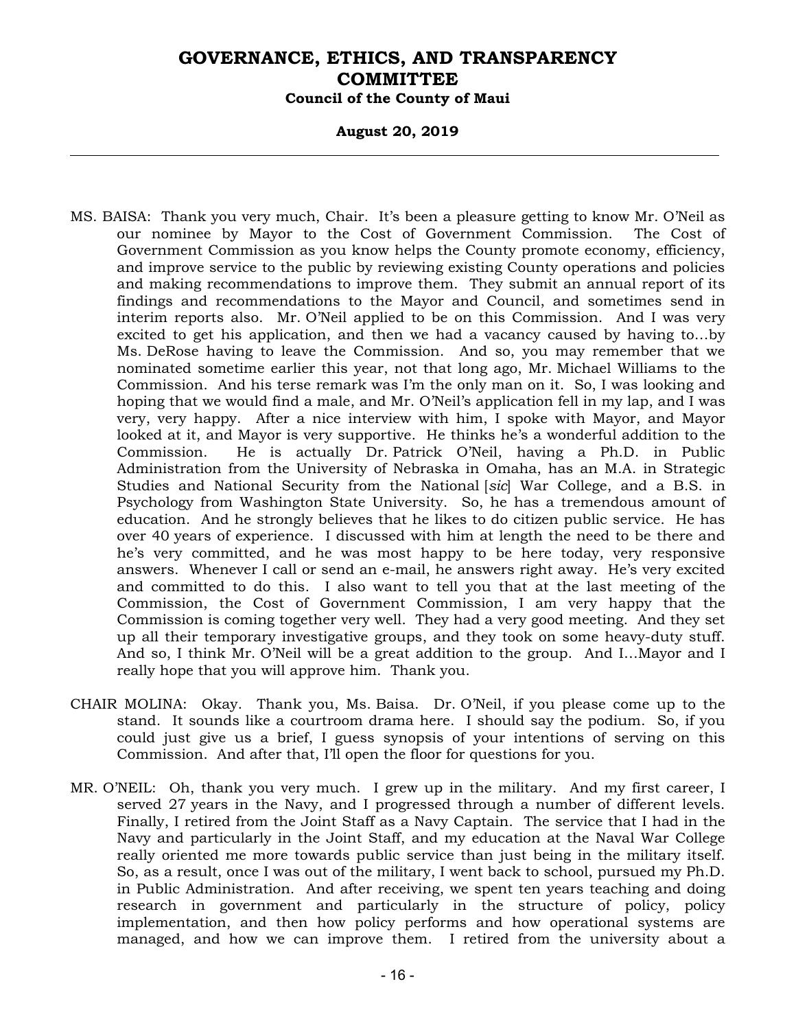MS. BAISA: Thank you very much, Chair. It's been a pleasure getting to know Mr. O'Neil as our nominee by Mayor to the Cost of Government Commission. The Cost of Government Commission as you know helps the County promote economy, efficiency, and improve service to the public by reviewing existing County operations and policies and making recommendations to improve them. They submit an annual report of its findings and recommendations to the Mayor and Council, and sometimes send in interim reports also. Mr. O'Neil applied to be on this Commission. And I was very excited to get his application, and then we had a vacancy caused by having to…by Ms. DeRose having to leave the Commission. And so, you may remember that we nominated sometime earlier this year, not that long ago, Mr. Michael Williams to the Commission. And his terse remark was I'm the only man on it. So, I was looking and hoping that we would find a male, and Mr. O'Neil's application fell in my lap, and I was very, very happy. After a nice interview with him, I spoke with Mayor, and Mayor looked at it, and Mayor is very supportive. He thinks he's a wonderful addition to the Commission. He is actually Dr. Patrick O'Neil, having a Ph.D. in Public Administration from the University of Nebraska in Omaha, has an M.A. in Strategic Studies and National Security from the National [*sic*] War College, and a B.S. in Psychology from Washington State University. So, he has a tremendous amount of education. And he strongly believes that he likes to do citizen public service. He has over 40 years of experience. I discussed with him at length the need to be there and he's very committed, and he was most happy to be here today, very responsive answers. Whenever I call or send an e-mail, he answers right away. He's very excited and committed to do this. I also want to tell you that at the last meeting of the Commission, the Cost of Government Commission, I am very happy that the Commission is coming together very well. They had a very good meeting. And they set up all their temporary investigative groups, and they took on some heavy-duty stuff. And so, I think Mr. O'Neil will be a great addition to the group. And I…Mayor and I really hope that you will approve him. Thank you.

CHAIR MOLINA: Okay. Thank you, Ms. Baisa. Dr. O'Neil, if you please come up to the stand. It sounds like a courtroom drama here. I should say the podium. So, if you could just give us a brief, I guess synopsis of your intentions of serving on this Commission. And after that, I'll open the floor for questions for you.

MR. O'NEIL: Oh, thank you very much. I grew up in the military. And my first career, I served 27 years in the Navy, and I progressed through a number of different levels. Finally, I retired from the Joint Staff as a Navy Captain. The service that I had in the Navy and particularly in the Joint Staff, and my education at the Naval War College really oriented me more towards public service than just being in the military itself. So, as a result, once I was out of the military, I went back to school, pursued my Ph.D. in Public Administration. And after receiving, we spent ten years teaching and doing research in government and particularly in the structure of policy, policy implementation, and then how policy performs and how operational systems are managed, and how we can improve them. I retired from the university about a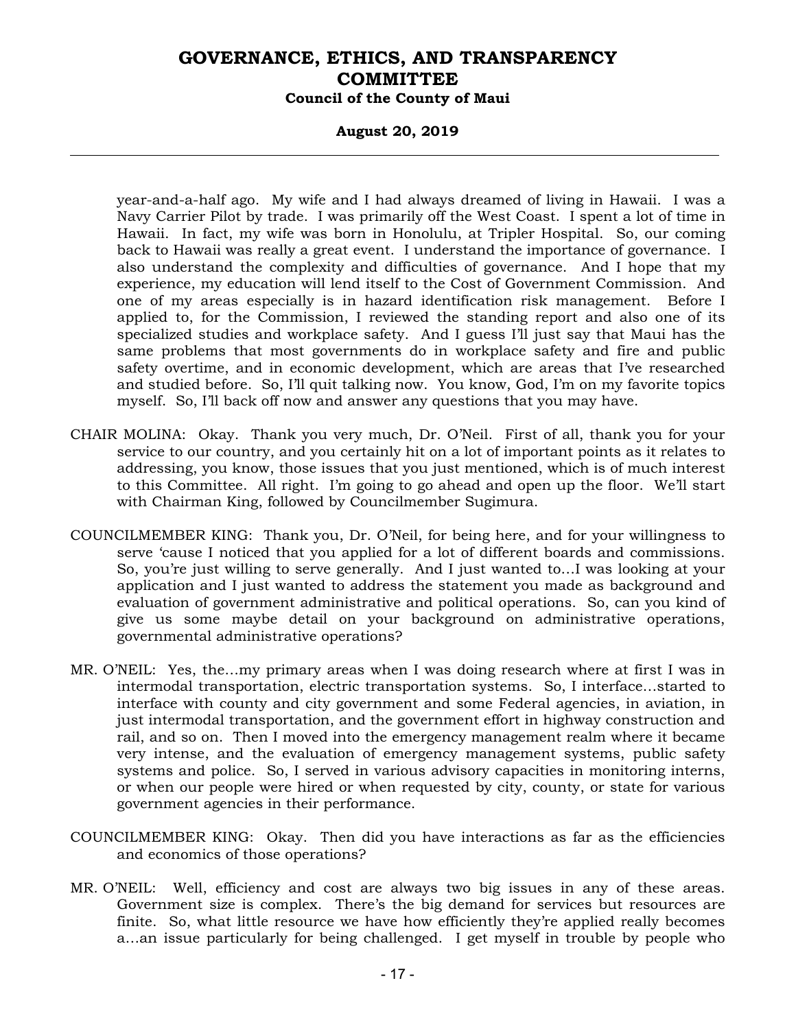year-and-a-half ago. My wife and I had always dreamed of living in Hawaii. I was a Navy Carrier Pilot by trade. I was primarily off the West Coast. I spent a lot of time in Hawaii. In fact, my wife was born in Honolulu, at Tripler Hospital. So, our coming back to Hawaii was really a great event. I understand the importance of governance. I also understand the complexity and difficulties of governance. And I hope that my experience, my education will lend itself to the Cost of Government Commission. And one of my areas especially is in hazard identification risk management. Before I applied to, for the Commission, I reviewed the standing report and also one of its specialized studies and workplace safety. And I guess I'll just say that Maui has the same problems that most governments do in workplace safety and fire and public safety overtime, and in economic development, which are areas that I've researched and studied before. So, I'll quit talking now. You know, God, I'm on my favorite topics myself. So, I'll back off now and answer any questions that you may have.

CHAIR MOLINA: Okay. Thank you very much, Dr. O'Neil. First of all, thank you for your service to our country, and you certainly hit on a lot of important points as it relates to addressing, you know, those issues that you just mentioned, which is of much interest to this Committee. All right. I'm going to go ahead and open up the floor. We'll start with Chairman King, followed by Councilmember Sugimura.

COUNCILMEMBER KING: Thank you, Dr. O'Neil, for being here, and for your willingness to serve 'cause I noticed that you applied for a lot of different boards and commissions. So, you're just willing to serve generally. And I just wanted to...I was looking at your application and I just wanted to address the statement you made as background and evaluation of government administrative and political operations. So, can you kind of give us some maybe detail on your background on administrative operations, governmental administrative operations?

MR. O'NEIL: Yes, the...my primary areas when I was doing research where at first I was in intermodal transportation, electric transportation systems. So, I interface...started to interface with county and city government and some Federal agencies, in aviation, in just intermodal transportation, and the government effort in highway construction and rail, and so on. Then I moved into the emergency management realm where it became very intense, and the evaluation of emergency management systems, public safety systems and police. So, I served in various advisory capacities in monitoring interns, or when our people were hired or when requested by city, county, or state for various government agencies in their performance.

COUNCILMEMBER KING: Okay. Then did you have interactions as far as the efficiencies and economics of those operations?

MR. O'NEIL: Well, efficiency and cost are always two big issues in any of these areas. Government size is complex. There's the big demand for services but resources are finite. So, what little resource we have how efficiently they're applied really becomes a...an issue particularly for being challenged. I get myself in trouble by people who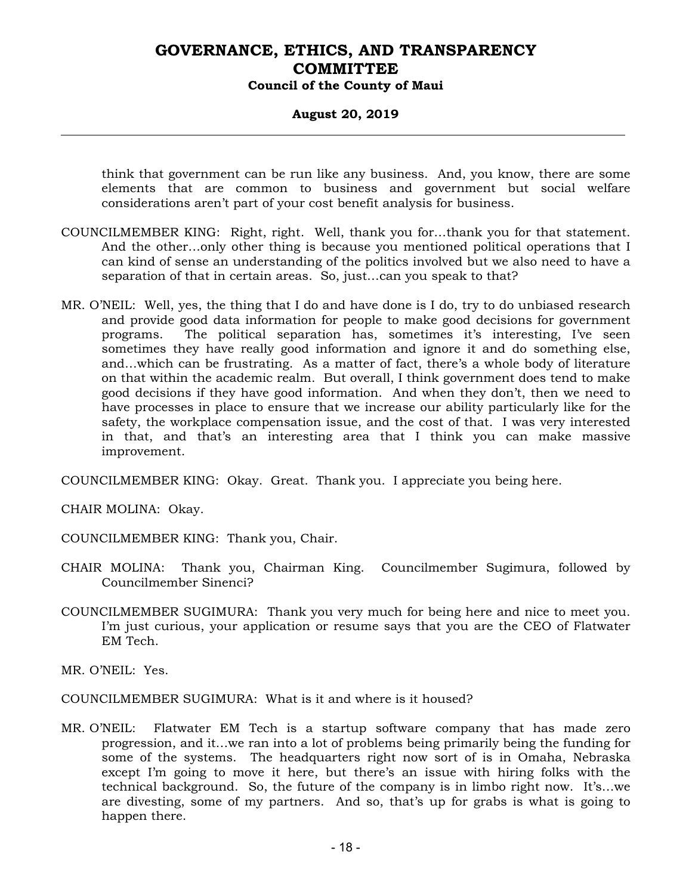think that government can be run like any business. And, you know, there are some elements that are common to business and government but social welfare considerations aren't part of your cost benefit analysis for business.

COUNCILMEMBER KING: Right, right. Well, thank you for…thank you for that statement. And the other…only other thing is because you mentioned political operations that I can kind of sense an understanding of the politics involved but we also need to have a separation of that in certain areas. So, just…can you speak to that?

MR. O'NEIL: Well, yes, the thing that I do and have done is I do, try to do unbiased research and provide good data information for people to make good decisions for government programs. The political separation has, sometimes it's interesting, I've seen sometimes they have really good information and ignore it and do something else, and…which can be frustrating. As a matter of fact, there's a whole body of literature on that within the academic realm. But overall, I think government does tend to make good decisions if they have good information. And when they don't, then we need to have processes in place to ensure that we increase our ability particularly like for the safety, the workplace compensation issue, and the cost of that. I was very interested in that, and that's an interesting area that I think you can make massive improvement.

COUNCILMEMBER KING: Okay. Great. Thank you. I appreciate you being here.

CHAIR MOLINA: Okay.

COUNCILMEMBER KING: Thank you, Chair.

CHAIR MOLINA: Thank you, Chairman King. Councilmember Sugimura, followed by Councilmember Sinenci?

COUNCILMEMBER SUGIMURA: Thank you very much for being here and nice to meet you. I'm just curious, your application or resume says that you are the CEO of Flatwater EM Tech.

MR. O'NEIL: Yes.

COUNCILMEMBER SUGIMURA: What is it and where is it housed?

MR. O'NEIL: Flatwater EM Tech is a startup software company that has made zero progression, and it…we ran into a lot of problems being primarily being the funding for some of the systems. The headquarters right now sort of is in Omaha, Nebraska except I'm going to move it here, but there's an issue with hiring folks with the technical background. So, the future of the company is in limbo right now. It's…we are divesting, some of my partners. And so, that's up for grabs is what is going to happen there.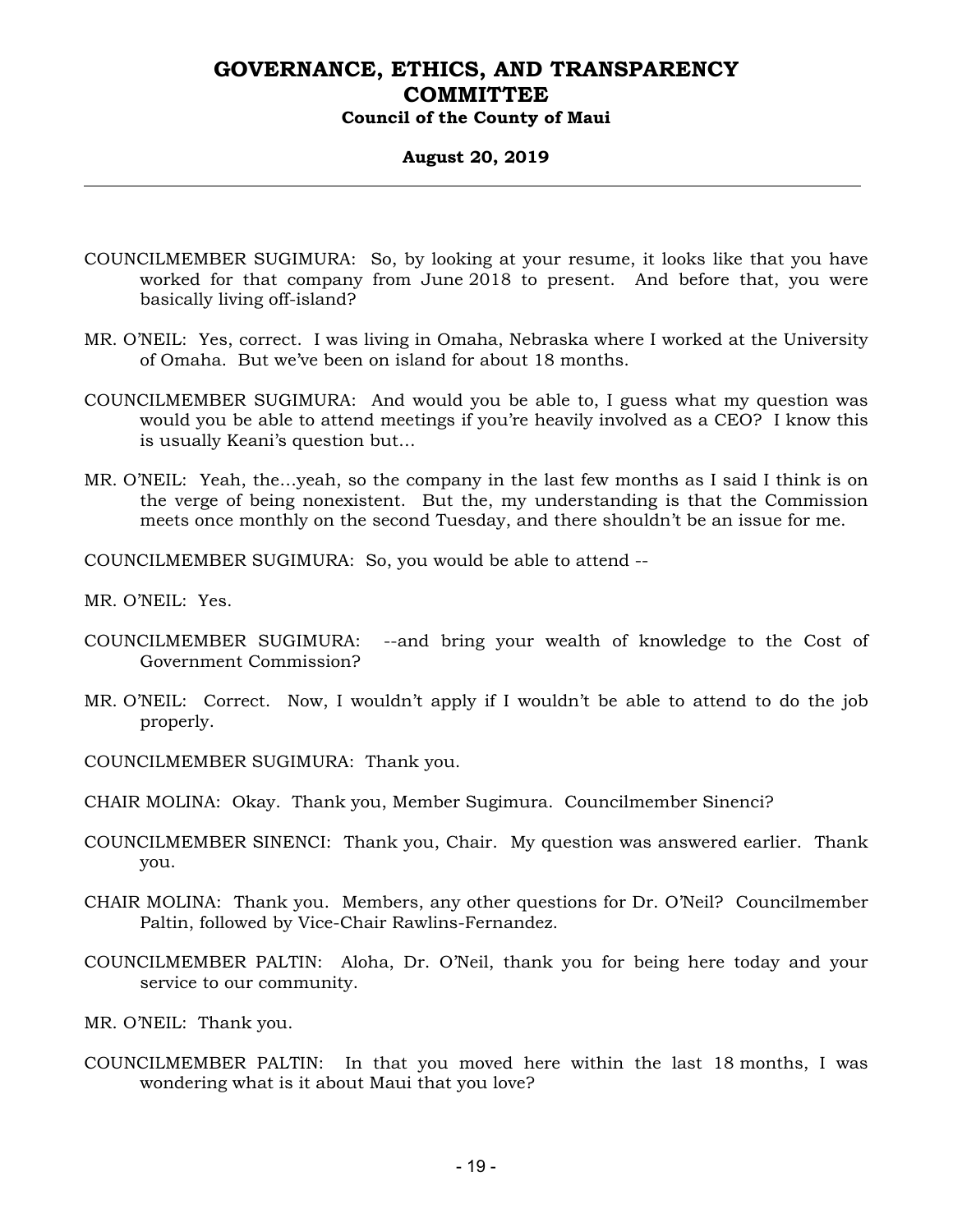COUNCILMEMBER SUGIMURA: So, by looking at your resume, it looks like that you have worked for that company from June 2018 to present. And before that, you were basically living off-island?

MR. O'NEIL: Yes, correct. I was living in Omaha, Nebraska where I worked at the University of Omaha. But we've been on island for about 18 months.

COUNCILMEMBER SUGIMURA: And would you be able to, I guess what my question was would you be able to attend meetings if you're heavily involved as a CEO? I know this is usually Keani's question but…

MR. O'NEIL: Yeah, the…yeah, so the company in the last few months as I said I think is on the verge of being nonexistent. But the, my understanding is that the Commission meets once monthly on the second Tuesday, and there shouldn't be an issue for me.

COUNCILMEMBER SUGIMURA: So, you would be able to attend --

MR. O'NEIL: Yes.

COUNCILMEMBER SUGIMURA: --and bring your wealth of knowledge to the Cost of Government Commission?

MR. O'NEIL: Correct. Now, I wouldn't apply if I wouldn't be able to attend to do the job properly.

COUNCILMEMBER SUGIMURA: Thank you.

CHAIR MOLINA: Okay. Thank you, Member Sugimura. Councilmember Sinenci?

COUNCILMEMBER SINENCI: Thank you, Chair. My question was answered earlier. Thank you.

CHAIR MOLINA: Thank you. Members, any other questions for Dr. O'Neil? Councilmember Paltin, followed by Vice-Chair Rawlins-Fernandez.

COUNCILMEMBER PALTIN: Aloha, Dr. O'Neil, thank you for being here today and your service to our community.

MR. O'NEIL: Thank you.

COUNCILMEMBER PALTIN: In that you moved here within the last 18 months, I was wondering what is it about Maui that you love?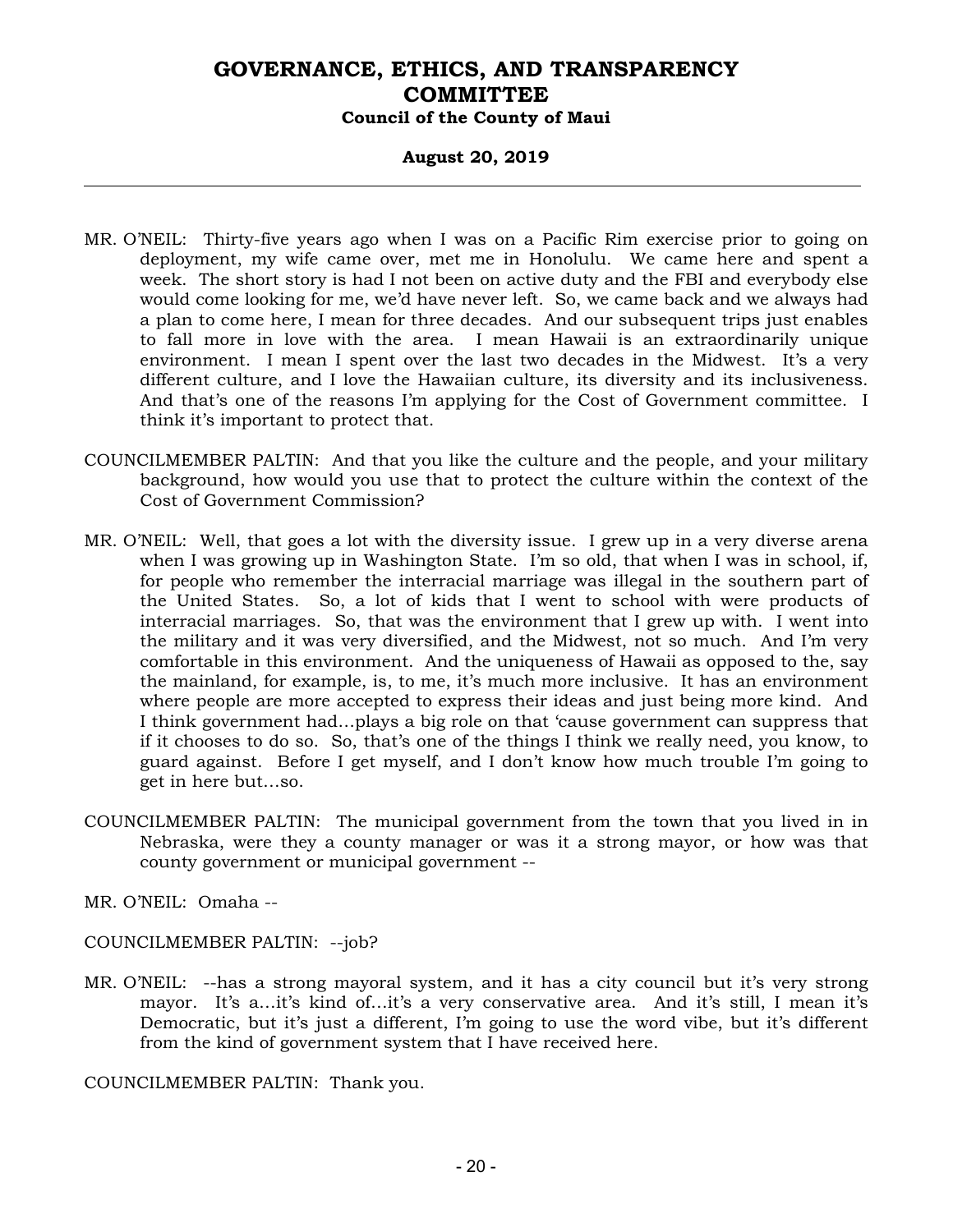MR. O'NEIL: Thirty-five years ago when I was on a Pacific Rim exercise prior to going on deployment, my wife came over, met me in Honolulu. We came here and spent a week. The short story is had I not been on active duty and the FBI and everybody else would come looking for me, we'd have never left. So, we came back and we always had a plan to come here, I mean for three decades. And our subsequent trips just enables to fall more in love with the area. I mean Hawaii is an extraordinarily unique environment. I mean I spent over the last two decades in the Midwest. It's a very different culture, and I love the Hawaiian culture, its diversity and its inclusiveness. And that's one of the reasons I'm applying for the Cost of Government committee. I think it's important to protect that.

COUNCILMEMBER PALTIN: And that you like the culture and the people, and your military background, how would you use that to protect the culture within the context of the Cost of Government Commission?

MR. O'NEIL: Well, that goes a lot with the diversity issue. I grew up in a very diverse arena when I was growing up in Washington State. I'm so old, that when I was in school, if, for people who remember the interracial marriage was illegal in the southern part of the United States. So, a lot of kids that I went to school with were products of interracial marriages. So, that was the environment that I grew up with. I went into the military and it was very diversified, and the Midwest, not so much. And I'm very comfortable in this environment. And the uniqueness of Hawaii as opposed to the, say the mainland, for example, is, to me, it's much more inclusive. It has an environment where people are more accepted to express their ideas and just being more kind. And I think government had...plays a big role on that 'cause government can suppress that if it chooses to do so. So, that's one of the things I think we really need, you know, to guard against. Before I get myself, and I don't know how much trouble I'm going to get in here but...so.

COUNCILMEMBER PALTIN: The municipal government from the town that you lived in in Nebraska, were they a county manager or was it a strong mayor, or how was that county government or municipal government --

MR. O'NEIL: Omaha --

COUNCILMEMBER PALTIN: --job?

MR. O'NEIL: --has a strong mayoral system, and it has a city council but it's very strong mayor. It's a...it's kind of...it's a very conservative area. And it's still, I mean it's Democratic, but it's just a different, I'm going to use the word vibe, but it's different from the kind of government system that I have received here.

COUNCILMEMBER PALTIN: Thank you.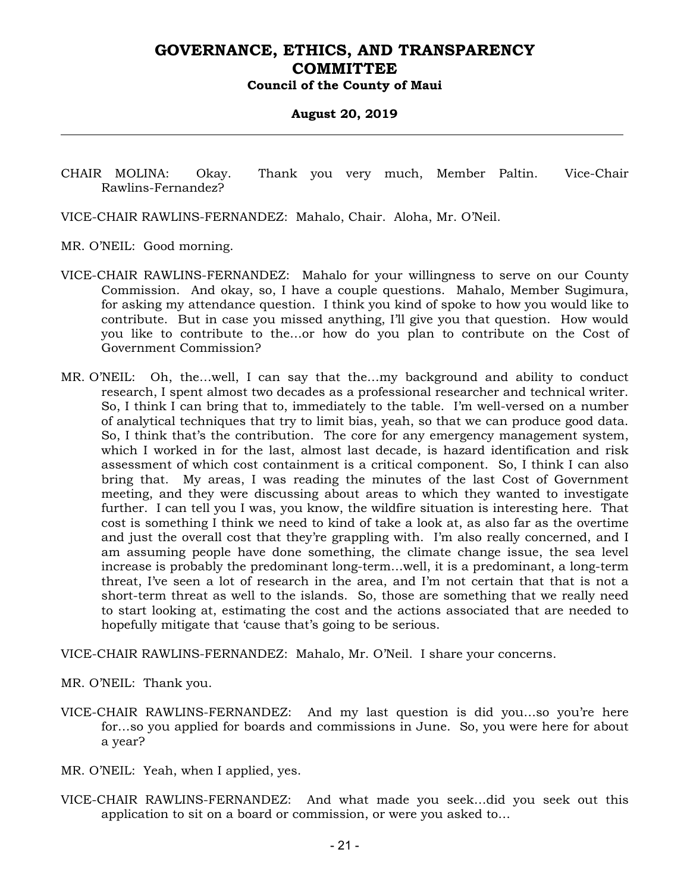CHAIR MOLINA: Okay. Thank you very much, Member Paltin. Vice-Chair Rawlins-Fernandez?

VICE-CHAIR RAWLINS-FERNANDEZ: Mahalo, Chair. Aloha, Mr. O'Neil.

MR. O'NEIL: Good morning.

VICE-CHAIR RAWLINS-FERNANDEZ: Mahalo for your willingness to serve on our County Commission. And okay, so, I have a couple questions. Mahalo, Member Sugimura, for asking my attendance question. I think you kind of spoke to how you would like to contribute. But in case you missed anything, I'll give you that question. How would you like to contribute to the…or how do you plan to contribute on the Cost of Government Commission?

MR. O'NEIL: Oh, the…well, I can say that the…my background and ability to conduct research, I spent almost two decades as a professional researcher and technical writer. So, I think I can bring that to, immediately to the table. I'm well-versed on a number of analytical techniques that try to limit bias, yeah, so that we can produce good data. So, I think that's the contribution. The core for any emergency management system, which I worked in for the last, almost last decade, is hazard identification and risk assessment of which cost containment is a critical component. So, I think I can also bring that. My areas, I was reading the minutes of the last Cost of Government meeting, and they were discussing about areas to which they wanted to investigate further. I can tell you I was, you know, the wildfire situation is interesting here. That cost is something I think we need to kind of take a look at, as also far as the overtime and just the overall cost that they're grappling with. I'm also really concerned, and I am assuming people have done something, the climate change issue, the sea level increase is probably the predominant long-term…well, it is a predominant, a long-term threat, I've seen a lot of research in the area, and I'm not certain that that is not a short-term threat as well to the islands. So, those are something that we really need to start looking at, estimating the cost and the actions associated that are needed to hopefully mitigate that 'cause that's going to be serious.

VICE-CHAIR RAWLINS-FERNANDEZ: Mahalo, Mr. O'Neil. I share your concerns.

MR. O'NEIL: Thank you.

VICE-CHAIR RAWLINS-FERNANDEZ: And my last question is did you…so you're here for…so you applied for boards and commissions in June. So, you were here for about a year?

MR. O'NEIL: Yeah, when I applied, yes.

VICE-CHAIR RAWLINS-FERNANDEZ: And what made you seek…did you seek out this application to sit on a board or commission, or were you asked to…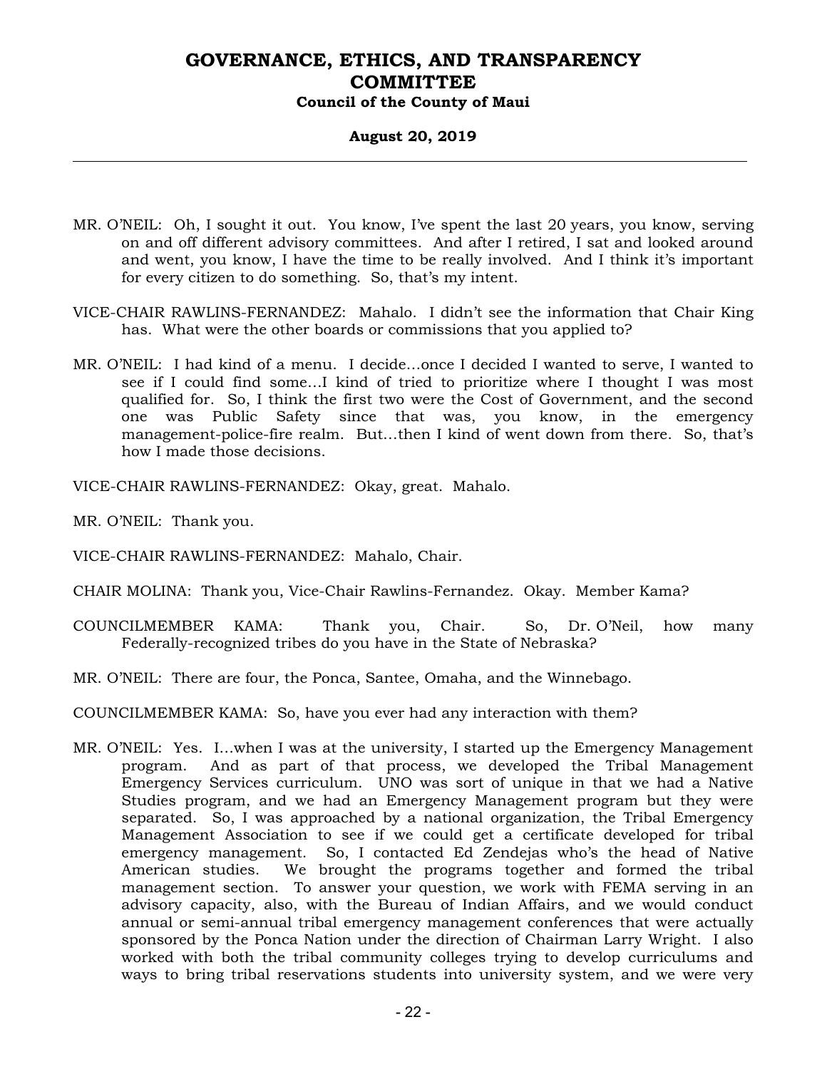MR. O'NEIL: Oh, I sought it out. You know, I've spent the last 20 years, you know, serving on and off different advisory committees. And after I retired, I sat and looked around and went, you know, I have the time to be really involved. And I think it's important for every citizen to do something. So, that's my intent.

VICE-CHAIR RAWLINS-FERNANDEZ: Mahalo. I didn't see the information that Chair King has. What were the other boards or commissions that you applied to?

MR. O'NEIL: I had kind of a menu. I decide...once I decided I wanted to serve, I wanted to see if I could find some...I kind of tried to prioritize where I thought I was most qualified for. So, I think the first two were the Cost of Government, and the second one was Public Safety since that was, you know, in the emergency management-police-fire realm. But...then I kind of went down from there. So, that's how I made those decisions.

VICE-CHAIR RAWLINS-FERNANDEZ: Okay, great. Mahalo.

MR. O'NEIL: Thank you.

VICE-CHAIR RAWLINS-FERNANDEZ: Mahalo, Chair.

CHAIR MOLINA: Thank you, Vice-Chair Rawlins-Fernandez. Okay. Member Kama?

COUNCILMEMBER KAMA: Thank you, Chair. So, Dr. O'Neil, how many Federally-recognized tribes do you have in the State of Nebraska?

MR. O'NEIL: There are four, the Ponca, Santee, Omaha, and the Winnebago.

COUNCILMEMBER KAMA: So, have you ever had any interaction with them?

MR. O'NEIL: Yes. I...when I was at the university, I started up the Emergency Management program. And as part of that process, we developed the Tribal Management Emergency Services curriculum. UNO was sort of unique in that we had a Native Studies program, and we had an Emergency Management program but they were separated. So, I was approached by a national organization, the Tribal Emergency Management Association to see if we could get a certificate developed for tribal emergency management. So, I contacted Ed Zendejas who's the head of Native American studies. We brought the programs together and formed the tribal management section. To answer your question, we work with FEMA serving in an advisory capacity, also, with the Bureau of Indian Affairs, and we would conduct annual or semi-annual tribal emergency management conferences that were actually sponsored by the Ponca Nation under the direction of Chairman Larry Wright. I also worked with both the tribal community colleges trying to develop curriculums and ways to bring tribal reservations students into university system, and we were very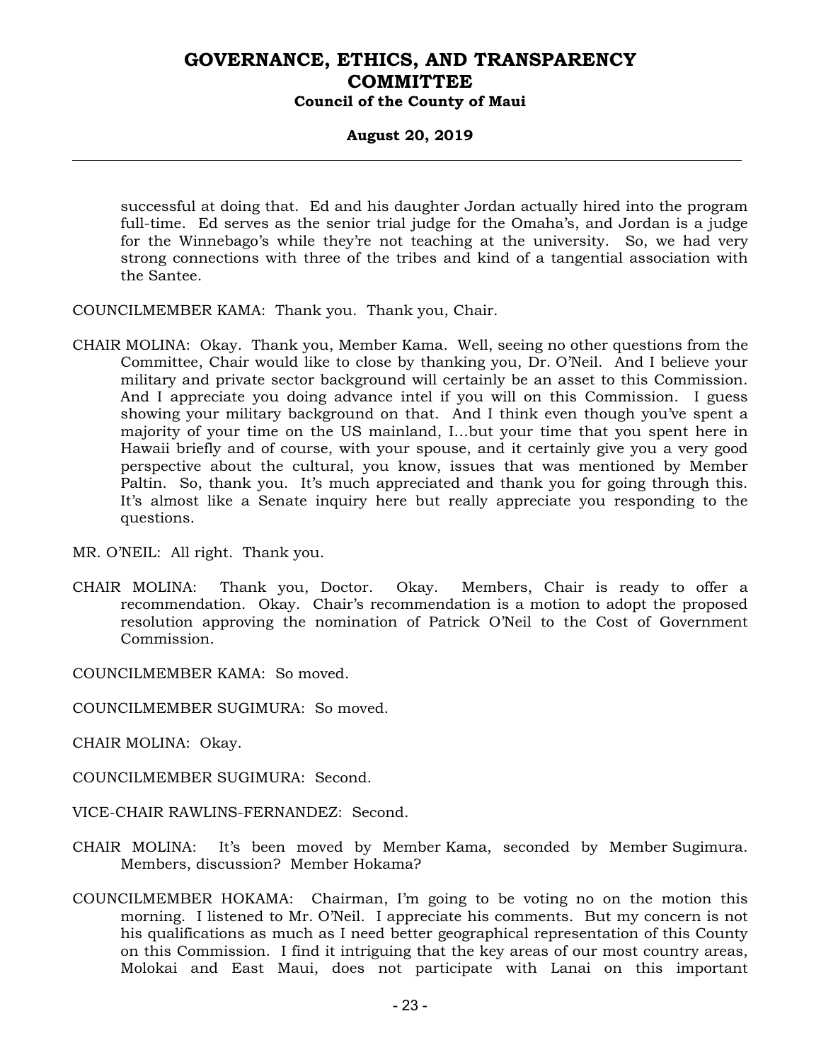successful at doing that. Ed and his daughter Jordan actually hired into the program full-time. Ed serves as the senior trial judge for the Omaha's, and Jordan is a judge for the Winnebago's while they're not teaching at the university. So, we had very strong connections with three of the tribes and kind of a tangential association with the Santee.

COUNCILMEMBER KAMA: Thank you. Thank you, Chair.

CHAIR MOLINA: Okay. Thank you, Member Kama. Well, seeing no other questions from the Committee, Chair would like to close by thanking you, Dr. O'Neil. And I believe your military and private sector background will certainly be an asset to this Commission. And I appreciate you doing advance intel if you will on this Commission. I guess showing your military background on that. And I think even though you've spent a majority of your time on the US mainland, I...but your time that you spent here in Hawaii briefly and of course, with your spouse, and it certainly give you a very good perspective about the cultural, you know, issues that was mentioned by Member Paltin. So, thank you. It's much appreciated and thank you for going through this. It's almost like a Senate inquiry here but really appreciate you responding to the questions.

MR. O'NEIL: All right. Thank you.

CHAIR MOLINA: Thank you, Doctor. Okay. Members, Chair is ready to offer a recommendation. Okay. Chair's recommendation is a motion to adopt the proposed resolution approving the nomination of Patrick O'Neil to the Cost of Government Commission.

COUNCILMEMBER KAMA: So moved.

COUNCILMEMBER SUGIMURA: So moved.

CHAIR MOLINA: Okay.

COUNCILMEMBER SUGIMURA: Second.

VICE-CHAIR RAWLINS-FERNANDEZ: Second.

CHAIR MOLINA: It's been moved by Member Kama, seconded by Member Sugimura. Members, discussion? Member Hokama?

COUNCILMEMBER HOKAMA: Chairman, I'm going to be voting no on the motion this morning. I listened to Mr. O'Neil. I appreciate his comments. But my concern is not his qualifications as much as I need better geographical representation of this County on this Commission. I find it intriguing that the key areas of our most country areas, Molokai and East Maui, does not participate with Lanai on this important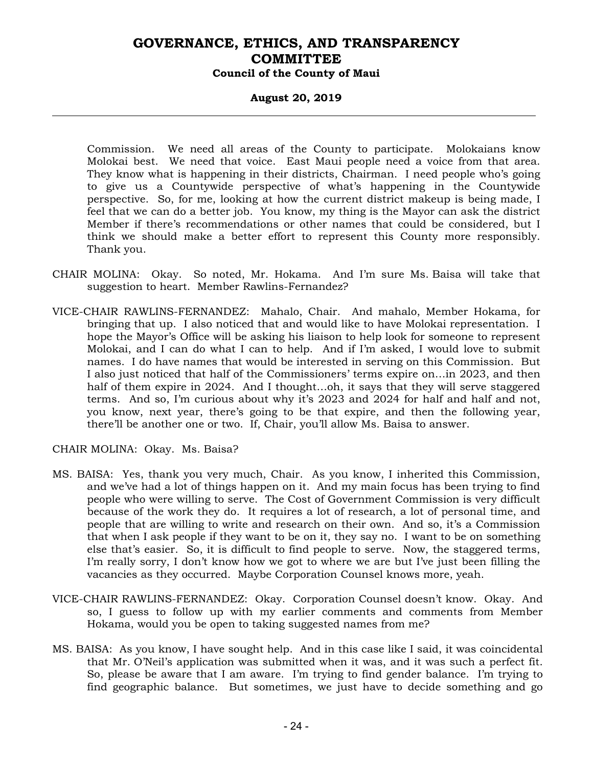Commission. We need all areas of the County to participate. Molokaians know Molokai best. We need that voice. East Maui people need a voice from that area. They know what is happening in their districts, Chairman. I need people who's going to give us a Countywide perspective of what's happening in the Countywide perspective. So, for me, looking at how the current district makeup is being made, I feel that we can do a better job. You know, my thing is the Mayor can ask the district Member if there's recommendations or other names that could be considered, but I think we should make a better effort to represent this County more responsibly. Thank you.

CHAIR MOLINA: Okay. So noted, Mr. Hokama. And I'm sure Ms. Baisa will take that suggestion to heart. Member Rawlins-Fernandez?

VICE-CHAIR RAWLINS-FERNANDEZ: Mahalo, Chair. And mahalo, Member Hokama, for bringing that up. I also noticed that and would like to have Molokai representation. I hope the Mayor's Office will be asking his liaison to help look for someone to represent Molokai, and I can do what I can to help. And if I'm asked, I would love to submit names. I do have names that would be interested in serving on this Commission. But I also just noticed that half of the Commissioners' terms expire on...in 2023, and then half of them expire in 2024. And I thought...oh, it says that they will serve staggered terms. And so, I'm curious about why it's 2023 and 2024 for half and half and not, you know, next year, there's going to be that expire, and then the following year, there'll be another one or two. If, Chair, you'll allow Ms. Baisa to answer.

CHAIR MOLINA: Okay. Ms. Baisa?

MS. BAISA: Yes, thank you very much, Chair. As you know, I inherited this Commission, and we've had a lot of things happen on it. And my main focus has been trying to find people who were willing to serve. The Cost of Government Commission is very difficult because of the work they do. It requires a lot of research, a lot of personal time, and people that are willing to write and research on their own. And so, it's a Commission that when I ask people if they want to be on it, they say no. I want to be on something else that's easier. So, it is difficult to find people to serve. Now, the staggered terms, I'm really sorry, I don't know how we got to where we are but I've just been filling the vacancies as they occurred. Maybe Corporation Counsel knows more, yeah.

VICE-CHAIR RAWLINS-FERNANDEZ: Okay. Corporation Counsel doesn't know. Okay. And so, I guess to follow up with my earlier comments and comments from Member Hokama, would you be open to taking suggested names from me?

MS. BAISA: As you know, I have sought help. And in this case like I said, it was coincidental that Mr. O'Neil's application was submitted when it was, and it was such a perfect fit. So, please be aware that I am aware. I'm trying to find gender balance. I'm trying to find geographic balance. But sometimes, we just have to decide something and go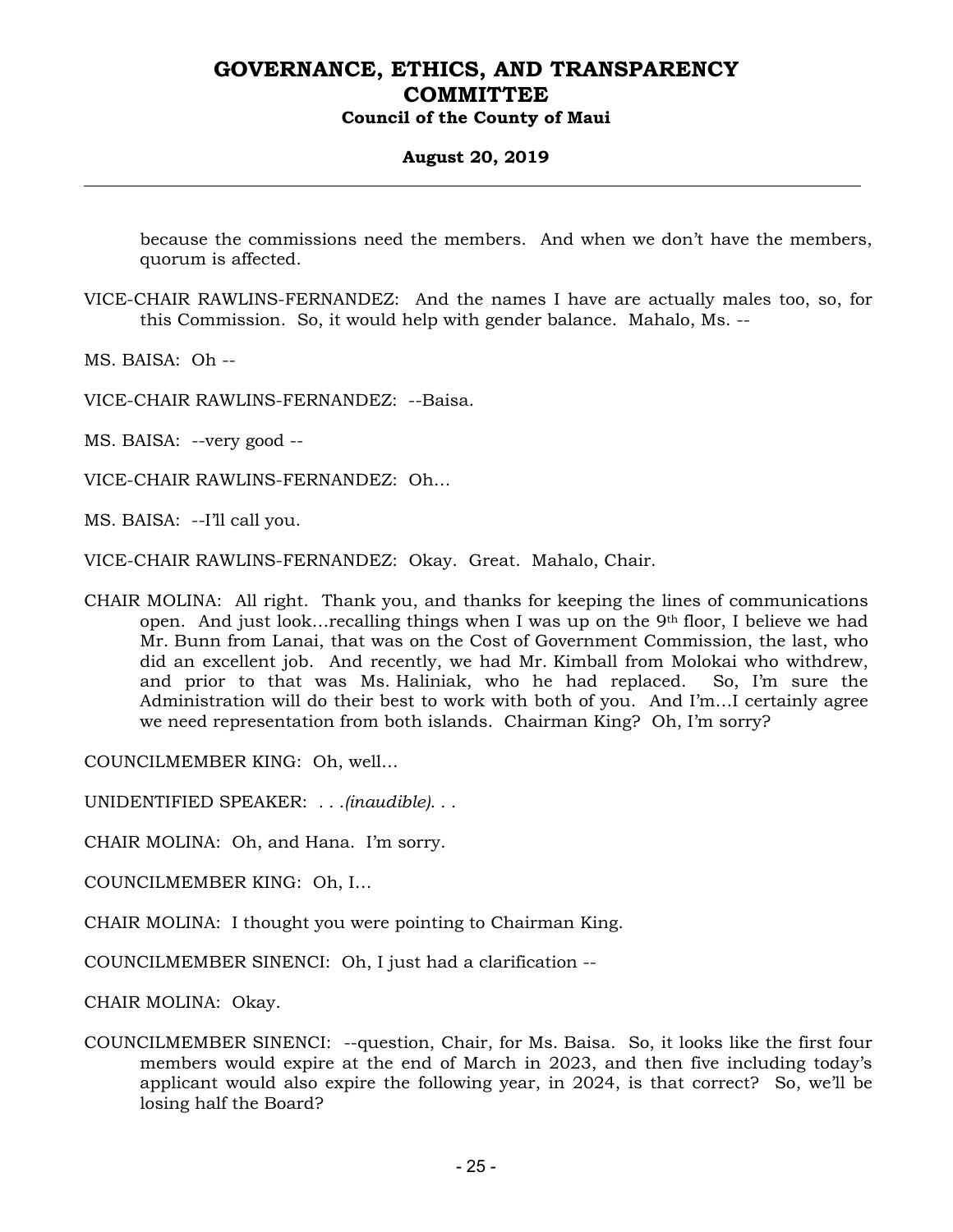because the commissions need the members. And when we don't have the members, quorum is affected.

VICE-CHAIR RAWLINS-FERNANDEZ: And the names I have are actually males too, so, for this Commission. So, it would help with gender balance. Mahalo, Ms. --

MS. BAISA: Oh --

VICE-CHAIR RAWLINS-FERNANDEZ: --Baisa.

MS. BAISA: --very good --

VICE-CHAIR RAWLINS-FERNANDEZ: Oh…

MS. BAISA: --I'll call you.

VICE-CHAIR RAWLINS-FERNANDEZ: Okay. Great. Mahalo, Chair.

CHAIR MOLINA: All right. Thank you, and thanks for keeping the lines of communications open. And just look…recalling things when I was up on the 9th floor, I believe we had Mr. Bunn from Lanai, that was on the Cost of Government Commission, the last, who did an excellent job. And recently, we had Mr. Kimball from Molokai who withdrew, and prior to that was Ms. Haliniak, who he had replaced. So, I'm sure the Administration will do their best to work with both of you. And I'm…I certainly agree we need representation from both islands. Chairman King? Oh, I'm sorry?

COUNCILMEMBER KING: Oh, well…

UNIDENTIFIED SPEAKER: *. . .(inaudible). . .*

CHAIR MOLINA: Oh, and Hana. I'm sorry.

COUNCILMEMBER KING: Oh, I…

CHAIR MOLINA: I thought you were pointing to Chairman King.

COUNCILMEMBER SINENCI: Oh, I just had a clarification --

CHAIR MOLINA: Okay.

COUNCILMEMBER SINENCI: --question, Chair, for Ms. Baisa. So, it looks like the first four members would expire at the end of March in 2023, and then five including today's applicant would also expire the following year, in 2024, is that correct? So, we'll be losing half the Board?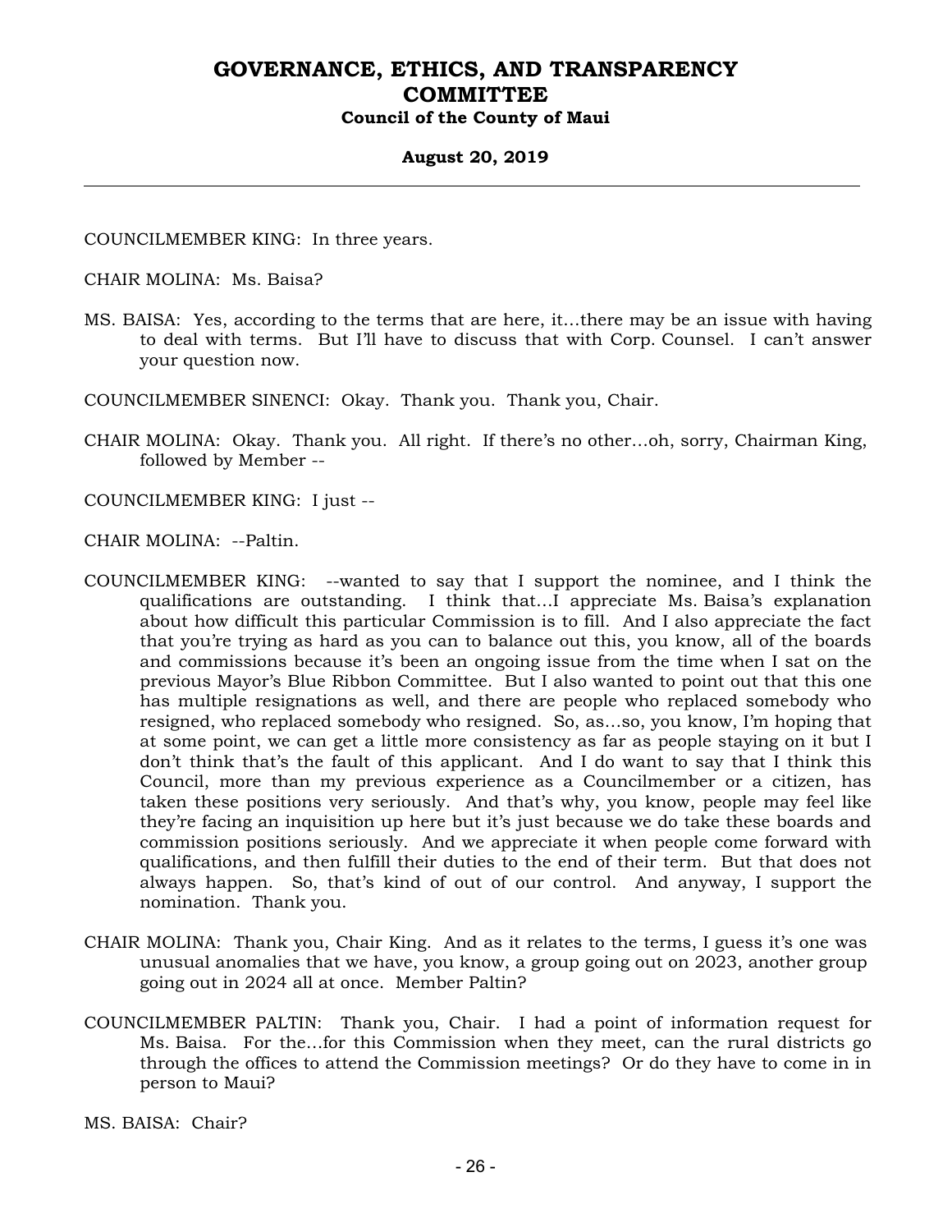COUNCILMEMBER KING: In three years.

CHAIR MOLINA: Ms. Baisa?

MS. BAISA: Yes, according to the terms that are here, it…there may be an issue with having to deal with terms. But I'll have to discuss that with Corp. Counsel. I can't answer your question now.

COUNCILMEMBER SINENCI: Okay. Thank you. Thank you, Chair.

CHAIR MOLINA: Okay. Thank you. All right. If there's no other…oh, sorry, Chairman King, followed by Member --

COUNCILMEMBER KING: I just --

CHAIR MOLINA: --Paltin.

COUNCILMEMBER KING: --wanted to say that I support the nominee, and I think the qualifications are outstanding. I think that…I appreciate Ms. Baisa's explanation about how difficult this particular Commission is to fill. And I also appreciate the fact that you're trying as hard as you can to balance out this, you know, all of the boards and commissions because it's been an ongoing issue from the time when I sat on the previous Mayor's Blue Ribbon Committee. But I also wanted to point out that this one has multiple resignations as well, and there are people who replaced somebody who resigned, who replaced somebody who resigned. So, as…so, you know, I'm hoping that at some point, we can get a little more consistency as far as people staying on it but I don't think that's the fault of this applicant. And I do want to say that I think this Council, more than my previous experience as a Councilmember or a citizen, has taken these positions very seriously. And that's why, you know, people may feel like they're facing an inquisition up here but it's just because we do take these boards and commission positions seriously. And we appreciate it when people come forward with qualifications, and then fulfill their duties to the end of their term. But that does not always happen. So, that's kind of out of our control. And anyway, I support the nomination. Thank you.

CHAIR MOLINA: Thank you, Chair King. And as it relates to the terms, I guess it's one was unusual anomalies that we have, you know, a group going out on 2023, another group going out in 2024 all at once. Member Paltin?

COUNCILMEMBER PALTIN: Thank you, Chair. I had a point of information request for Ms. Baisa. For the…for this Commission when they meet, can the rural districts go through the offices to attend the Commission meetings? Or do they have to come in in person to Maui?

MS. BAISA: Chair?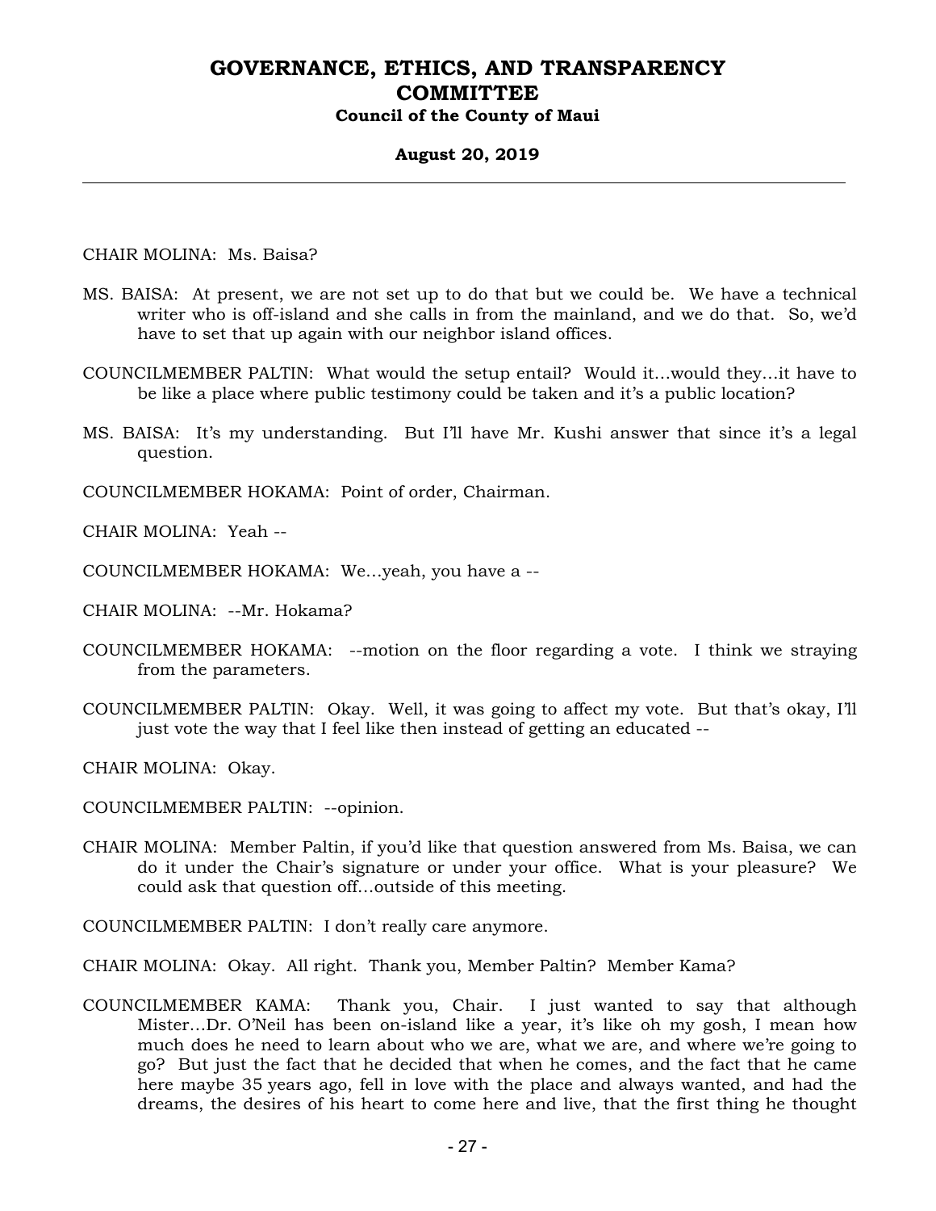CHAIR MOLINA: Ms. Baisa?

MS. BAISA: At present, we are not set up to do that but we could be. We have a technical writer who is off-island and she calls in from the mainland, and we do that. So, we'd have to set that up again with our neighbor island offices.

COUNCILMEMBER PALTIN: What would the setup entail? Would it…would they…it have to be like a place where public testimony could be taken and it's a public location?

MS. BAISA: It's my understanding. But I'll have Mr. Kushi answer that since it's a legal question.

COUNCILMEMBER HOKAMA: Point of order, Chairman.

CHAIR MOLINA: Yeah --

COUNCILMEMBER HOKAMA: We…yeah, you have a --

CHAIR MOLINA: --Mr. Hokama?

COUNCILMEMBER HOKAMA: --motion on the floor regarding a vote. I think we straying from the parameters.

COUNCILMEMBER PALTIN: Okay. Well, it was going to affect my vote. But that's okay, I'll just vote the way that I feel like then instead of getting an educated --

CHAIR MOLINA: Okay.

COUNCILMEMBER PALTIN: --opinion.

CHAIR MOLINA: Member Paltin, if you'd like that question answered from Ms. Baisa, we can do it under the Chair's signature or under your office. What is your pleasure? We could ask that question off…outside of this meeting.

COUNCILMEMBER PALTIN: I don't really care anymore.

CHAIR MOLINA: Okay. All right. Thank you, Member Paltin? Member Kama?

COUNCILMEMBER KAMA: Thank you, Chair. I just wanted to say that although Mister…Dr. O'Neil has been on-island like a year, it's like oh my gosh, I mean how much does he need to learn about who we are, what we are, and where we're going to go? But just the fact that he decided that when he comes, and the fact that he came here maybe 35 years ago, fell in love with the place and always wanted, and had the dreams, the desires of his heart to come here and live, that the first thing he thought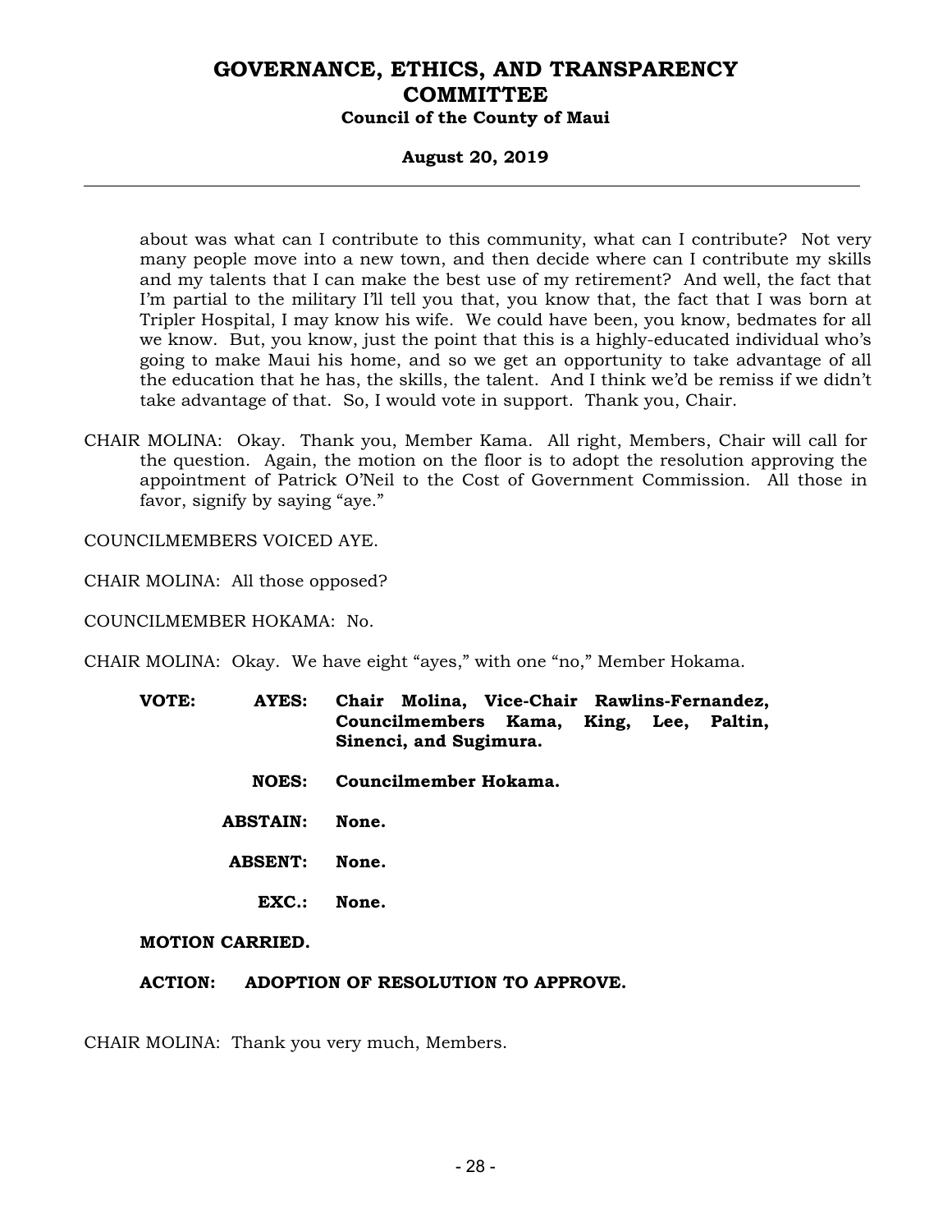about was what can I contribute to this community, what can I contribute? Not very many people move into a new town, and then decide where can I contribute my skills and my talents that I can make the best use of my retirement? And well, the fact that I'm partial to the military I'll tell you that, you know that, the fact that I was born at Tripler Hospital, I may know his wife. We could have been, you know, bedmates for all we know. But, you know, just the point that this is a highly-educated individual who's going to make Maui his home, and so we get an opportunity to take advantage of all the education that he has, the skills, the talent. And I think we'd be remiss if we didn't take advantage of that. So, I would vote in support. Thank you, Chair.

CHAIR MOLINA: Okay. Thank you, Member Kama. All right, Members, Chair will call for the question. Again, the motion on the floor is to adopt the resolution approving the appointment of Patrick O'Neil to the Cost of Government Commission. All those in favor, signify by saying "aye."

COUNCILMEMBERS VOICED AYE.

CHAIR MOLINA: All those opposed?

COUNCILMEMBER HOKAMA: No.

CHAIR MOLINA: Okay. We have eight "ayes," with one "no," Member Hokama.

**VOTE: AYES: Chair Molina, Vice-Chair Rawlins-Fernandez, Councilmembers Kama, King, Lee, Paltin, Sinenci, and Sugimura.**

**NOES: Councilmember Hokama.**

**ABSTAIN: None.**

**ABSENT: None.**

**EXC.: None.**

**MOTION CARRIED.**

**ACTION: ADOPTION OF RESOLUTION TO APPROVE.**

CHAIR MOLINA: Thank you very much, Members.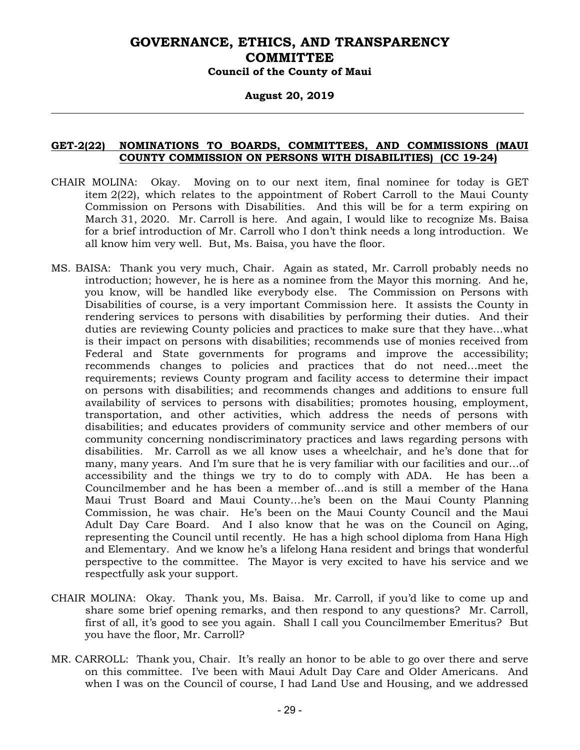## GET-2(22) NOMINATIONS TO BOARDS, COMMITTEES, AND COMMISSIONS (MAUI COUNTY COMMISSION ON PERSONS WITH DISABILITIES) (CC 19-24)

CHAIR MOLINA: Okay. Moving on to our next item, final nominee for today is GET item 2(22), which relates to the appointment of Robert Carroll to the Maui County Commission on Persons with Disabilities. And this will be for a term expiring on March 31, 2020. Mr. Carroll is here. And again, I would like to recognize Ms. Baisa for a brief introduction of Mr. Carroll who I don't think needs a long introduction. We all know him very well. But, Ms. Baisa, you have the floor.

MS. BAISA: Thank you very much, Chair. Again as stated, Mr. Carroll probably needs no introduction; however, he is here as a nominee from the Mayor this morning. And he, you know, will be handled like everybody else. The Commission on Persons with Disabilities of course, is a very important Commission here. It assists the County in rendering services to persons with disabilities by performing their duties. And their duties are reviewing County policies and practices to make sure that they have…what is their impact on persons with disabilities; recommends use of monies received from Federal and State governments for programs and improve the accessibility; recommends changes to policies and practices that do not need…meet the requirements; reviews County program and facility access to determine their impact on persons with disabilities; and recommends changes and additions to ensure full availability of services to persons with disabilities; promotes housing, employment, transportation, and other activities, which address the needs of persons with disabilities; and educates providers of community service and other members of our community concerning nondiscriminatory practices and laws regarding persons with disabilities. Mr. Carroll as we all know uses a wheelchair, and he's done that for many, many years. And I'm sure that he is very familiar with our facilities and our…of accessibility and the things we try to do to comply with ADA. He has been a Councilmember and he has been a member of…and is still a member of the Hana Maui Trust Board and Maui County…he's been on the Maui County Planning Commission, he was chair. He's been on the Maui County Council and the Maui Adult Day Care Board. And I also know that he was on the Council on Aging, representing the Council until recently. He has a high school diploma from Hana High and Elementary. And we know he's a lifelong Hana resident and brings that wonderful perspective to the committee. The Mayor is very excited to have his service and we respectfully ask your support.

CHAIR MOLINA: Okay. Thank you, Ms. Baisa. Mr. Carroll, if you'd like to come up and share some brief opening remarks, and then respond to any questions? Mr. Carroll, first of all, it's good to see you again. Shall I call you Councilmember Emeritus? But you have the floor, Mr. Carroll?

MR. CARROLL: Thank you, Chair. It's really an honor to be able to go over there and serve on this committee. I've been with Maui Adult Day Care and Older Americans. And when I was on the Council of course, I had Land Use and Housing, and we addressed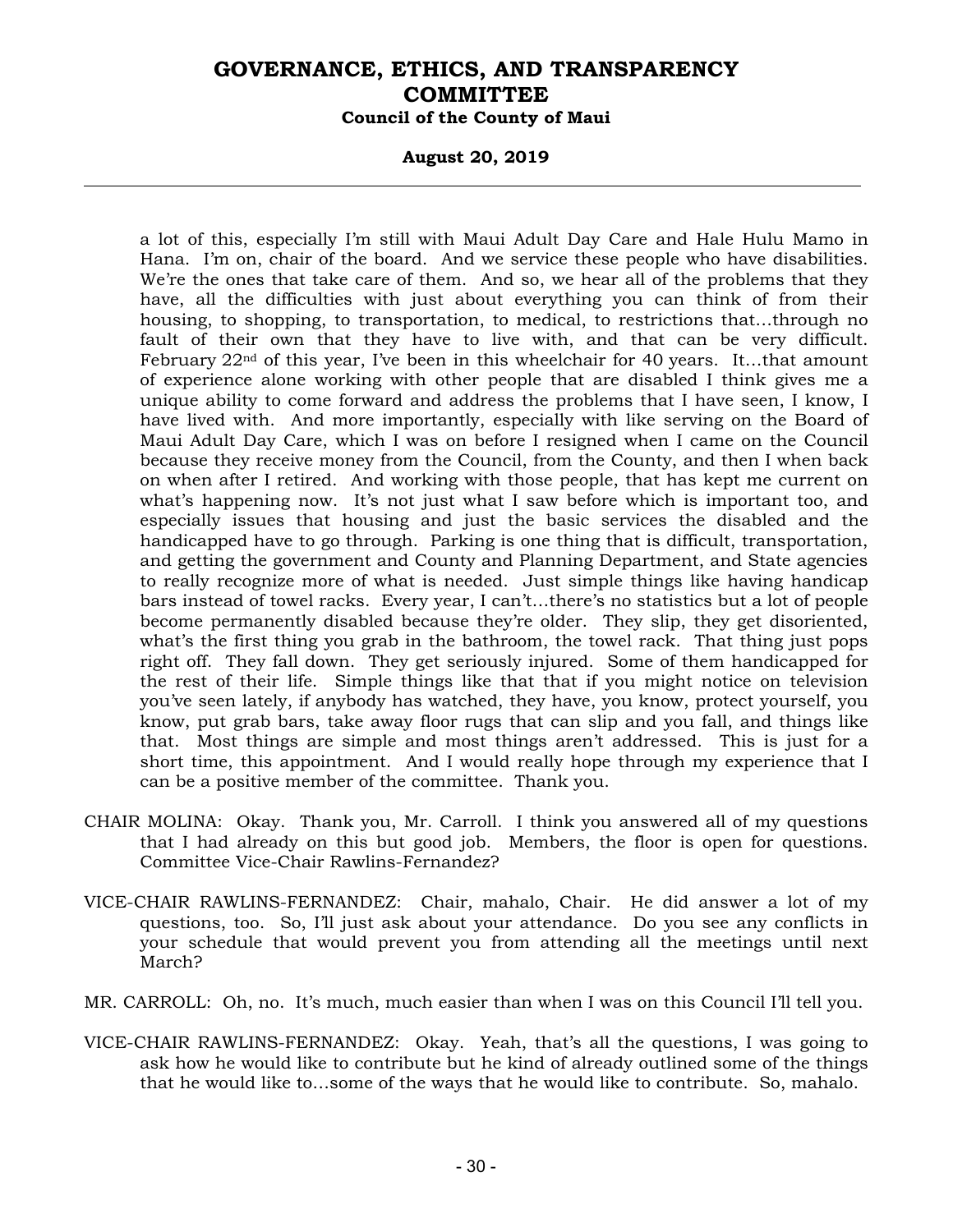a lot of this, especially I'm still with Maui Adult Day Care and Hale Hulu Mamo in Hana. I'm on, chair of the board. And we service these people who have disabilities. We're the ones that take care of them. And so, we hear all of the problems that they have, all the difficulties with just about everything you can think of from their housing, to shopping, to transportation, to medical, to restrictions that...through no fault of their own that they have to live with, and that can be very difficult. February 22nd of this year, I've been in this wheelchair for 40 years. It...that amount of experience alone working with other people that are disabled I think gives me a unique ability to come forward and address the problems that I have seen, I know, I have lived with. And more importantly, especially with like serving on the Board of Maui Adult Day Care, which I was on before I resigned when I came on the Council because they receive money from the Council, from the County, and then I when back on when after I retired. And working with those people, that has kept me current on what's happening now. It's not just what I saw before which is important too, and especially issues that housing and just the basic services the disabled and the handicapped have to go through. Parking is one thing that is difficult, transportation, and getting the government and County and Planning Department, and State agencies to really recognize more of what is needed. Just simple things like having handicap bars instead of towel racks. Every year, I can't...there's no statistics but a lot of people become permanently disabled because they're older. They slip, they get disoriented, what's the first thing you grab in the bathroom, the towel rack. That thing just pops right off. They fall down. They get seriously injured. Some of them handicapped for the rest of their life. Simple things like that that if you might notice on television you've seen lately, if anybody has watched, they have, you know, protect yourself, you know, put grab bars, take away floor rugs that can slip and you fall, and things like that. Most things are simple and most things aren't addressed. This is just for a short time, this appointment. And I would really hope through my experience that I can be a positive member of the committee. Thank you.

CHAIR MOLINA: Okay. Thank you, Mr. Carroll. I think you answered all of my questions that I had already on this but good job. Members, the floor is open for questions. Committee Vice-Chair Rawlins-Fernandez?

VICE-CHAIR RAWLINS-FERNANDEZ: Chair, mahalo, Chair. He did answer a lot of my questions, too. So, I'll just ask about your attendance. Do you see any conflicts in your schedule that would prevent you from attending all the meetings until next March?

MR. CARROLL: Oh, no. It's much, much easier than when I was on this Council I'll tell you.

VICE-CHAIR RAWLINS-FERNANDEZ: Okay. Yeah, that's all the questions, I was going to ask how he would like to contribute but he kind of already outlined some of the things that he would like to...some of the ways that he would like to contribute. So, mahalo.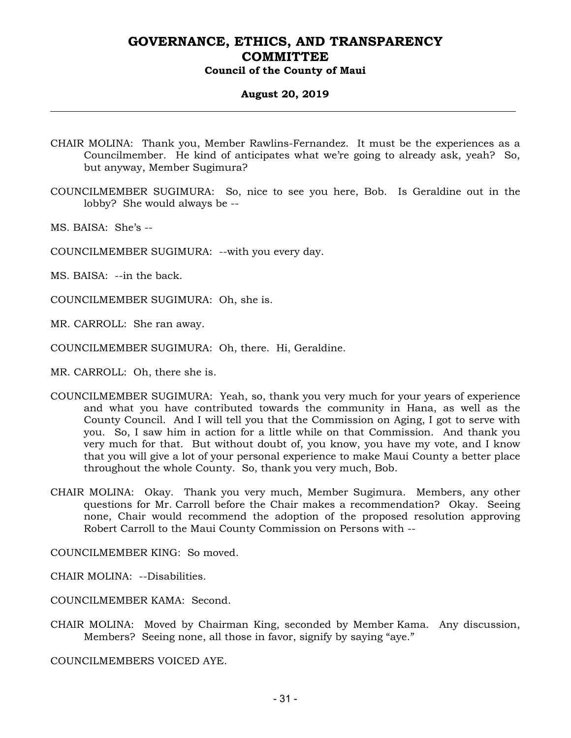CHAIR MOLINA: Thank you, Member Rawlins-Fernandez. It must be the experiences as a Councilmember. He kind of anticipates what we're going to already ask, yeah? So, but anyway, Member Sugimura?

COUNCILMEMBER SUGIMURA: So, nice to see you here, Bob. Is Geraldine out in the lobby? She would always be --

MS. BAISA: She's --

COUNCILMEMBER SUGIMURA: --with you every day.

MS. BAISA: --in the back.

COUNCILMEMBER SUGIMURA: Oh, she is.

MR. CARROLL: She ran away.

COUNCILMEMBER SUGIMURA: Oh, there. Hi, Geraldine.

MR. CARROLL: Oh, there she is.

COUNCILMEMBER SUGIMURA: Yeah, so, thank you very much for your years of experience and what you have contributed towards the community in Hana, as well as the County Council. And I will tell you that the Commission on Aging, I got to serve with you. So, I saw him in action for a little while on that Commission. And thank you very much for that. But without doubt of, you know, you have my vote, and I know that you will give a lot of your personal experience to make Maui County a better place throughout the whole County. So, thank you very much, Bob.

CHAIR MOLINA: Okay. Thank you very much, Member Sugimura. Members, any other questions for Mr. Carroll before the Chair makes a recommendation? Okay. Seeing none, Chair would recommend the adoption of the proposed resolution approving Robert Carroll to the Maui County Commission on Persons with --

COUNCILMEMBER KING: So moved.

CHAIR MOLINA: --Disabilities.

COUNCILMEMBER KAMA: Second.

CHAIR MOLINA: Moved by Chairman King, seconded by Member Kama. Any discussion, Members? Seeing none, all those in favor, signify by saying "aye."

COUNCILMEMBERS VOICED AYE.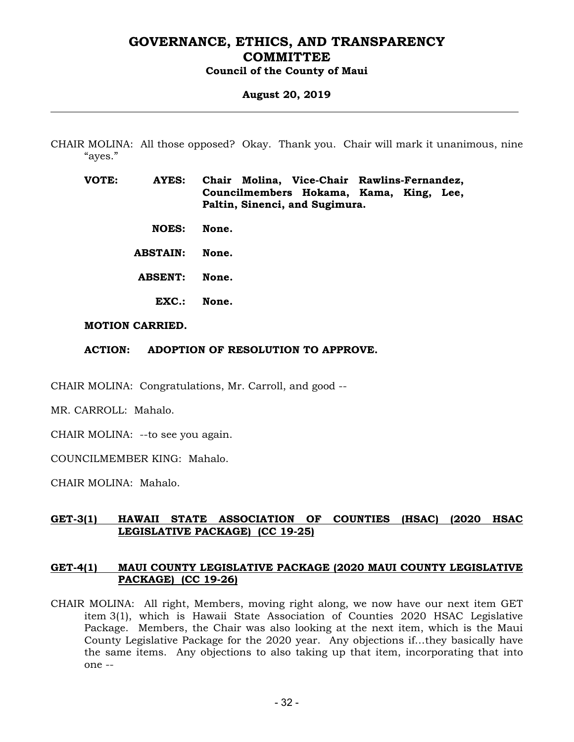CHAIR MOLINA: All those opposed? Okay. Thank you. Chair will mark it unanimous, nine "ayes."

**VOTE:** **AYES:** **Chair Molina, Vice-Chair Rawlins-Fernandez, Councilmembers Hokama, Kama, King, Lee, Paltin, Sinenci, and Sugimura.**

**NOES:** **None.**

**ABSTAIN:** **None.**

**ABSENT:** **None.**

**EXC.:** **None.**

**MOTION CARRIED.**

**ACTION: ADOPTION OF RESOLUTION TO APPROVE.**

CHAIR MOLINA: Congratulations, Mr. Carroll, and good --

MR. CARROLL: Mahalo.

CHAIR MOLINA: --to see you again.

COUNCILMEMBER KING: Mahalo.

CHAIR MOLINA: Mahalo.

**GET-3(1) HAWAII STATE ASSOCIATION OF COUNTIES (HSAC) (2020 HSAC LEGISLATIVE PACKAGE) (CC 19-25)**

**GET-4(1) MAUI COUNTY LEGISLATIVE PACKAGE (2020 MAUI COUNTY LEGISLATIVE PACKAGE) (CC 19-26)**

CHAIR MOLINA: All right, Members, moving right along, we now have our next item GET item 3(1), which is Hawaii State Association of Counties 2020 HSAC Legislative Package. Members, the Chair was also looking at the next item, which is the Maui County Legislative Package for the 2020 year. Any objections if...they basically have the same items. Any objections to also taking up that item, incorporating that into one --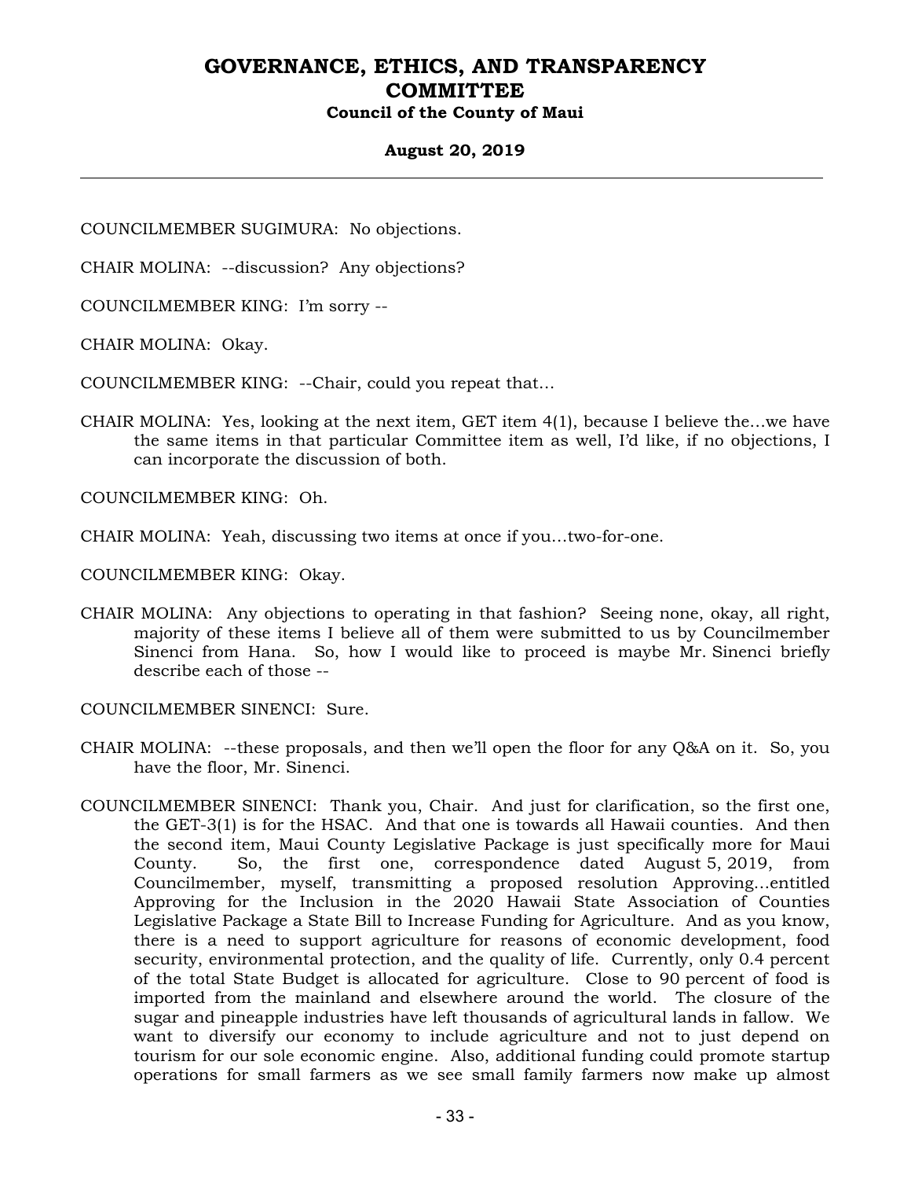COUNCILMEMBER SUGIMURA: No objections.

CHAIR MOLINA: --discussion? Any objections?

COUNCILMEMBER KING: I'm sorry --

CHAIR MOLINA: Okay.

COUNCILMEMBER KING: --Chair, could you repeat that...

CHAIR MOLINA: Yes, looking at the next item, GET item 4(1), because I believe the...we have the same items in that particular Committee item as well, I'd like, if no objections, I can incorporate the discussion of both.

COUNCILMEMBER KING: Oh.

CHAIR MOLINA: Yeah, discussing two items at once if you...two-for-one.

COUNCILMEMBER KING: Okay.

CHAIR MOLINA: Any objections to operating in that fashion? Seeing none, okay, all right, majority of these items I believe all of them were submitted to us by Councilmember Sinenci from Hana. So, how I would like to proceed is maybe Mr. Sinenci briefly describe each of those --

COUNCILMEMBER SINENCI: Sure.

CHAIR MOLINA: --these proposals, and then we'll open the floor for any Q&A on it. So, you have the floor, Mr. Sinenci.

COUNCILMEMBER SINENCI: Thank you, Chair. And just for clarification, so the first one, the GET-3(1) is for the HSAC. And that one is towards all Hawaii counties. And then the second item, Maui County Legislative Package is just specifically more for Maui County. So, the first one, correspondence dated August 5, 2019, from Councilmember, myself, transmitting a proposed resolution Approving...entitled Approving for the Inclusion in the 2020 Hawaii State Association of Counties Legislative Package a State Bill to Increase Funding for Agriculture. And as you know, there is a need to support agriculture for reasons of economic development, food security, environmental protection, and the quality of life. Currently, only 0.4 percent of the total State Budget is allocated for agriculture. Close to 90 percent of food is imported from the mainland and elsewhere around the world. The closure of the sugar and pineapple industries have left thousands of agricultural lands in fallow. We want to diversify our economy to include agriculture and not to just depend on tourism for our sole economic engine. Also, additional funding could promote startup operations for small farmers as we see small family farmers now make up almost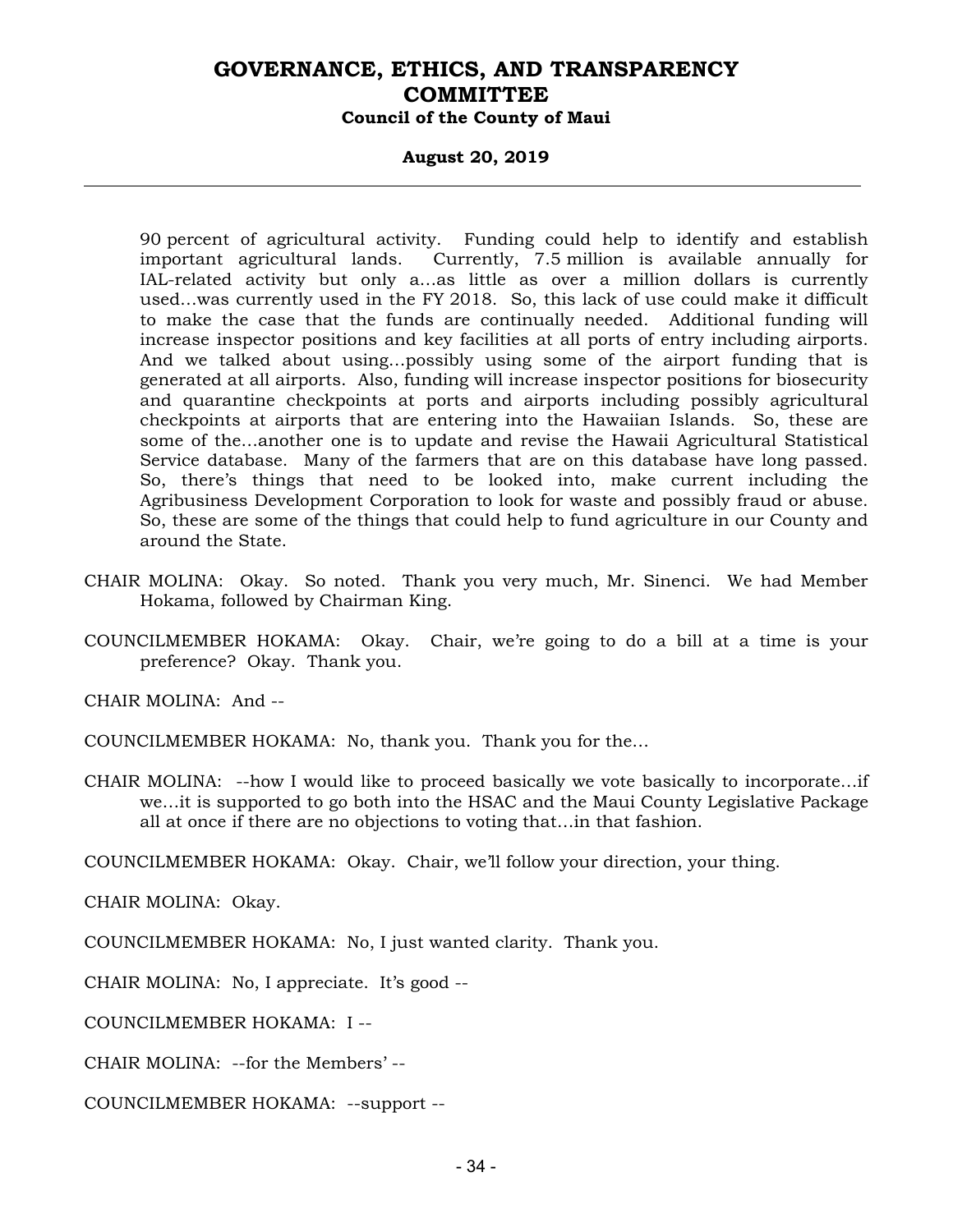90 percent of agricultural activity. Funding could help to identify and establish important agricultural lands. Currently, 7.5 million is available annually for IAL-related activity but only a…as little as over a million dollars is currently used…was currently used in the FY 2018. So, this lack of use could make it difficult to make the case that the funds are continually needed. Additional funding will increase inspector positions and key facilities at all ports of entry including airports. And we talked about using…possibly using some of the airport funding that is generated at all airports. Also, funding will increase inspector positions for biosecurity and quarantine checkpoints at ports and airports including possibly agricultural checkpoints at airports that are entering into the Hawaiian Islands. So, these are some of the…another one is to update and revise the Hawaii Agricultural Statistical Service database. Many of the farmers that are on this database have long passed. So, there's things that need to be looked into, make current including the Agribusiness Development Corporation to look for waste and possibly fraud or abuse. So, these are some of the things that could help to fund agriculture in our County and around the State.

CHAIR MOLINA: Okay. So noted. Thank you very much, Mr. Sinenci. We had Member Hokama, followed by Chairman King.

COUNCILMEMBER HOKAMA: Okay. Chair, we're going to do a bill at a time is your preference? Okay. Thank you.

CHAIR MOLINA: And --

COUNCILMEMBER HOKAMA: No, thank you. Thank you for the…

CHAIR MOLINA: --how I would like to proceed basically we vote basically to incorporate…if we…it is supported to go both into the HSAC and the Maui County Legislative Package all at once if there are no objections to voting that…in that fashion.

COUNCILMEMBER HOKAMA: Okay. Chair, we'll follow your direction, your thing.

CHAIR MOLINA: Okay.

COUNCILMEMBER HOKAMA: No, I just wanted clarity. Thank you.

CHAIR MOLINA: No, I appreciate. It's good --

COUNCILMEMBER HOKAMA: I --

CHAIR MOLINA: --for the Members' --

COUNCILMEMBER HOKAMA: --support --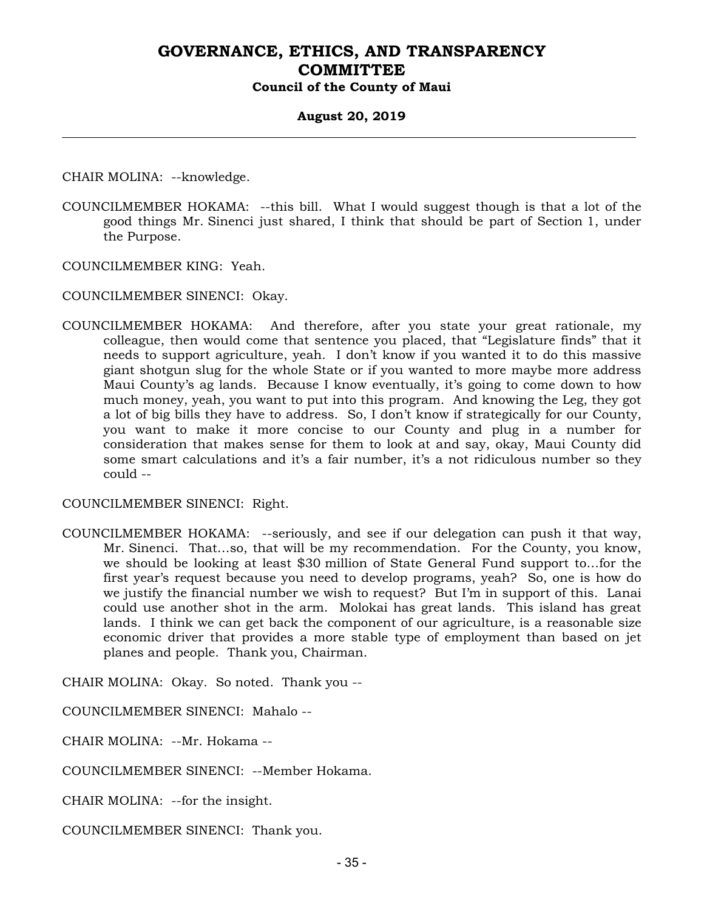CHAIR MOLINA: --knowledge.

COUNCILMEMBER HOKAMA: --this bill. What I would suggest though is that a lot of the good things Mr. Sinenci just shared, I think that should be part of Section 1, under the Purpose.

COUNCILMEMBER KING: Yeah.

COUNCILMEMBER SINENCI: Okay.

COUNCILMEMBER HOKAMA: And therefore, after you state your great rationale, my colleague, then would come that sentence you placed, that "Legislature finds" that it needs to support agriculture, yeah. I don't know if you wanted it to do this massive giant shotgun slug for the whole State or if you wanted to more maybe more address Maui County's ag lands. Because I know eventually, it's going to come down to how much money, yeah, you want to put into this program. And knowing the Leg, they got a lot of big bills they have to address. So, I don't know if strategically for our County, you want to make it more concise to our County and plug in a number for consideration that makes sense for them to look at and say, okay, Maui County did some smart calculations and it's a fair number, it's a not ridiculous number so they could --

COUNCILMEMBER SINENCI: Right.

COUNCILMEMBER HOKAMA: --seriously, and see if our delegation can push it that way, Mr. Sinenci. That...so, that will be my recommendation. For the County, you know, we should be looking at least $30 million of State General Fund support to...for the first year's request because you need to develop programs, yeah? So, one is how do we justify the financial number we wish to request? But I'm in support of this. Lanai could use another shot in the arm. Molokai has great lands. This island has great lands. I think we can get back the component of our agriculture, is a reasonable size economic driver that provides a more stable type of employment than based on jet planes and people. Thank you, Chairman.

CHAIR MOLINA: Okay. So noted. Thank you --

COUNCILMEMBER SINENCI: Mahalo --

CHAIR MOLINA: --Mr. Hokama --

COUNCILMEMBER SINENCI: --Member Hokama.

CHAIR MOLINA: --for the insight.

COUNCILMEMBER SINENCI: Thank you.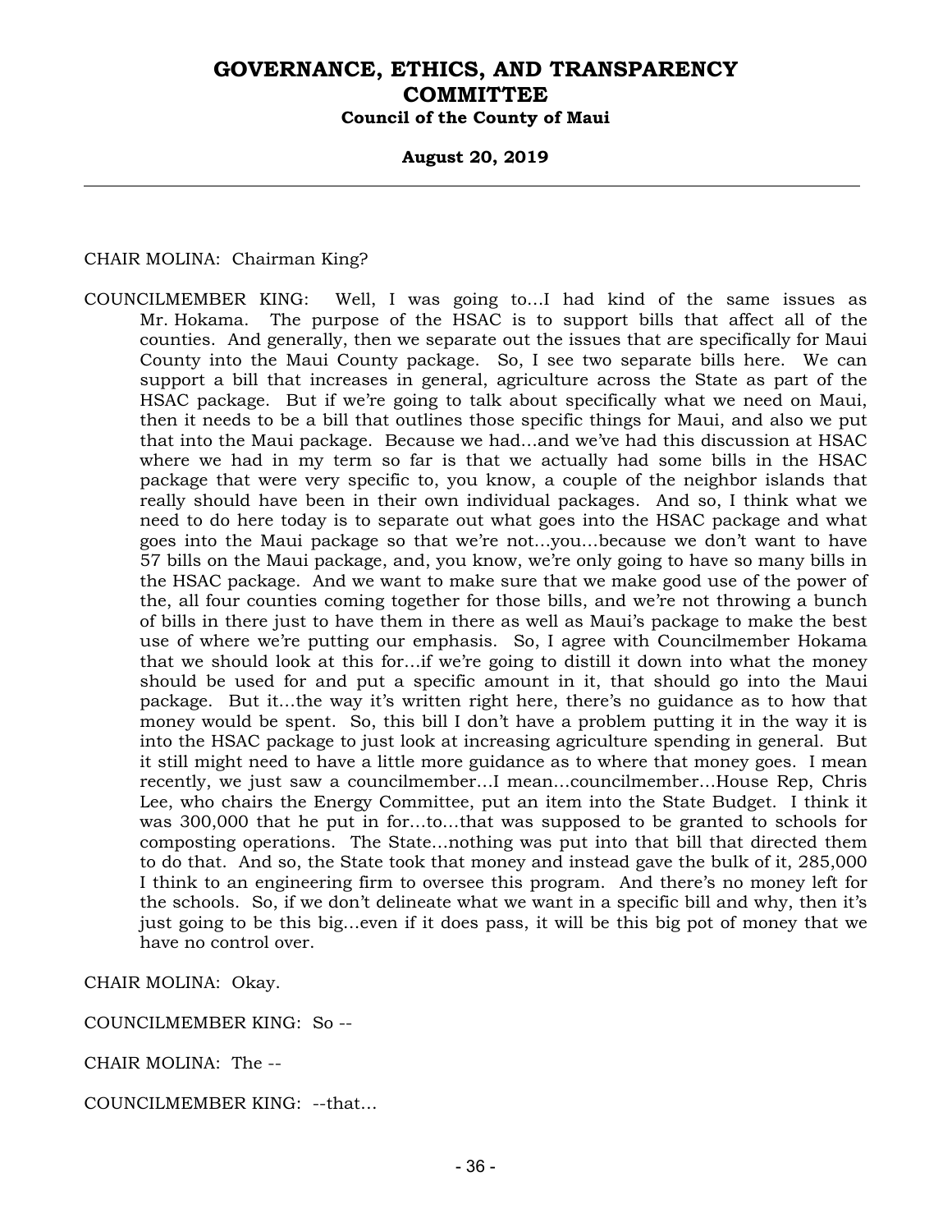CHAIR MOLINA: Chairman King?

COUNCILMEMBER KING: Well, I was going to...I had kind of the same issues as Mr. Hokama. The purpose of the HSAC is to support bills that affect all of the counties. And generally, then we separate out the issues that are specifically for Maui County into the Maui County package. So, I see two separate bills here. We can support a bill that increases in general, agriculture across the State as part of the HSAC package. But if we're going to talk about specifically what we need on Maui, then it needs to be a bill that outlines those specific things for Maui, and also we put that into the Maui package. Because we had...and we've had this discussion at HSAC where we had in my term so far is that we actually had some bills in the HSAC package that were very specific to, you know, a couple of the neighbor islands that really should have been in their own individual packages. And so, I think what we need to do here today is to separate out what goes into the HSAC package and what goes into the Maui package so that we're not...you...because we don't want to have 57 bills on the Maui package, and, you know, we're only going to have so many bills in the HSAC package. And we want to make sure that we make good use of the power of the, all four counties coming together for those bills, and we're not throwing a bunch of bills in there just to have them in there as well as Maui's package to make the best use of where we're putting our emphasis. So, I agree with Councilmember Hokama that we should look at this for...if we're going to distill it down into what the money should be used for and put a specific amount in it, that should go into the Maui package. But it...the way it's written right here, there's no guidance as to how that money would be spent. So, this bill I don't have a problem putting it in the way it is into the HSAC package to just look at increasing agriculture spending in general. But it still might need to have a little more guidance as to where that money goes. I mean recently, we just saw a councilmember...I mean...councilmember...House Rep, Chris Lee, who chairs the Energy Committee, put an item into the State Budget. I think it was 300,000 that he put in for...to...that was supposed to be granted to schools for composting operations. The State...nothing was put into that bill that directed them to do that. And so, the State took that money and instead gave the bulk of it, 285,000 I think to an engineering firm to oversee this program. And there's no money left for the schools. So, if we don't delineate what we want in a specific bill and why, then it's just going to be this big...even if it does pass, it will be this big pot of money that we have no control over.

CHAIR MOLINA: Okay.

COUNCILMEMBER KING: So --

CHAIR MOLINA: The --

COUNCILMEMBER KING: --that...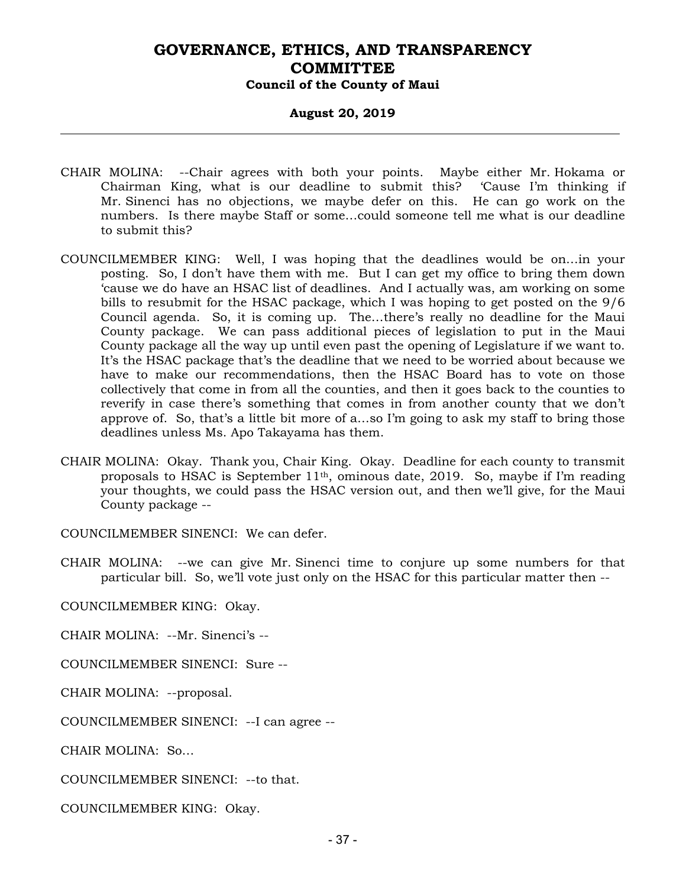CHAIR MOLINA: --Chair agrees with both your points. Maybe either Mr. Hokama or Chairman King, what is our deadline to submit this? 'Cause I'm thinking if Mr. Sinenci has no objections, we maybe defer on this. He can go work on the numbers. Is there maybe Staff or some...could someone tell me what is our deadline to submit this?

COUNCILMEMBER KING: Well, I was hoping that the deadlines would be on...in your posting. So, I don't have them with me. But I can get my office to bring them down 'cause we do have an HSAC list of deadlines. And I actually was, am working on some bills to resubmit for the HSAC package, which I was hoping to get posted on the 9/6 Council agenda. So, it is coming up. The...there's really no deadline for the Maui County package. We can pass additional pieces of legislation to put in the Maui County package all the way up until even past the opening of Legislature if we want to. It's the HSAC package that's the deadline that we need to be worried about because we have to make our recommendations, then the HSAC Board has to vote on those collectively that come in from all the counties, and then it goes back to the counties to reverify in case there's something that comes in from another county that we don't approve of. So, that's a little bit more of a...so I'm going to ask my staff to bring those deadlines unless Ms. Apo Takayama has them.

CHAIR MOLINA: Okay. Thank you, Chair King. Okay. Deadline for each county to transmit proposals to HSAC is September 11th, ominous date, 2019. So, maybe if I'm reading your thoughts, we could pass the HSAC version out, and then we'll give, for the Maui County package --

COUNCILMEMBER SINENCI: We can defer.

CHAIR MOLINA: --we can give Mr. Sinenci time to conjure up some numbers for that particular bill. So, we'll vote just only on the HSAC for this particular matter then --

COUNCILMEMBER KING: Okay.

CHAIR MOLINA: --Mr. Sinenci's --

COUNCILMEMBER SINENCI: Sure --

CHAIR MOLINA: --proposal.

COUNCILMEMBER SINENCI: --I can agree --

CHAIR MOLINA: So...

COUNCILMEMBER SINENCI: --to that.

COUNCILMEMBER KING: Okay.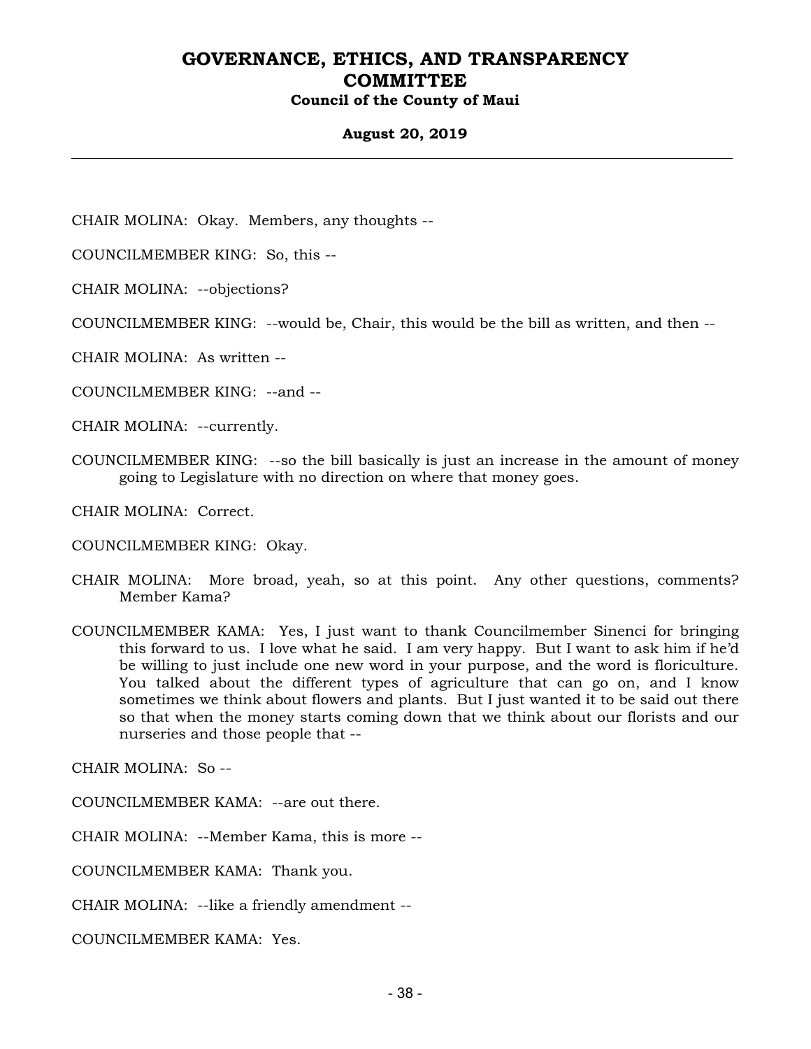CHAIR MOLINA: Okay. Members, any thoughts --

COUNCILMEMBER KING: So, this --

CHAIR MOLINA: --objections?

COUNCILMEMBER KING: --would be, Chair, this would be the bill as written, and then --

CHAIR MOLINA: As written --

COUNCILMEMBER KING: --and --

CHAIR MOLINA: --currently.

COUNCILMEMBER KING: --so the bill basically is just an increase in the amount of money going to Legislature with no direction on where that money goes.

CHAIR MOLINA: Correct.

COUNCILMEMBER KING: Okay.

CHAIR MOLINA: More broad, yeah, so at this point. Any other questions, comments? Member Kama?

COUNCILMEMBER KAMA: Yes, I just want to thank Councilmember Sinenci for bringing this forward to us. I love what he said. I am very happy. But I want to ask him if he'd be willing to just include one new word in your purpose, and the word is floriculture. You talked about the different types of agriculture that can go on, and I know sometimes we think about flowers and plants. But I just wanted it to be said out there so that when the money starts coming down that we think about our florists and our nurseries and those people that --

CHAIR MOLINA: So --

COUNCILMEMBER KAMA: --are out there.

CHAIR MOLINA: --Member Kama, this is more --

COUNCILMEMBER KAMA: Thank you.

CHAIR MOLINA: --like a friendly amendment --

COUNCILMEMBER KAMA: Yes.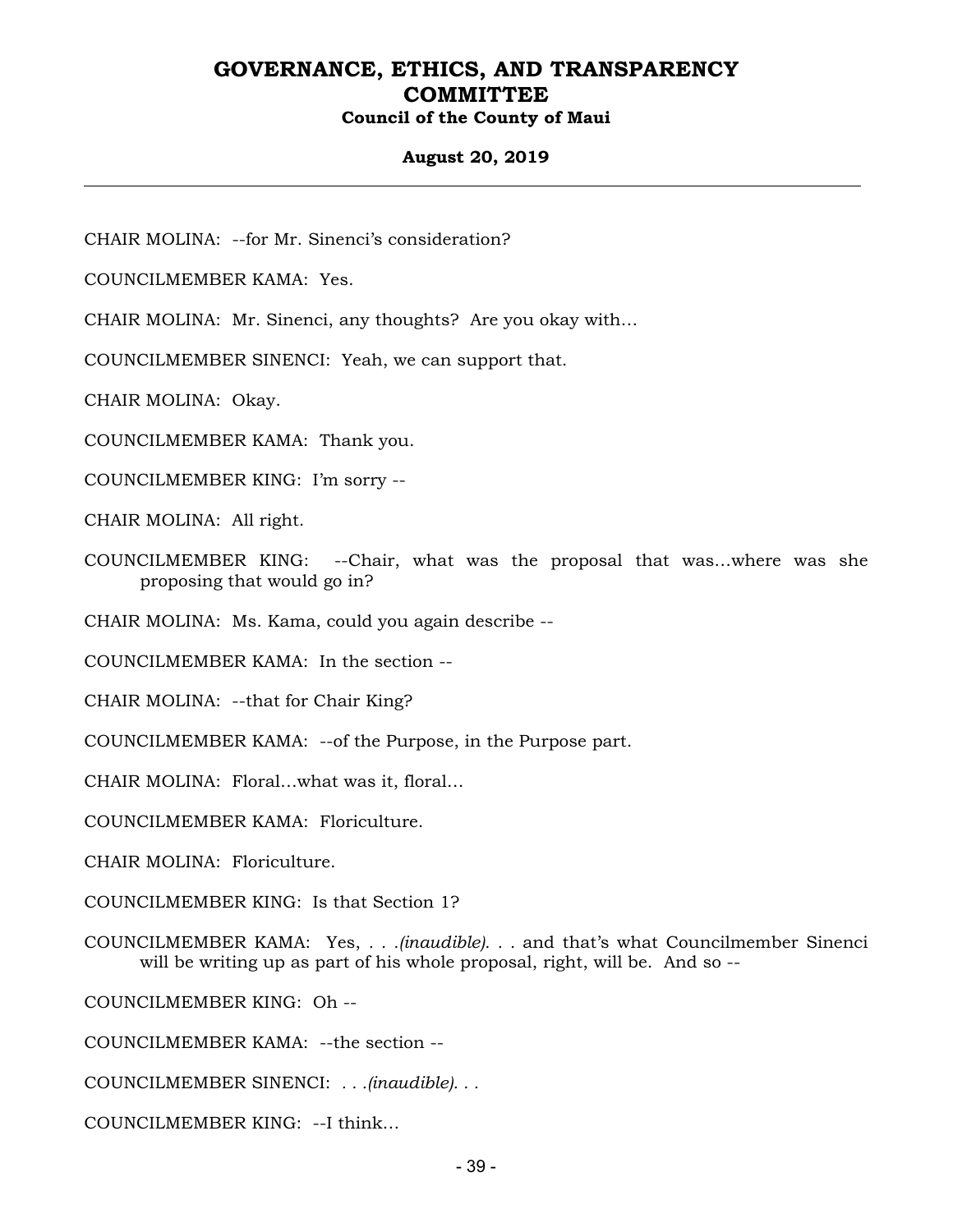CHAIR MOLINA: --for Mr. Sinenci's consideration?

COUNCILMEMBER KAMA: Yes.

CHAIR MOLINA: Mr. Sinenci, any thoughts? Are you okay with…

COUNCILMEMBER SINENCI: Yeah, we can support that.

CHAIR MOLINA: Okay.

COUNCILMEMBER KAMA: Thank you.

COUNCILMEMBER KING: I'm sorry --

CHAIR MOLINA: All right.

COUNCILMEMBER KING: --Chair, what was the proposal that was…where was she proposing that would go in?

CHAIR MOLINA: Ms. Kama, could you again describe --

COUNCILMEMBER KAMA: In the section --

CHAIR MOLINA: --that for Chair King?

COUNCILMEMBER KAMA: --of the Purpose, in the Purpose part.

CHAIR MOLINA: Floral…what was it, floral…

COUNCILMEMBER KAMA: Floriculture.

CHAIR MOLINA: Floriculture.

COUNCILMEMBER KING: Is that Section 1?

COUNCILMEMBER KAMA: Yes, . . .*(inaudible)*. . . and that's what Councilmember Sinenci will be writing up as part of his whole proposal, right, will be. And so --

COUNCILMEMBER KING: Oh --

COUNCILMEMBER KAMA: --the section --

COUNCILMEMBER SINENCI: . . .*(inaudible)*. . .

COUNCILMEMBER KING: --I think…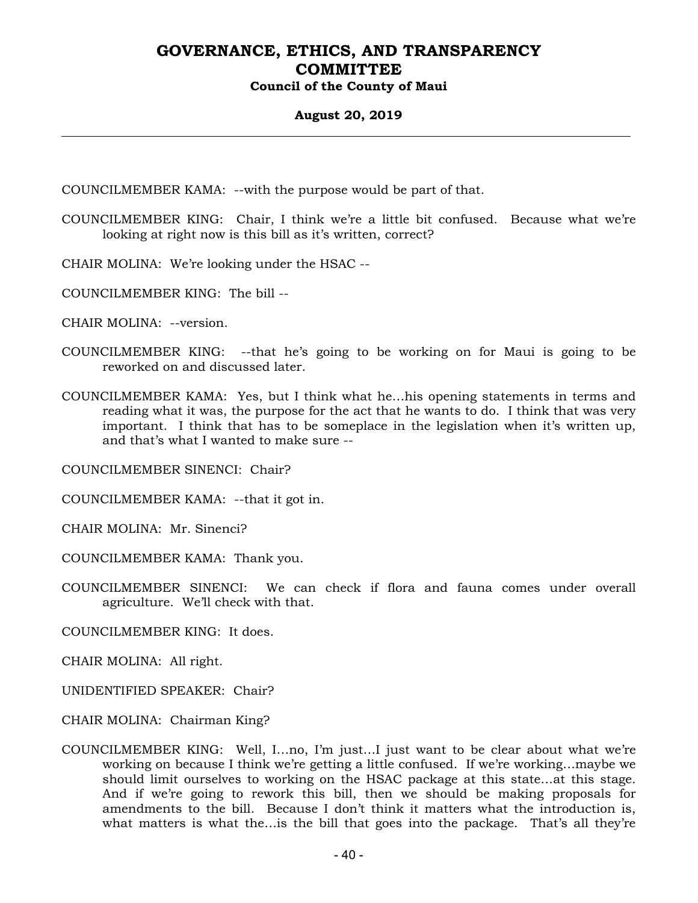COUNCILMEMBER KAMA: --with the purpose would be part of that.

COUNCILMEMBER KING: Chair, I think we're a little bit confused. Because what we're looking at right now is this bill as it's written, correct?

CHAIR MOLINA: We're looking under the HSAC --

COUNCILMEMBER KING: The bill --

CHAIR MOLINA: --version.

COUNCILMEMBER KING: --that he's going to be working on for Maui is going to be reworked on and discussed later.

COUNCILMEMBER KAMA: Yes, but I think what he…his opening statements in terms and reading what it was, the purpose for the act that he wants to do. I think that was very important. I think that has to be someplace in the legislation when it's written up, and that's what I wanted to make sure --

COUNCILMEMBER SINENCI: Chair?

COUNCILMEMBER KAMA: --that it got in.

CHAIR MOLINA: Mr. Sinenci?

COUNCILMEMBER KAMA: Thank you.

COUNCILMEMBER SINENCI: We can check if flora and fauna comes under overall agriculture. We'll check with that.

COUNCILMEMBER KING: It does.

CHAIR MOLINA: All right.

UNIDENTIFIED SPEAKER: Chair?

CHAIR MOLINA: Chairman King?

COUNCILMEMBER KING: Well, I…no, I'm just…I just want to be clear about what we're working on because I think we're getting a little confused. If we're working…maybe we should limit ourselves to working on the HSAC package at this state…at this stage. And if we're going to rework this bill, then we should be making proposals for amendments to the bill. Because I don't think it matters what the introduction is, what matters is what the…is the bill that goes into the package. That's all they're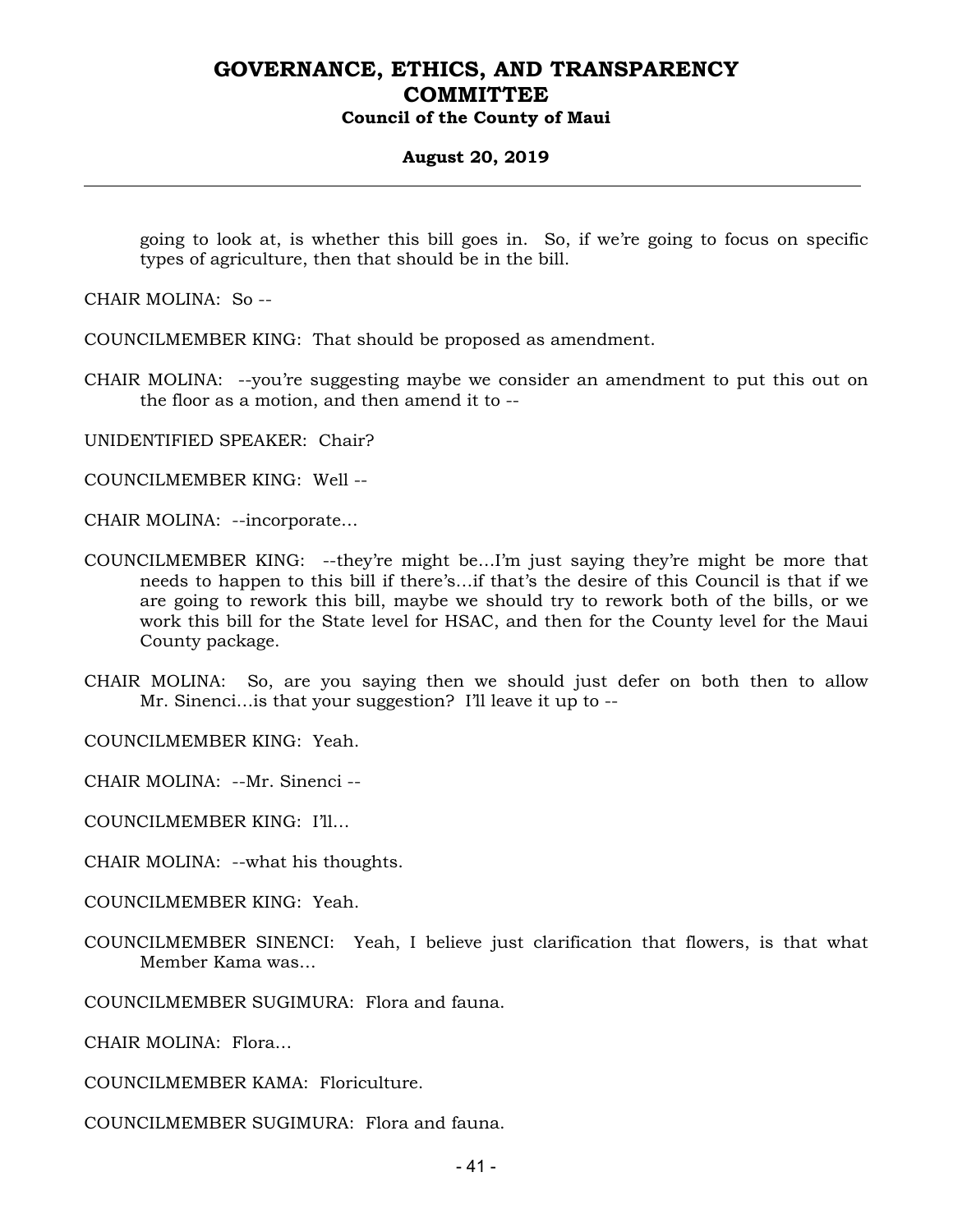going to look at, is whether this bill goes in. So, if we're going to focus on specific types of agriculture, then that should be in the bill.

CHAIR MOLINA: So --

COUNCILMEMBER KING: That should be proposed as amendment.

CHAIR MOLINA: --you're suggesting maybe we consider an amendment to put this out on the floor as a motion, and then amend it to --

UNIDENTIFIED SPEAKER: Chair?

COUNCILMEMBER KING: Well --

CHAIR MOLINA: --incorporate...

COUNCILMEMBER KING: --they're might be...I'm just saying they're might be more that needs to happen to this bill if there's...if that's the desire of this Council is that if we are going to rework this bill, maybe we should try to rework both of the bills, or we work this bill for the State level for HSAC, and then for the County level for the Maui County package.

CHAIR MOLINA: So, are you saying then we should just defer on both then to allow Mr. Sinenci...is that your suggestion? I'll leave it up to --

COUNCILMEMBER KING: Yeah.

CHAIR MOLINA: --Mr. Sinenci --

COUNCILMEMBER KING: I'll...

CHAIR MOLINA: --what his thoughts.

COUNCILMEMBER KING: Yeah.

COUNCILMEMBER SINENCI: Yeah, I believe just clarification that flowers, is that what Member Kama was...

COUNCILMEMBER SUGIMURA: Flora and fauna.

CHAIR MOLINA: Flora...

COUNCILMEMBER KAMA: Floriculture.

COUNCILMEMBER SUGIMURA: Flora and fauna.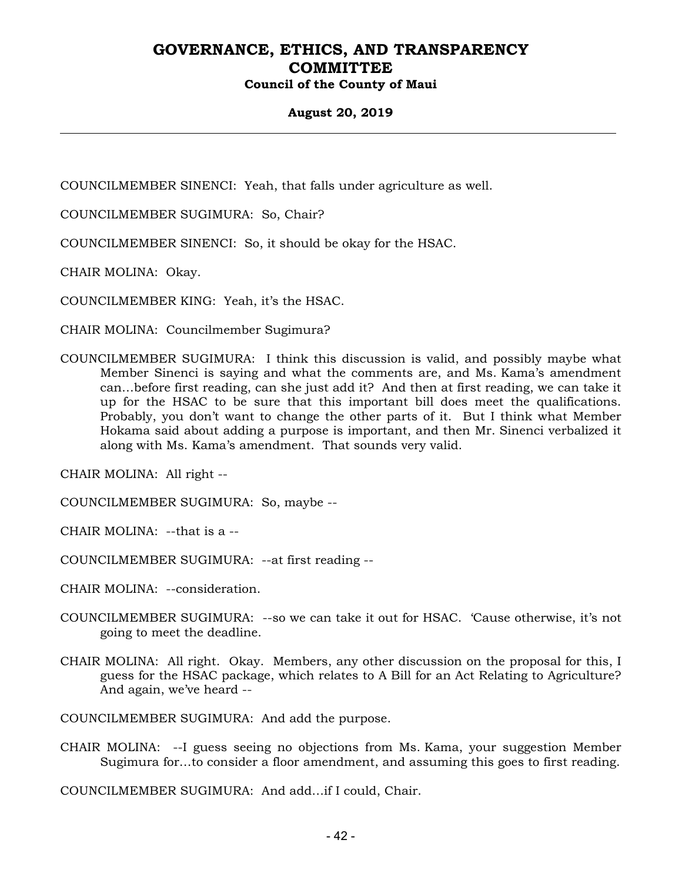COUNCILMEMBER SINENCI: Yeah, that falls under agriculture as well.

COUNCILMEMBER SUGIMURA: So, Chair?

COUNCILMEMBER SINENCI: So, it should be okay for the HSAC.

CHAIR MOLINA: Okay.

COUNCILMEMBER KING: Yeah, it's the HSAC.

CHAIR MOLINA: Councilmember Sugimura?

COUNCILMEMBER SUGIMURA: I think this discussion is valid, and possibly maybe what Member Sinenci is saying and what the comments are, and Ms. Kama's amendment can…before first reading, can she just add it? And then at first reading, we can take it up for the HSAC to be sure that this important bill does meet the qualifications. Probably, you don't want to change the other parts of it. But I think what Member Hokama said about adding a purpose is important, and then Mr. Sinenci verbalized it along with Ms. Kama's amendment. That sounds very valid.

CHAIR MOLINA: All right --

COUNCILMEMBER SUGIMURA: So, maybe --

CHAIR MOLINA: --that is a --

COUNCILMEMBER SUGIMURA: --at first reading --

CHAIR MOLINA: --consideration.

COUNCILMEMBER SUGIMURA: --so we can take it out for HSAC. 'Cause otherwise, it's not going to meet the deadline.

CHAIR MOLINA: All right. Okay. Members, any other discussion on the proposal for this, I guess for the HSAC package, which relates to A Bill for an Act Relating to Agriculture? And again, we've heard --

COUNCILMEMBER SUGIMURA: And add the purpose.

CHAIR MOLINA: --I guess seeing no objections from Ms. Kama, your suggestion Member Sugimura for…to consider a floor amendment, and assuming this goes to first reading.

COUNCILMEMBER SUGIMURA: And add…if I could, Chair.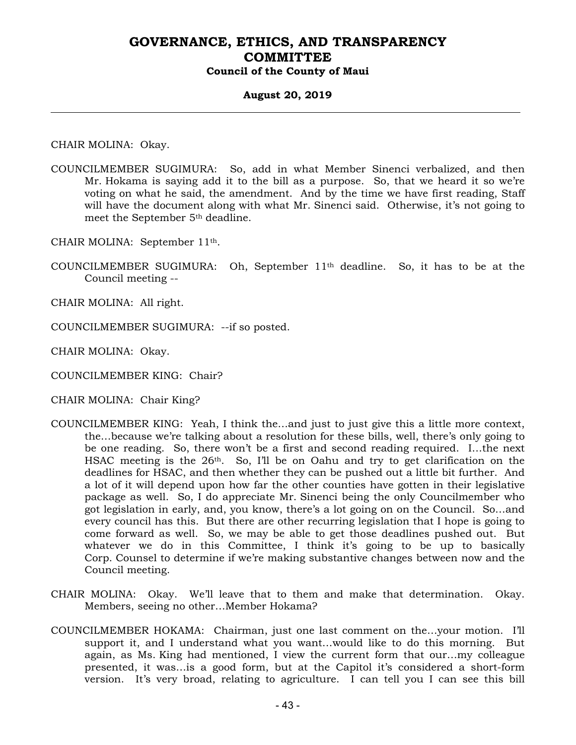CHAIR MOLINA: Okay.

COUNCILMEMBER SUGIMURA: So, add in what Member Sinenci verbalized, and then Mr. Hokama is saying add it to the bill as a purpose. So, that we heard it so we're voting on what he said, the amendment. And by the time we have first reading, Staff will have the document along with what Mr. Sinenci said. Otherwise, it's not going to meet the September 5th deadline.

CHAIR MOLINA: September 11th.

COUNCILMEMBER SUGIMURA: Oh, September 11th deadline. So, it has to be at the Council meeting --

CHAIR MOLINA: All right.

COUNCILMEMBER SUGIMURA: --if so posted.

CHAIR MOLINA: Okay.

COUNCILMEMBER KING: Chair?

CHAIR MOLINA: Chair King?

COUNCILMEMBER KING: Yeah, I think the...and just to just give this a little more context, the...because we're talking about a resolution for these bills, well, there's only going to be one reading. So, there won't be a first and second reading required. I...the next HSAC meeting is the 26th. So, I'll be on Oahu and try to get clarification on the deadlines for HSAC, and then whether they can be pushed out a little bit further. And a lot of it will depend upon how far the other counties have gotten in their legislative package as well. So, I do appreciate Mr. Sinenci being the only Councilmember who got legislation in early, and, you know, there's a lot going on on the Council. So...and every council has this. But there are other recurring legislation that I hope is going to come forward as well. So, we may be able to get those deadlines pushed out. But whatever we do in this Committee, I think it's going to be up to basically Corp. Counsel to determine if we're making substantive changes between now and the Council meeting.

CHAIR MOLINA: Okay. We'll leave that to them and make that determination. Okay. Members, seeing no other...Member Hokama?

COUNCILMEMBER HOKAMA: Chairman, just one last comment on the...your motion. I'll support it, and I understand what you want...would like to do this morning. But again, as Ms. King had mentioned, I view the current form that our...my colleague presented, it was...is a good form, but at the Capitol it's considered a short-form version. It's very broad, relating to agriculture. I can tell you I can see this bill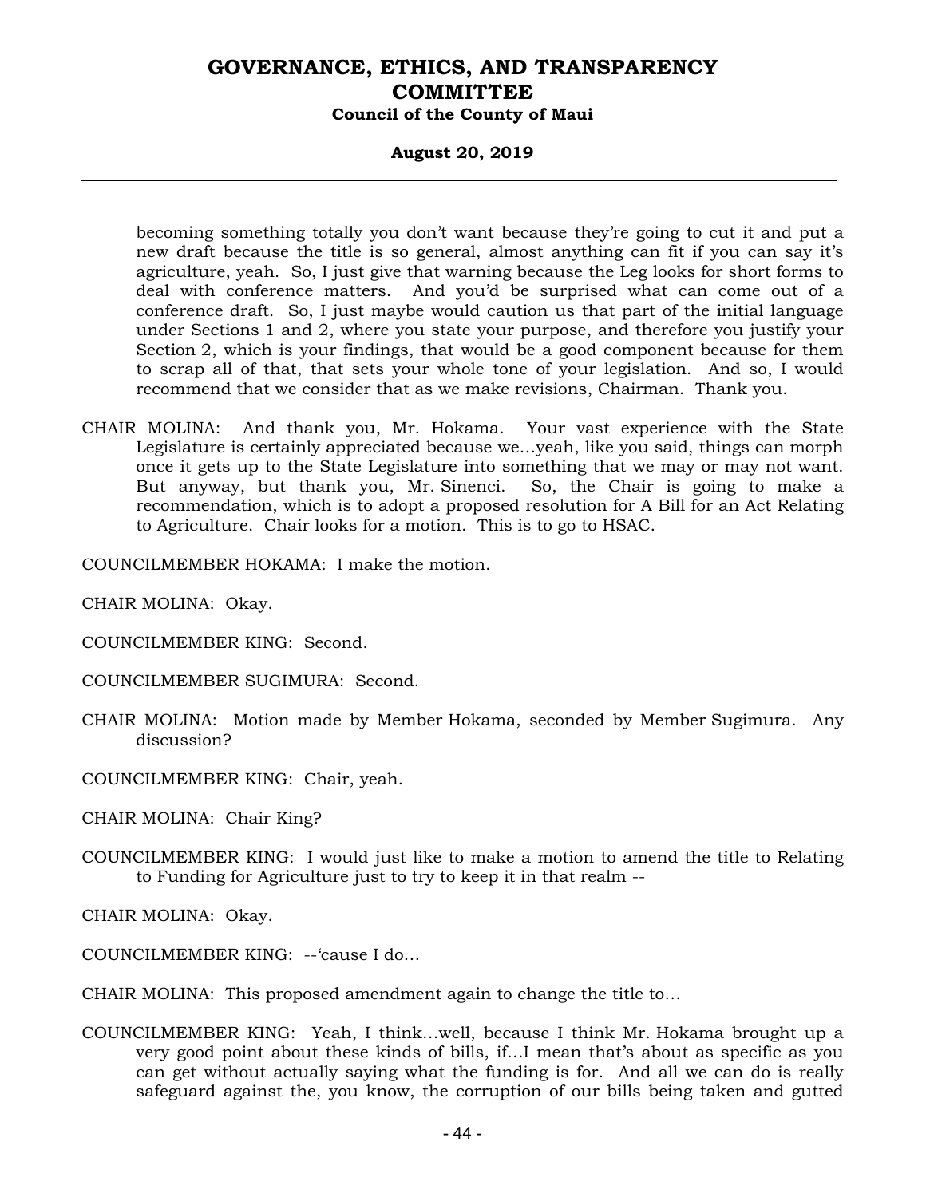becoming something totally you don't want because they're going to cut it and put a new draft because the title is so general, almost anything can fit if you can say it's agriculture, yeah. So, I just give that warning because the Leg looks for short forms to deal with conference matters. And you'd be surprised what can come out of a conference draft. So, I just maybe would caution us that part of the initial language under Sections 1 and 2, where you state your purpose, and therefore you justify your Section 2, which is your findings, that would be a good component because for them to scrap all of that, that sets your whole tone of your legislation. And so, I would recommend that we consider that as we make revisions, Chairman. Thank you.

CHAIR MOLINA: And thank you, Mr. Hokama. Your vast experience with the State Legislature is certainly appreciated because we…yeah, like you said, things can morph once it gets up to the State Legislature into something that we may or may not want. But anyway, but thank you, Mr. Sinenci. So, the Chair is going to make a recommendation, which is to adopt a proposed resolution for A Bill for an Act Relating to Agriculture. Chair looks for a motion. This is to go to HSAC.

COUNCILMEMBER HOKAMA: I make the motion.

CHAIR MOLINA: Okay.

COUNCILMEMBER KING: Second.

COUNCILMEMBER SUGIMURA: Second.

CHAIR MOLINA: Motion made by Member Hokama, seconded by Member Sugimura. Any discussion?

COUNCILMEMBER KING: Chair, yeah.

CHAIR MOLINA: Chair King?

COUNCILMEMBER KING: I would just like to make a motion to amend the title to Relating to Funding for Agriculture just to try to keep it in that realm --

CHAIR MOLINA: Okay.

COUNCILMEMBER KING: --'cause I do…

CHAIR MOLINA: This proposed amendment again to change the title to…

COUNCILMEMBER KING: Yeah, I think…well, because I think Mr. Hokama brought up a very good point about these kinds of bills, if…I mean that's about as specific as you can get without actually saying what the funding is for. And all we can do is really safeguard against the, you know, the corruption of our bills being taken and gutted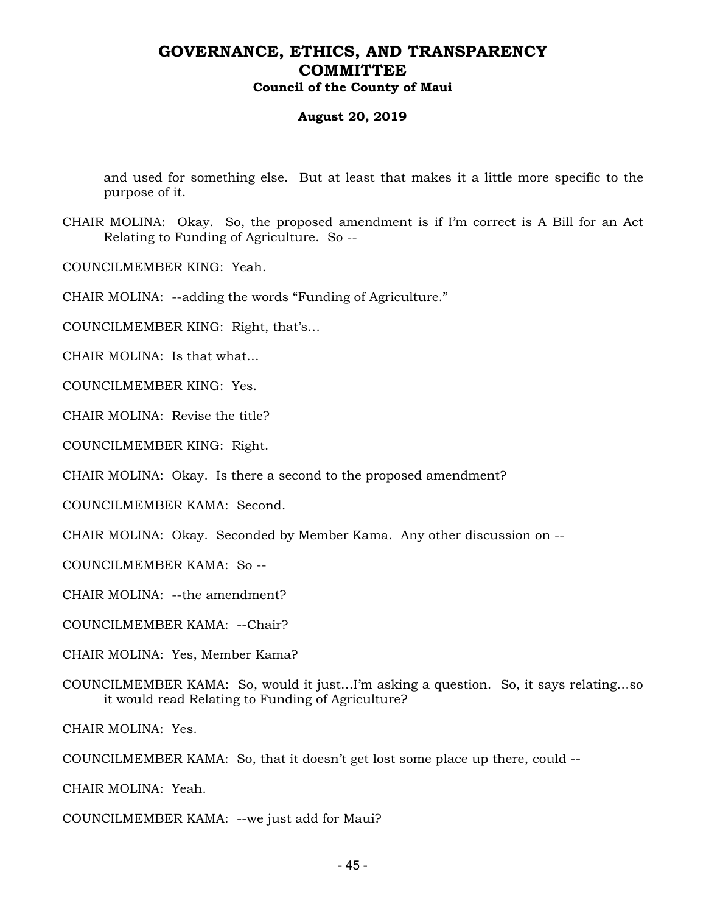and used for something else. But at least that makes it a little more specific to the purpose of it.

CHAIR MOLINA: Okay. So, the proposed amendment is if I'm correct is A Bill for an Act Relating to Funding of Agriculture. So --

COUNCILMEMBER KING: Yeah.

CHAIR MOLINA: --adding the words "Funding of Agriculture."

COUNCILMEMBER KING: Right, that's...

CHAIR MOLINA: Is that what...

COUNCILMEMBER KING: Yes.

CHAIR MOLINA: Revise the title?

COUNCILMEMBER KING: Right.

CHAIR MOLINA: Okay. Is there a second to the proposed amendment?

COUNCILMEMBER KAMA: Second.

CHAIR MOLINA: Okay. Seconded by Member Kama. Any other discussion on --

COUNCILMEMBER KAMA: So --

CHAIR MOLINA: --the amendment?

COUNCILMEMBER KAMA: --Chair?

CHAIR MOLINA: Yes, Member Kama?

COUNCILMEMBER KAMA: So, would it just...I'm asking a question. So, it says relating...so it would read Relating to Funding of Agriculture?

CHAIR MOLINA: Yes.

COUNCILMEMBER KAMA: So, that it doesn't get lost some place up there, could --

CHAIR MOLINA: Yeah.

COUNCILMEMBER KAMA: --we just add for Maui?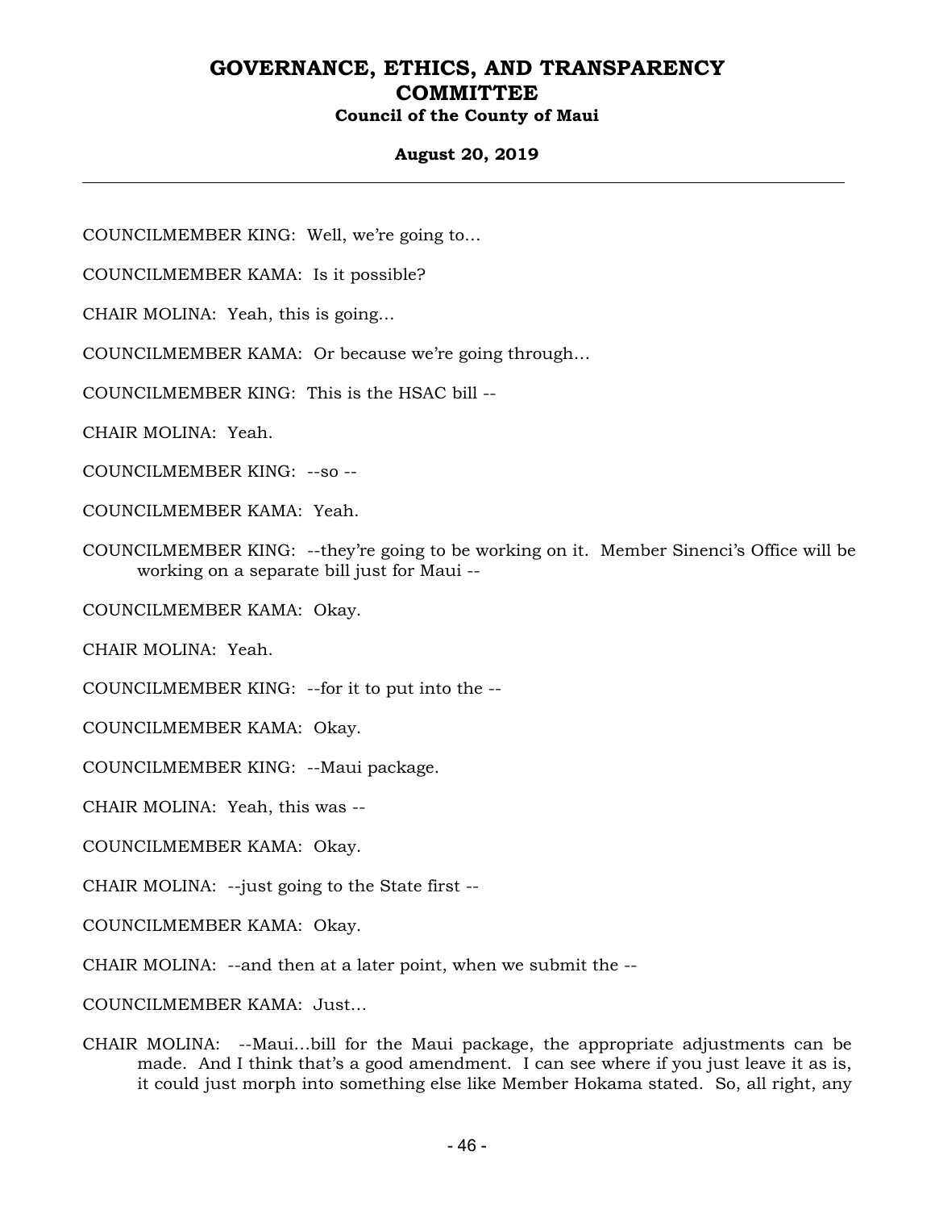COUNCILMEMBER KING: Well, we're going to…

COUNCILMEMBER KAMA: Is it possible?

CHAIR MOLINA: Yeah, this is going…

COUNCILMEMBER KAMA: Or because we're going through…

COUNCILMEMBER KING: This is the HSAC bill --

CHAIR MOLINA: Yeah.

COUNCILMEMBER KING: --so --

COUNCILMEMBER KAMA: Yeah.

COUNCILMEMBER KING: --they're going to be working on it. Member Sinenci's Office will be working on a separate bill just for Maui --

COUNCILMEMBER KAMA: Okay.

CHAIR MOLINA: Yeah.

COUNCILMEMBER KING: --for it to put into the --

COUNCILMEMBER KAMA: Okay.

COUNCILMEMBER KING: --Maui package.

CHAIR MOLINA: Yeah, this was --

COUNCILMEMBER KAMA: Okay.

CHAIR MOLINA: --just going to the State first --

COUNCILMEMBER KAMA: Okay.

CHAIR MOLINA: --and then at a later point, when we submit the --

COUNCILMEMBER KAMA: Just…

CHAIR MOLINA: --Maui…bill for the Maui package, the appropriate adjustments can be made. And I think that's a good amendment. I can see where if you just leave it as is, it could just morph into something else like Member Hokama stated. So, all right, any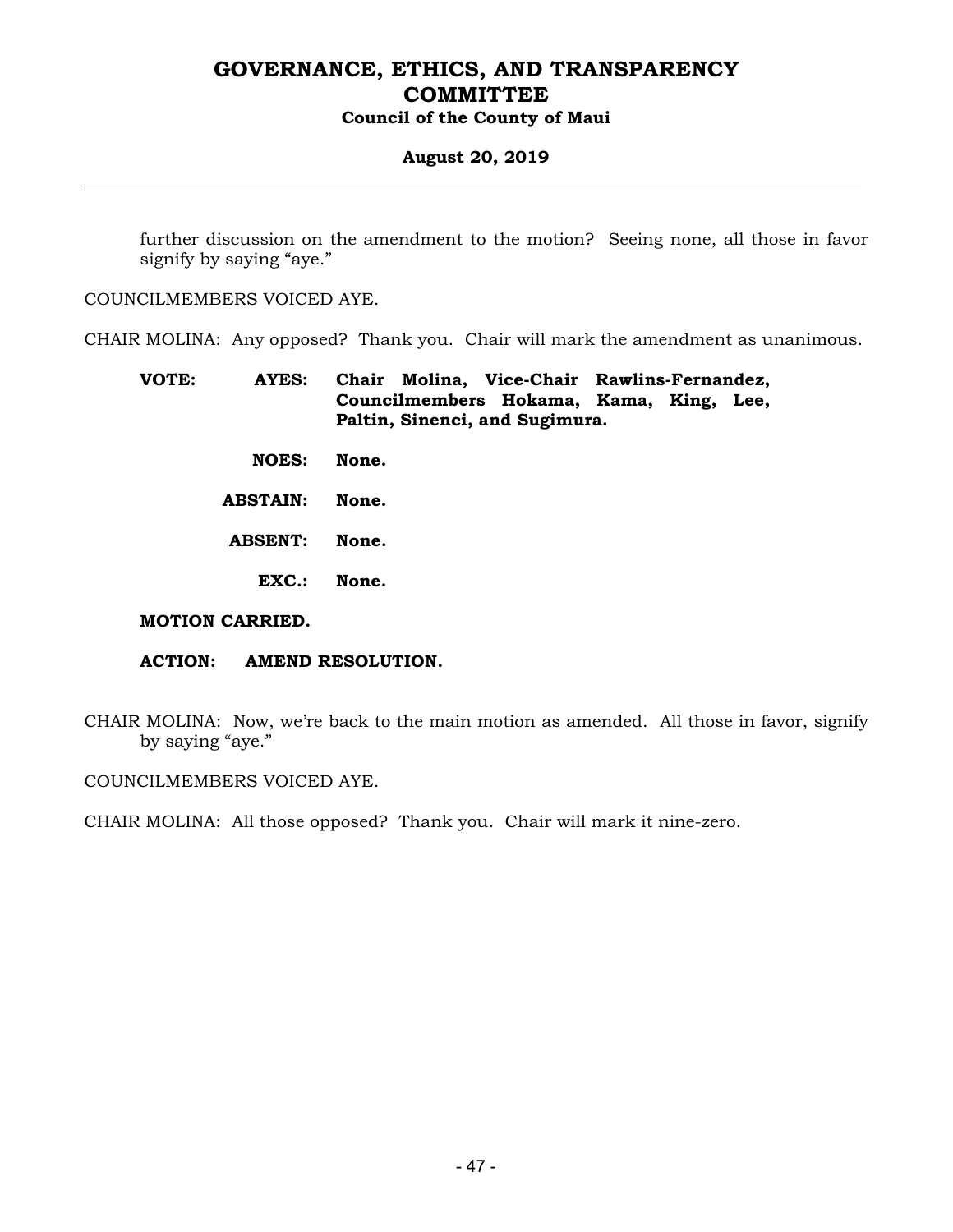further discussion on the amendment to the motion? Seeing none, all those in favor signify by saying "aye."

COUNCILMEMBERS VOICED AYE.

CHAIR MOLINA: Any opposed? Thank you. Chair will mark the amendment as unanimous.

**VOTE: AYES: Chair Molina, Vice-Chair Rawlins-Fernandez, Councilmembers Hokama, Kama, King, Lee, Paltin, Sinenci, and Sugimura.**

**NOES: None.**

**ABSTAIN: None.**

**ABSENT: None.**

**EXC.: None.**

**MOTION CARRIED.**

**ACTION: AMEND RESOLUTION.**

CHAIR MOLINA: Now, we're back to the main motion as amended. All those in favor, signify by saying "aye."

COUNCILMEMBERS VOICED AYE.

CHAIR MOLINA: All those opposed? Thank you. Chair will mark it nine-zero.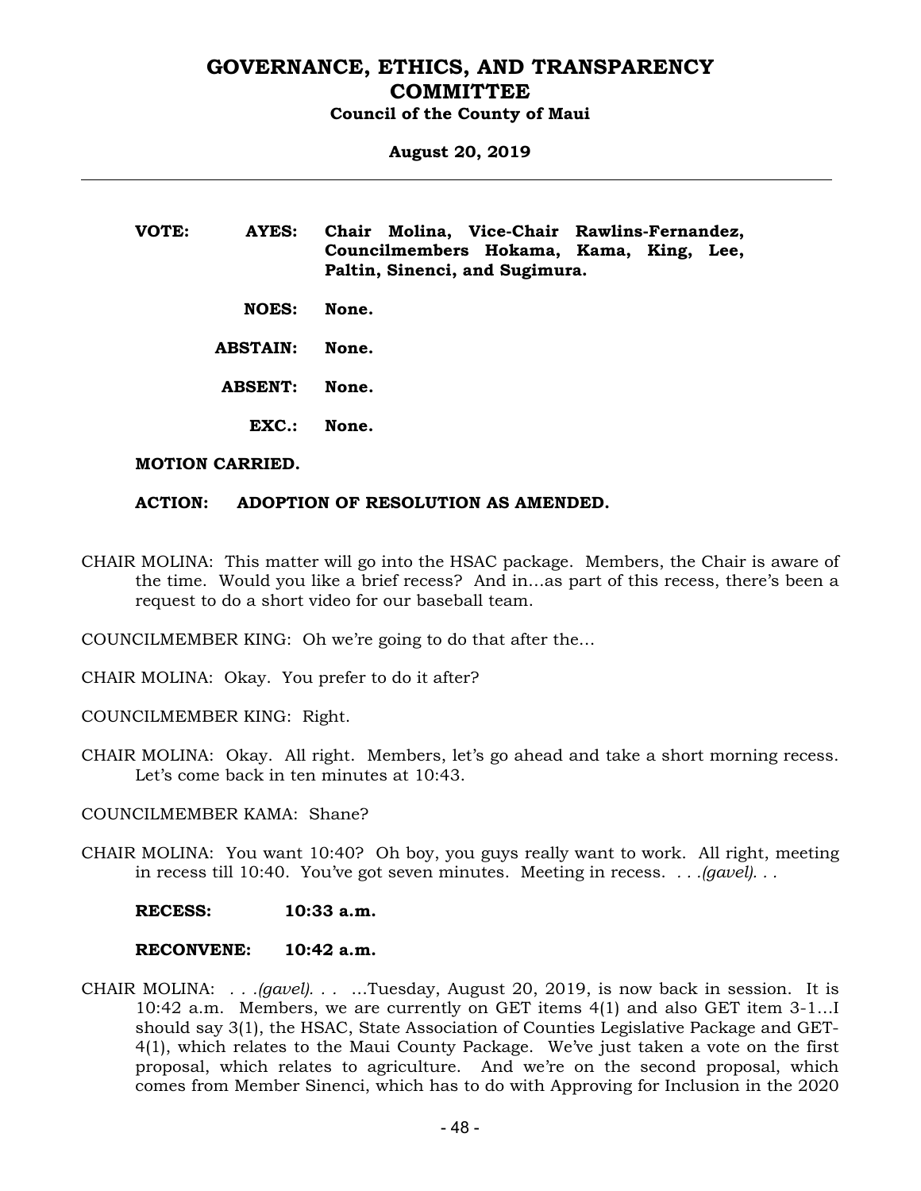**VOTE:** **AYES:** **Chair Molina, Vice-Chair Rawlins-Fernandez, Councilmembers Hokama, Kama, King, Lee, Paltin, Sinenci, and Sugimura.**

**NOES:** **None.**

**ABSTAIN:** **None.**

**ABSENT:** **None.**

**EXC.:** **None.**

**MOTION CARRIED.**

**ACTION:** **ADOPTION OF RESOLUTION AS AMENDED.**

CHAIR MOLINA: This matter will go into the HSAC package. Members, the Chair is aware of the time. Would you like a brief recess? And in…as part of this recess, there's been a request to do a short video for our baseball team.

COUNCILMEMBER KING: Oh we're going to do that after the…

CHAIR MOLINA: Okay. You prefer to do it after?

COUNCILMEMBER KING: Right.

CHAIR MOLINA: Okay. All right. Members, let's go ahead and take a short morning recess. Let's come back in ten minutes at 10:43.

COUNCILMEMBER KAMA: Shane?

CHAIR MOLINA: You want 10:40? Oh boy, you guys really want to work. All right, meeting in recess till 10:40. You've got seven minutes. Meeting in recess. *. . .(gavel). . .*

**RECESS:** **10:33 a.m.**

**RECONVENE:** **10:42 a.m.**

CHAIR MOLINA: *. . .(gavel). . .* …Tuesday, August 20, 2019, is now back in session. It is 10:42 a.m. Members, we are currently on GET items 4(1) and also GET item 3-1…I should say 3(1), the HSAC, State Association of Counties Legislative Package and GET-4(1), which relates to the Maui County Package. We've just taken a vote on the first proposal, which relates to agriculture. And we're on the second proposal, which comes from Member Sinenci, which has to do with Approving for Inclusion in the 2020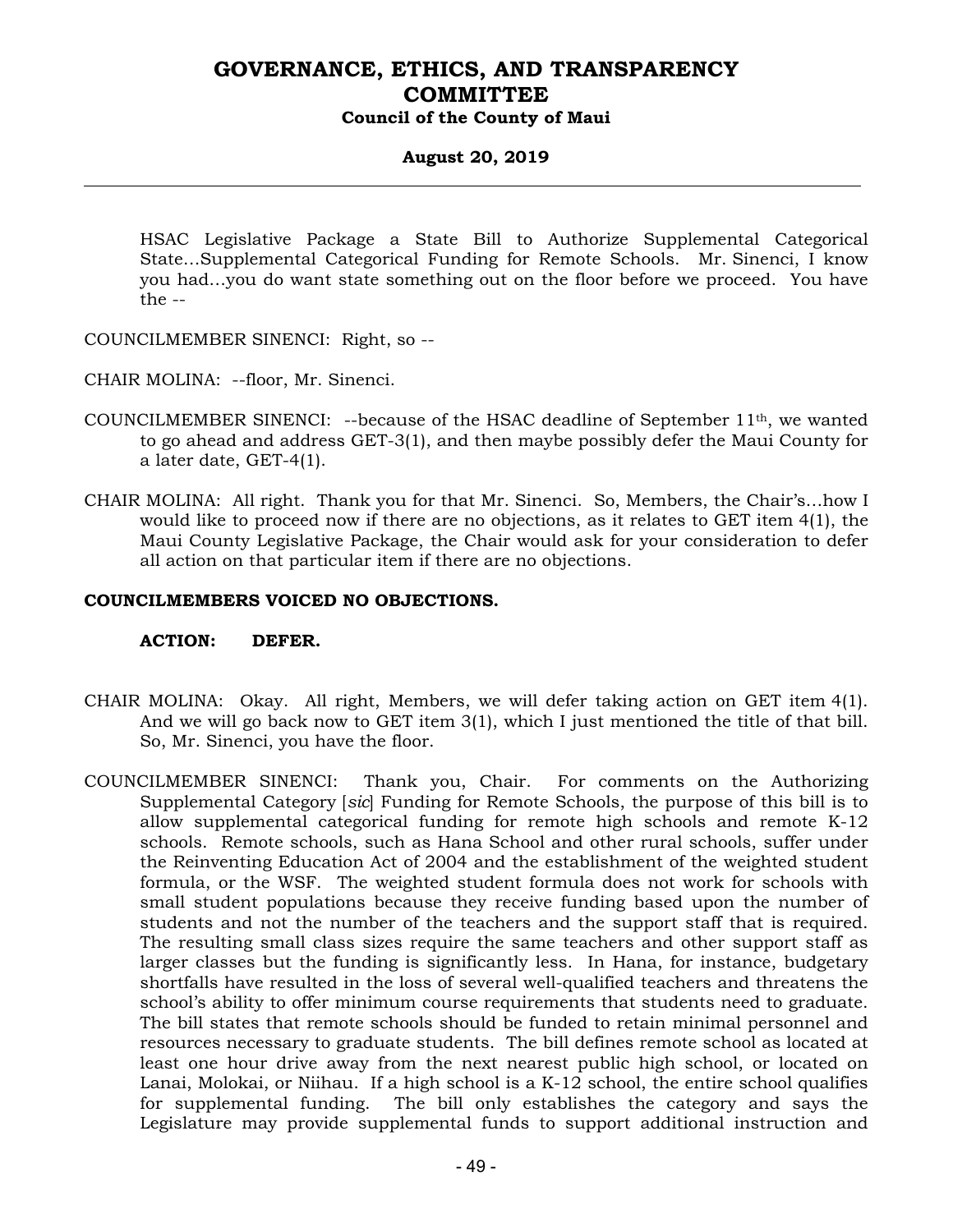HSAC Legislative Package a State Bill to Authorize Supplemental Categorical State…Supplemental Categorical Funding for Remote Schools. Mr. Sinenci, I know you had…you do want state something out on the floor before we proceed. You have the --

COUNCILMEMBER SINENCI: Right, so --

CHAIR MOLINA: --floor, Mr. Sinenci.

COUNCILMEMBER SINENCI: --because of the HSAC deadline of September 11th, we wanted to go ahead and address GET-3(1), and then maybe possibly defer the Maui County for a later date, GET-4(1).

CHAIR MOLINA: All right. Thank you for that Mr. Sinenci. So, Members, the Chair's…how I would like to proceed now if there are no objections, as it relates to GET item 4(1), the Maui County Legislative Package, the Chair would ask for your consideration to defer all action on that particular item if there are no objections.

**COUNCILMEMBERS VOICED NO OBJECTIONS.**

**ACTION: DEFER.**

CHAIR MOLINA: Okay. All right, Members, we will defer taking action on GET item 4(1). And we will go back now to GET item 3(1), which I just mentioned the title of that bill. So, Mr. Sinenci, you have the floor.

COUNCILMEMBER SINENCI: Thank you, Chair. For comments on the Authorizing Supplemental Category [*sic*] Funding for Remote Schools, the purpose of this bill is to allow supplemental categorical funding for remote high schools and remote K-12 schools. Remote schools, such as Hana School and other rural schools, suffer under the Reinventing Education Act of 2004 and the establishment of the weighted student formula, or the WSF. The weighted student formula does not work for schools with small student populations because they receive funding based upon the number of students and not the number of the teachers and the support staff that is required. The resulting small class sizes require the same teachers and other support staff as larger classes but the funding is significantly less. In Hana, for instance, budgetary shortfalls have resulted in the loss of several well-qualified teachers and threatens the school's ability to offer minimum course requirements that students need to graduate. The bill states that remote schools should be funded to retain minimal personnel and resources necessary to graduate students. The bill defines remote school as located at least one hour drive away from the next nearest public high school, or located on Lanai, Molokai, or Niihau. If a high school is a K-12 school, the entire school qualifies for supplemental funding. The bill only establishes the category and says the Legislature may provide supplemental funds to support additional instruction and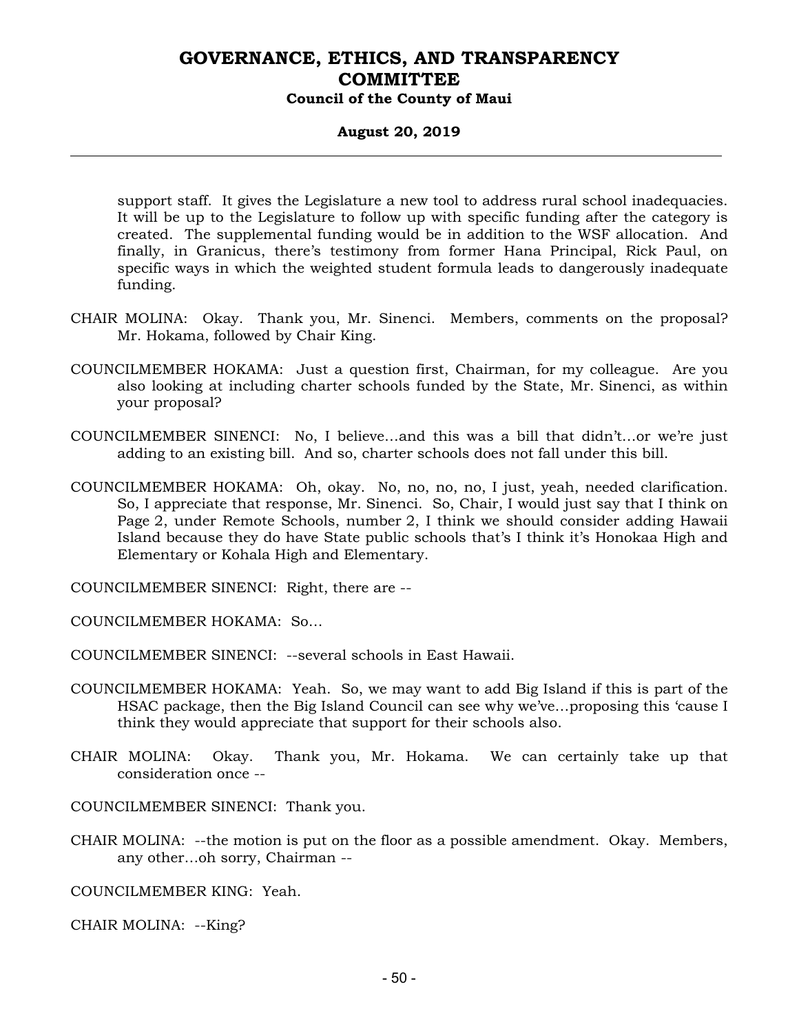support staff. It gives the Legislature a new tool to address rural school inadequacies. It will be up to the Legislature to follow up with specific funding after the category is created. The supplemental funding would be in addition to the WSF allocation. And finally, in Granicus, there's testimony from former Hana Principal, Rick Paul, on specific ways in which the weighted student formula leads to dangerously inadequate funding.

CHAIR MOLINA: Okay. Thank you, Mr. Sinenci. Members, comments on the proposal? Mr. Hokama, followed by Chair King.

COUNCILMEMBER HOKAMA: Just a question first, Chairman, for my colleague. Are you also looking at including charter schools funded by the State, Mr. Sinenci, as within your proposal?

COUNCILMEMBER SINENCI: No, I believe…and this was a bill that didn't…or we're just adding to an existing bill. And so, charter schools does not fall under this bill.

COUNCILMEMBER HOKAMA: Oh, okay. No, no, no, no, I just, yeah, needed clarification. So, I appreciate that response, Mr. Sinenci. So, Chair, I would just say that I think on Page 2, under Remote Schools, number 2, I think we should consider adding Hawaii Island because they do have State public schools that's I think it's Honokaa High and Elementary or Kohala High and Elementary.

COUNCILMEMBER SINENCI: Right, there are --

COUNCILMEMBER HOKAMA: So…

COUNCILMEMBER SINENCI: --several schools in East Hawaii.

COUNCILMEMBER HOKAMA: Yeah. So, we may want to add Big Island if this is part of the HSAC package, then the Big Island Council can see why we've…proposing this 'cause I think they would appreciate that support for their schools also.

CHAIR MOLINA: Okay. Thank you, Mr. Hokama. We can certainly take up that consideration once --

COUNCILMEMBER SINENCI: Thank you.

CHAIR MOLINA: --the motion is put on the floor as a possible amendment. Okay. Members, any other…oh sorry, Chairman --

COUNCILMEMBER KING: Yeah.

CHAIR MOLINA: --King?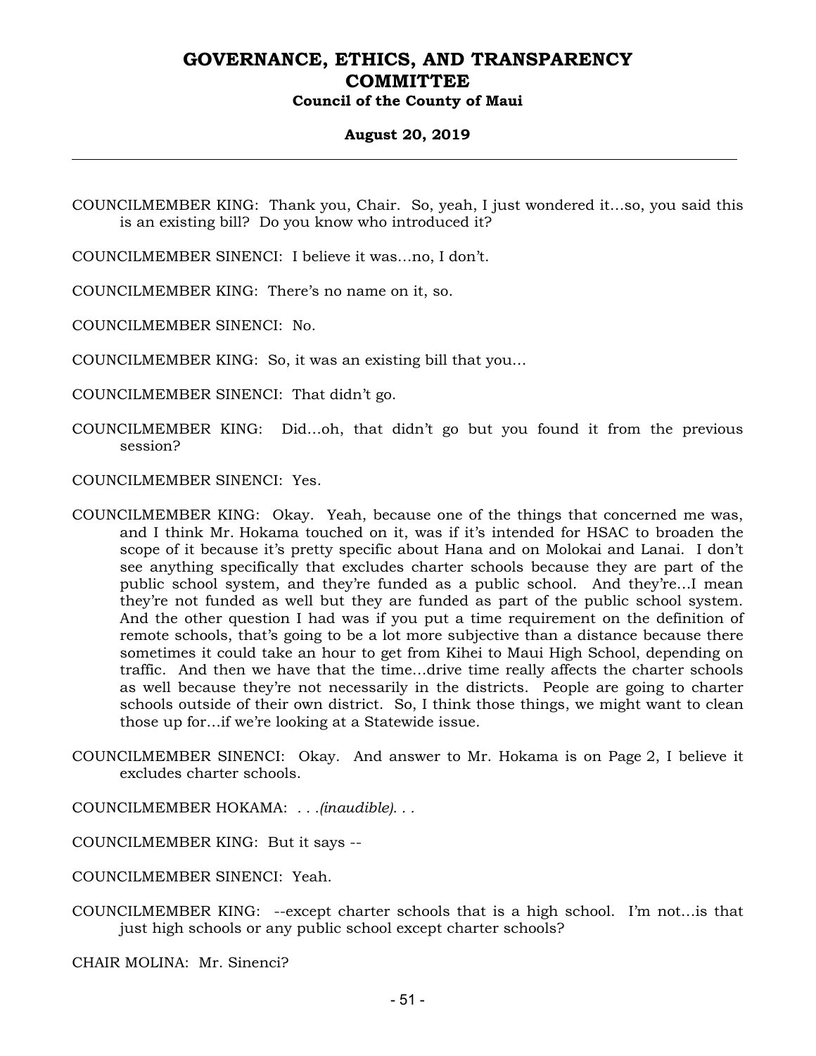COUNCILMEMBER KING: Thank you, Chair. So, yeah, I just wondered it…so, you said this is an existing bill? Do you know who introduced it?

COUNCILMEMBER SINENCI: I believe it was…no, I don't.

COUNCILMEMBER KING: There's no name on it, so.

COUNCILMEMBER SINENCI: No.

COUNCILMEMBER KING: So, it was an existing bill that you…

COUNCILMEMBER SINENCI: That didn't go.

COUNCILMEMBER KING: Did…oh, that didn't go but you found it from the previous session?

COUNCILMEMBER SINENCI: Yes.

COUNCILMEMBER KING: Okay. Yeah, because one of the things that concerned me was, and I think Mr. Hokama touched on it, was if it's intended for HSAC to broaden the scope of it because it's pretty specific about Hana and on Molokai and Lanai. I don't see anything specifically that excludes charter schools because they are part of the public school system, and they're funded as a public school. And they're…I mean they're not funded as well but they are funded as part of the public school system. And the other question I had was if you put a time requirement on the definition of remote schools, that's going to be a lot more subjective than a distance because there sometimes it could take an hour to get from Kihei to Maui High School, depending on traffic. And then we have that the time…drive time really affects the charter schools as well because they're not necessarily in the districts. People are going to charter schools outside of their own district. So, I think those things, we might want to clean those up for…if we're looking at a Statewide issue.

COUNCILMEMBER SINENCI: Okay. And answer to Mr. Hokama is on Page 2, I believe it excludes charter schools.

COUNCILMEMBER HOKAMA: *. . .(inaudible). . .*

COUNCILMEMBER KING: But it says --

COUNCILMEMBER SINENCI: Yeah.

COUNCILMEMBER KING: --except charter schools that is a high school. I'm not…is that just high schools or any public school except charter schools?

CHAIR MOLINA: Mr. Sinenci?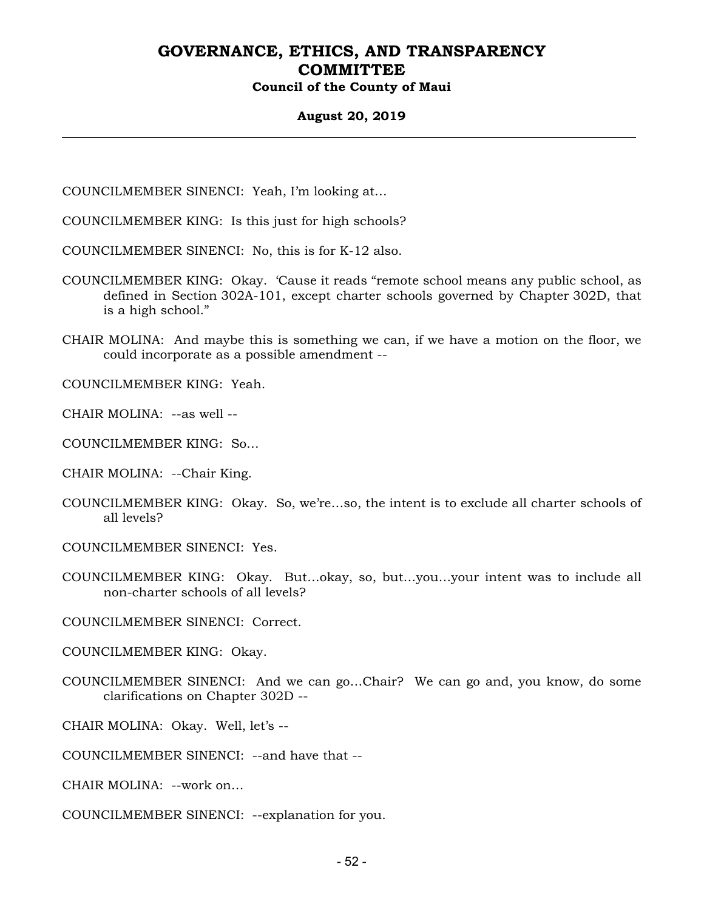COUNCILMEMBER SINENCI: Yeah, I'm looking at…

COUNCILMEMBER KING: Is this just for high schools?

COUNCILMEMBER SINENCI: No, this is for K-12 also.

COUNCILMEMBER KING: Okay. 'Cause it reads "remote school means any public school, as defined in Section 302A-101, except charter schools governed by Chapter 302D, that is a high school."

CHAIR MOLINA: And maybe this is something we can, if we have a motion on the floor, we could incorporate as a possible amendment --

COUNCILMEMBER KING: Yeah.

CHAIR MOLINA: --as well --

COUNCILMEMBER KING: So…

CHAIR MOLINA: --Chair King.

COUNCILMEMBER KING: Okay. So, we're…so, the intent is to exclude all charter schools of all levels?

COUNCILMEMBER SINENCI: Yes.

COUNCILMEMBER KING: Okay. But…okay, so, but…you…your intent was to include all non-charter schools of all levels?

COUNCILMEMBER SINENCI: Correct.

COUNCILMEMBER KING: Okay.

COUNCILMEMBER SINENCI: And we can go…Chair? We can go and, you know, do some clarifications on Chapter 302D --

CHAIR MOLINA: Okay. Well, let's --

COUNCILMEMBER SINENCI: --and have that --

CHAIR MOLINA: --work on…

COUNCILMEMBER SINENCI: --explanation for you.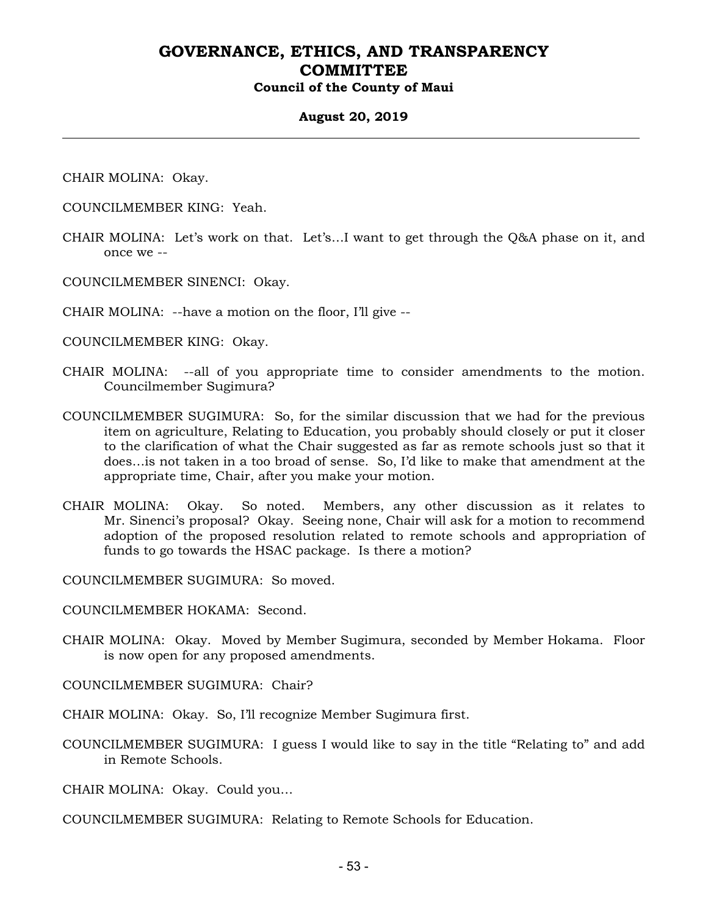CHAIR MOLINA: Okay.

COUNCILMEMBER KING: Yeah.

CHAIR MOLINA: Let's work on that. Let's…I want to get through the Q&A phase on it, and once we --

COUNCILMEMBER SINENCI: Okay.

CHAIR MOLINA: --have a motion on the floor, I'll give --

COUNCILMEMBER KING: Okay.

CHAIR MOLINA: --all of you appropriate time to consider amendments to the motion. Councilmember Sugimura?

COUNCILMEMBER SUGIMURA: So, for the similar discussion that we had for the previous item on agriculture, Relating to Education, you probably should closely or put it closer to the clarification of what the Chair suggested as far as remote schools just so that it does…is not taken in a too broad of sense. So, I'd like to make that amendment at the appropriate time, Chair, after you make your motion.

CHAIR MOLINA: Okay. So noted. Members, any other discussion as it relates to Mr. Sinenci's proposal? Okay. Seeing none, Chair will ask for a motion to recommend adoption of the proposed resolution related to remote schools and appropriation of funds to go towards the HSAC package. Is there a motion?

COUNCILMEMBER SUGIMURA: So moved.

COUNCILMEMBER HOKAMA: Second.

CHAIR MOLINA: Okay. Moved by Member Sugimura, seconded by Member Hokama. Floor is now open for any proposed amendments.

COUNCILMEMBER SUGIMURA: Chair?

CHAIR MOLINA: Okay. So, I'll recognize Member Sugimura first.

COUNCILMEMBER SUGIMURA: I guess I would like to say in the title "Relating to" and add in Remote Schools.

CHAIR MOLINA: Okay. Could you…

COUNCILMEMBER SUGIMURA: Relating to Remote Schools for Education.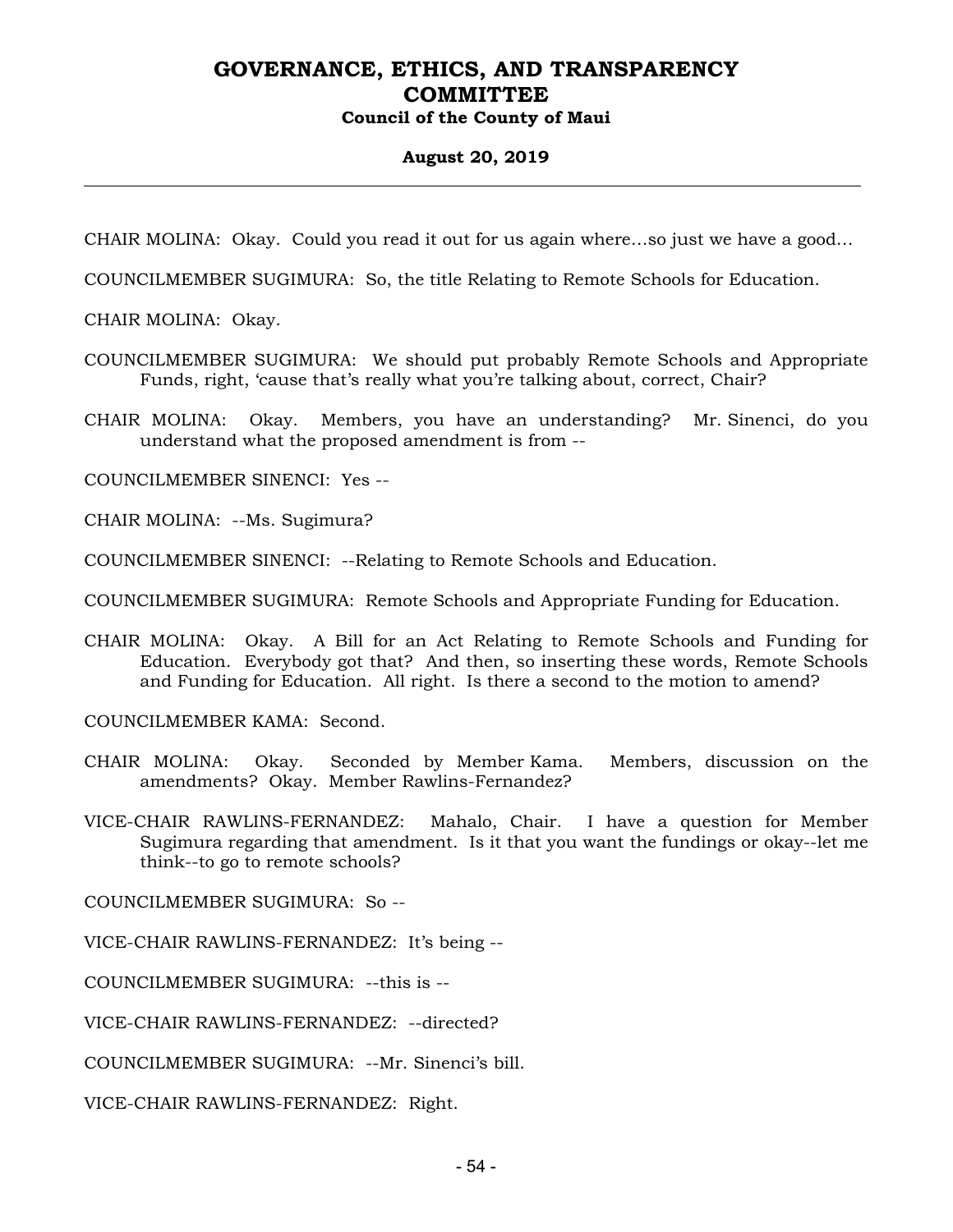CHAIR MOLINA: Okay. Could you read it out for us again where…so just we have a good…

COUNCILMEMBER SUGIMURA: So, the title Relating to Remote Schools for Education.

CHAIR MOLINA: Okay.

COUNCILMEMBER SUGIMURA: We should put probably Remote Schools and Appropriate Funds, right, 'cause that's really what you're talking about, correct, Chair?

CHAIR MOLINA: Okay. Members, you have an understanding? Mr. Sinenci, do you understand what the proposed amendment is from --

COUNCILMEMBER SINENCI: Yes --

CHAIR MOLINA: --Ms. Sugimura?

COUNCILMEMBER SINENCI: --Relating to Remote Schools and Education.

COUNCILMEMBER SUGIMURA: Remote Schools and Appropriate Funding for Education.

CHAIR MOLINA: Okay. A Bill for an Act Relating to Remote Schools and Funding for Education. Everybody got that? And then, so inserting these words, Remote Schools and Funding for Education. All right. Is there a second to the motion to amend?

COUNCILMEMBER KAMA: Second.

CHAIR MOLINA: Okay. Seconded by Member Kama. Members, discussion on the amendments? Okay. Member Rawlins-Fernandez?

VICE-CHAIR RAWLINS-FERNANDEZ: Mahalo, Chair. I have a question for Member Sugimura regarding that amendment. Is it that you want the fundings or okay--let me think--to go to remote schools?

COUNCILMEMBER SUGIMURA: So --

VICE-CHAIR RAWLINS-FERNANDEZ: It's being --

COUNCILMEMBER SUGIMURA: --this is --

VICE-CHAIR RAWLINS-FERNANDEZ: --directed?

COUNCILMEMBER SUGIMURA: --Mr. Sinenci's bill.

VICE-CHAIR RAWLINS-FERNANDEZ: Right.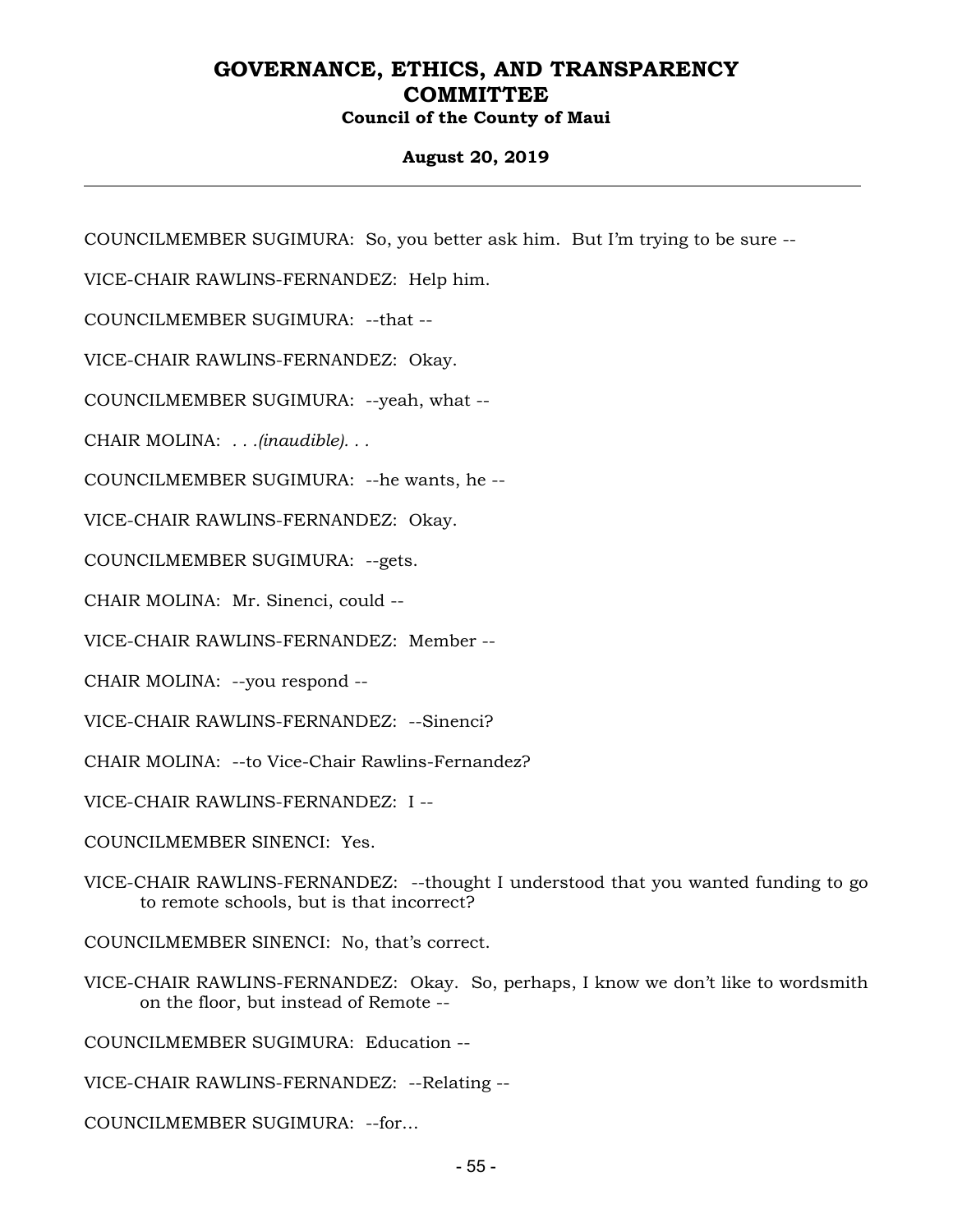COUNCILMEMBER SUGIMURA: So, you better ask him. But I'm trying to be sure --

VICE-CHAIR RAWLINS-FERNANDEZ: Help him.

COUNCILMEMBER SUGIMURA: --that --

VICE-CHAIR RAWLINS-FERNANDEZ: Okay.

COUNCILMEMBER SUGIMURA: --yeah, what --

CHAIR MOLINA: . . .*(inaudible)*. . .

COUNCILMEMBER SUGIMURA: --he wants, he --

VICE-CHAIR RAWLINS-FERNANDEZ: Okay.

COUNCILMEMBER SUGIMURA: --gets.

CHAIR MOLINA: Mr. Sinenci, could --

VICE-CHAIR RAWLINS-FERNANDEZ: Member --

CHAIR MOLINA: --you respond --

VICE-CHAIR RAWLINS-FERNANDEZ: --Sinenci?

CHAIR MOLINA: --to Vice-Chair Rawlins-Fernandez?

VICE-CHAIR RAWLINS-FERNANDEZ: I --

COUNCILMEMBER SINENCI: Yes.

VICE-CHAIR RAWLINS-FERNANDEZ: --thought I understood that you wanted funding to go to remote schools, but is that incorrect?

COUNCILMEMBER SINENCI: No, that's correct.

VICE-CHAIR RAWLINS-FERNANDEZ: Okay. So, perhaps, I know we don't like to wordsmith on the floor, but instead of Remote --

COUNCILMEMBER SUGIMURA: Education --

VICE-CHAIR RAWLINS-FERNANDEZ: --Relating --

COUNCILMEMBER SUGIMURA: --for...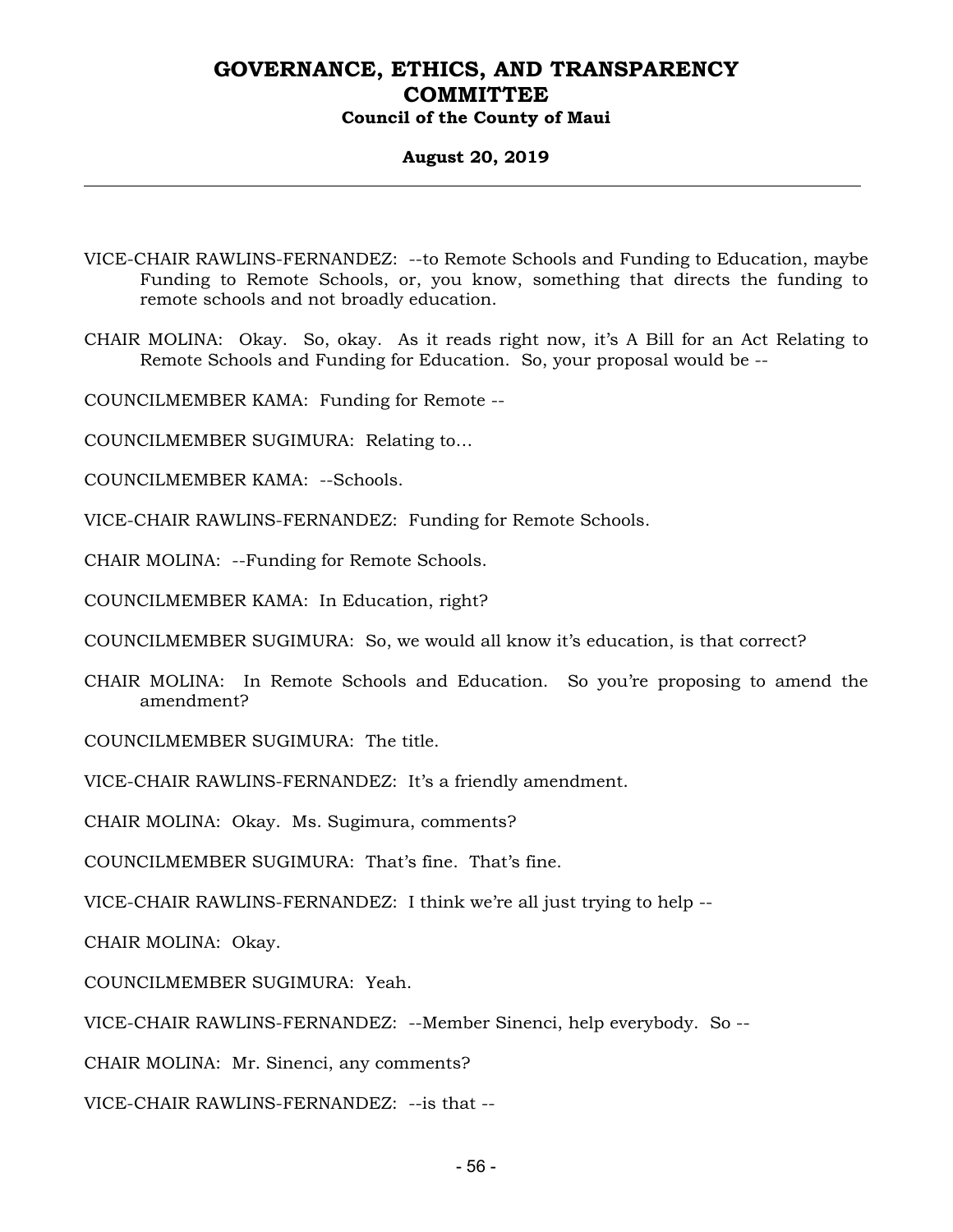VICE-CHAIR RAWLINS-FERNANDEZ: --to Remote Schools and Funding to Education, maybe Funding to Remote Schools, or, you know, something that directs the funding to remote schools and not broadly education.

CHAIR MOLINA: Okay. So, okay. As it reads right now, it's A Bill for an Act Relating to Remote Schools and Funding for Education. So, your proposal would be --

COUNCILMEMBER KAMA: Funding for Remote --

COUNCILMEMBER SUGIMURA: Relating to...

COUNCILMEMBER KAMA: --Schools.

VICE-CHAIR RAWLINS-FERNANDEZ: Funding for Remote Schools.

CHAIR MOLINA: --Funding for Remote Schools.

COUNCILMEMBER KAMA: In Education, right?

COUNCILMEMBER SUGIMURA: So, we would all know it's education, is that correct?

CHAIR MOLINA: In Remote Schools and Education. So you're proposing to amend the amendment?

COUNCILMEMBER SUGIMURA: The title.

VICE-CHAIR RAWLINS-FERNANDEZ: It's a friendly amendment.

CHAIR MOLINA: Okay. Ms. Sugimura, comments?

COUNCILMEMBER SUGIMURA: That's fine. That's fine.

VICE-CHAIR RAWLINS-FERNANDEZ: I think we're all just trying to help --

CHAIR MOLINA: Okay.

COUNCILMEMBER SUGIMURA: Yeah.

VICE-CHAIR RAWLINS-FERNANDEZ: --Member Sinenci, help everybody. So --

CHAIR MOLINA: Mr. Sinenci, any comments?

VICE-CHAIR RAWLINS-FERNANDEZ: --is that --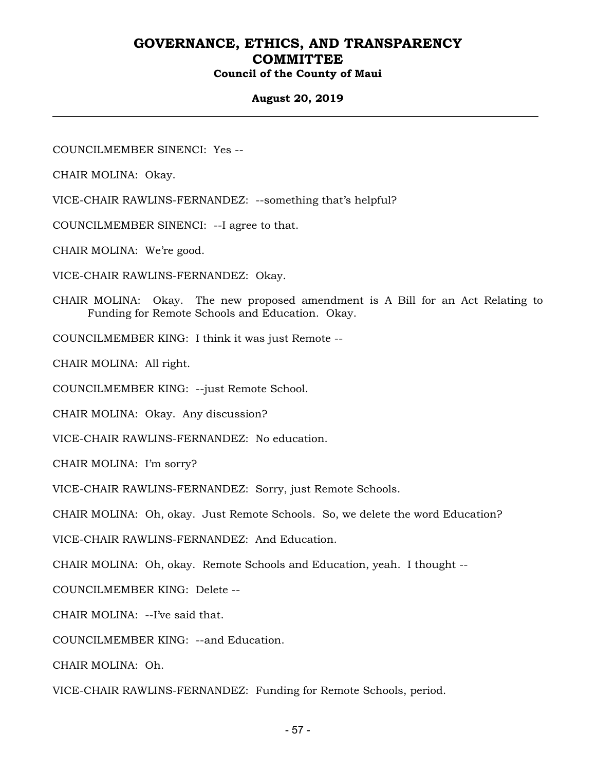COUNCILMEMBER SINENCI: Yes --

CHAIR MOLINA: Okay.

VICE-CHAIR RAWLINS-FERNANDEZ: --something that's helpful?

COUNCILMEMBER SINENCI: --I agree to that.

CHAIR MOLINA: We're good.

VICE-CHAIR RAWLINS-FERNANDEZ: Okay.

CHAIR MOLINA: Okay. The new proposed amendment is A Bill for an Act Relating to Funding for Remote Schools and Education. Okay.

COUNCILMEMBER KING: I think it was just Remote --

CHAIR MOLINA: All right.

COUNCILMEMBER KING: --just Remote School.

CHAIR MOLINA: Okay. Any discussion?

VICE-CHAIR RAWLINS-FERNANDEZ: No education.

CHAIR MOLINA: I'm sorry?

VICE-CHAIR RAWLINS-FERNANDEZ: Sorry, just Remote Schools.

CHAIR MOLINA: Oh, okay. Just Remote Schools. So, we delete the word Education?

VICE-CHAIR RAWLINS-FERNANDEZ: And Education.

CHAIR MOLINA: Oh, okay. Remote Schools and Education, yeah. I thought --

COUNCILMEMBER KING: Delete --

CHAIR MOLINA: --I've said that.

COUNCILMEMBER KING: --and Education.

CHAIR MOLINA: Oh.

VICE-CHAIR RAWLINS-FERNANDEZ: Funding for Remote Schools, period.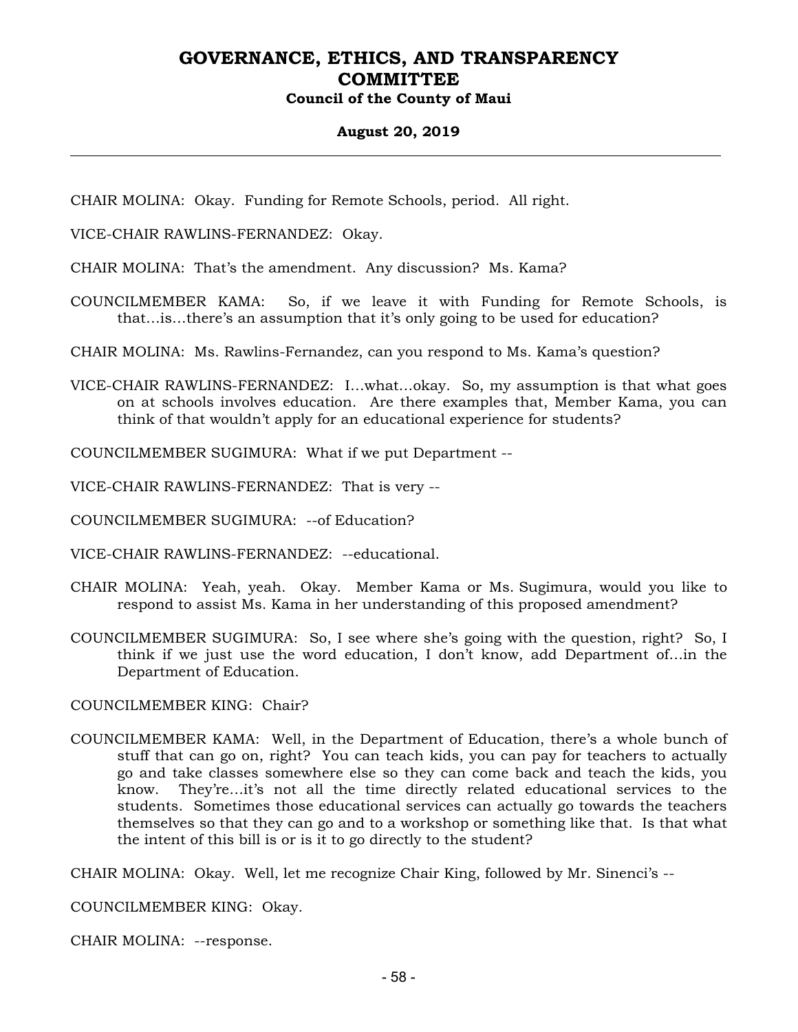CHAIR MOLINA: Okay. Funding for Remote Schools, period. All right.

VICE-CHAIR RAWLINS-FERNANDEZ: Okay.

CHAIR MOLINA: That's the amendment. Any discussion? Ms. Kama?

COUNCILMEMBER KAMA: So, if we leave it with Funding for Remote Schools, is that…is…there's an assumption that it's only going to be used for education?

CHAIR MOLINA: Ms. Rawlins-Fernandez, can you respond to Ms. Kama's question?

VICE-CHAIR RAWLINS-FERNANDEZ: I…what…okay. So, my assumption is that what goes on at schools involves education. Are there examples that, Member Kama, you can think of that wouldn't apply for an educational experience for students?

COUNCILMEMBER SUGIMURA: What if we put Department --

VICE-CHAIR RAWLINS-FERNANDEZ: That is very --

COUNCILMEMBER SUGIMURA: --of Education?

VICE-CHAIR RAWLINS-FERNANDEZ: --educational.

CHAIR MOLINA: Yeah, yeah. Okay. Member Kama or Ms. Sugimura, would you like to respond to assist Ms. Kama in her understanding of this proposed amendment?

COUNCILMEMBER SUGIMURA: So, I see where she's going with the question, right? So, I think if we just use the word education, I don't know, add Department of…in the Department of Education.

COUNCILMEMBER KING: Chair?

COUNCILMEMBER KAMA: Well, in the Department of Education, there's a whole bunch of stuff that can go on, right? You can teach kids, you can pay for teachers to actually go and take classes somewhere else so they can come back and teach the kids, you know. They're…it's not all the time directly related educational services to the students. Sometimes those educational services can actually go towards the teachers themselves so that they can go and to a workshop or something like that. Is that what the intent of this bill is or is it to go directly to the student?

CHAIR MOLINA: Okay. Well, let me recognize Chair King, followed by Mr. Sinenci's --

COUNCILMEMBER KING: Okay.

CHAIR MOLINA: --response.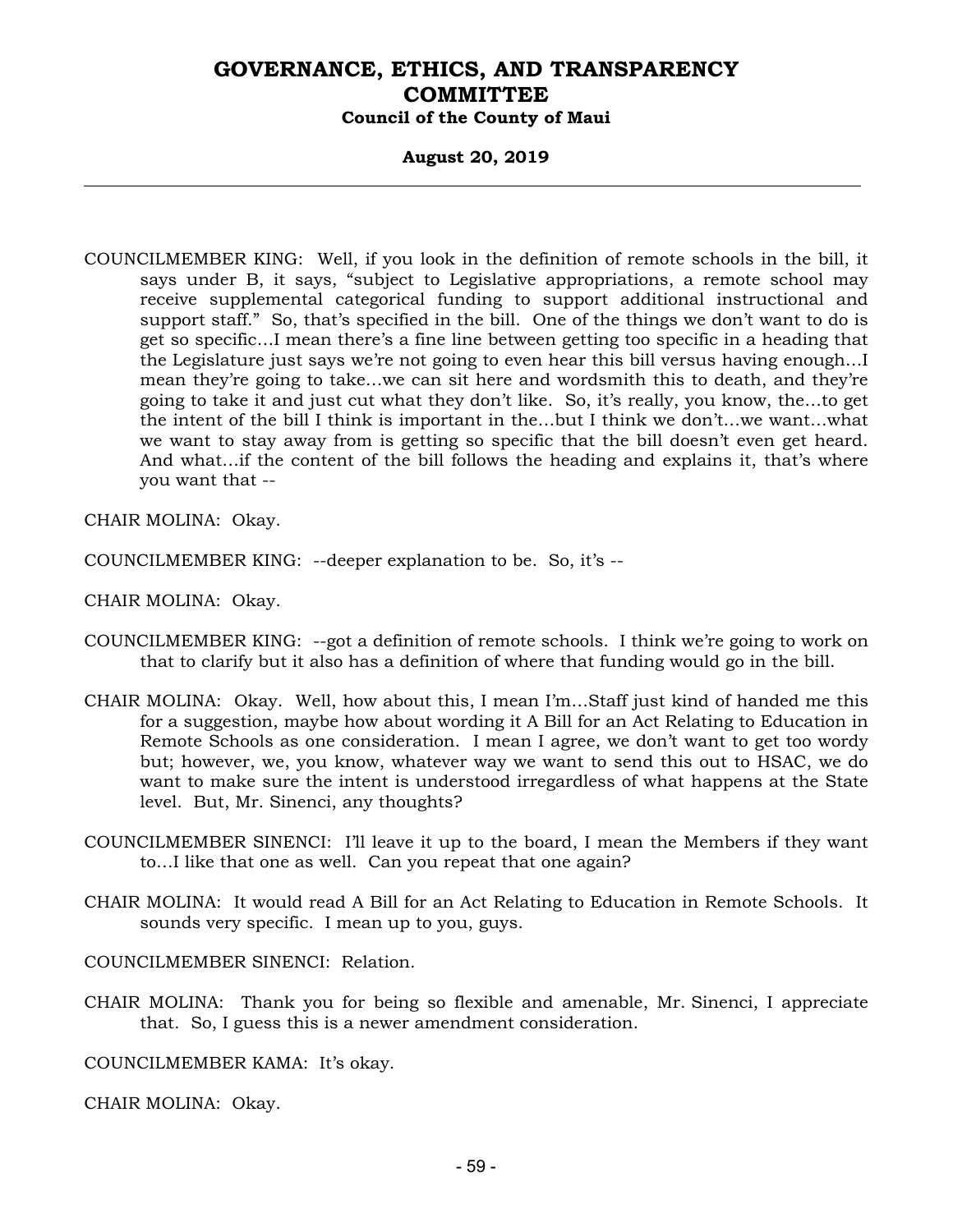COUNCILMEMBER KING: Well, if you look in the definition of remote schools in the bill, it says under B, it says, "subject to Legislative appropriations, a remote school may receive supplemental categorical funding to support additional instructional and support staff." So, that's specified in the bill. One of the things we don't want to do is get so specific…I mean there's a fine line between getting too specific in a heading that the Legislature just says we're not going to even hear this bill versus having enough…I mean they're going to take…we can sit here and wordsmith this to death, and they're going to take it and just cut what they don't like. So, it's really, you know, the…to get the intent of the bill I think is important in the…but I think we don't…we want…what we want to stay away from is getting so specific that the bill doesn't even get heard. And what…if the content of the bill follows the heading and explains it, that's where you want that --

CHAIR MOLINA: Okay.

COUNCILMEMBER KING: --deeper explanation to be. So, it's --

CHAIR MOLINA: Okay.

COUNCILMEMBER KING: --got a definition of remote schools. I think we're going to work on that to clarify but it also has a definition of where that funding would go in the bill.

CHAIR MOLINA: Okay. Well, how about this, I mean I'm…Staff just kind of handed me this for a suggestion, maybe how about wording it A Bill for an Act Relating to Education in Remote Schools as one consideration. I mean I agree, we don't want to get too wordy but; however, we, you know, whatever way we want to send this out to HSAC, we do want to make sure the intent is understood irregardless of what happens at the State level. But, Mr. Sinenci, any thoughts?

COUNCILMEMBER SINENCI: I'll leave it up to the board, I mean the Members if they want to…I like that one as well. Can you repeat that one again?

CHAIR MOLINA: It would read A Bill for an Act Relating to Education in Remote Schools. It sounds very specific. I mean up to you, guys.

COUNCILMEMBER SINENCI: Relation.

CHAIR MOLINA: Thank you for being so flexible and amenable, Mr. Sinenci, I appreciate that. So, I guess this is a newer amendment consideration.

COUNCILMEMBER KAMA: It's okay.

CHAIR MOLINA: Okay.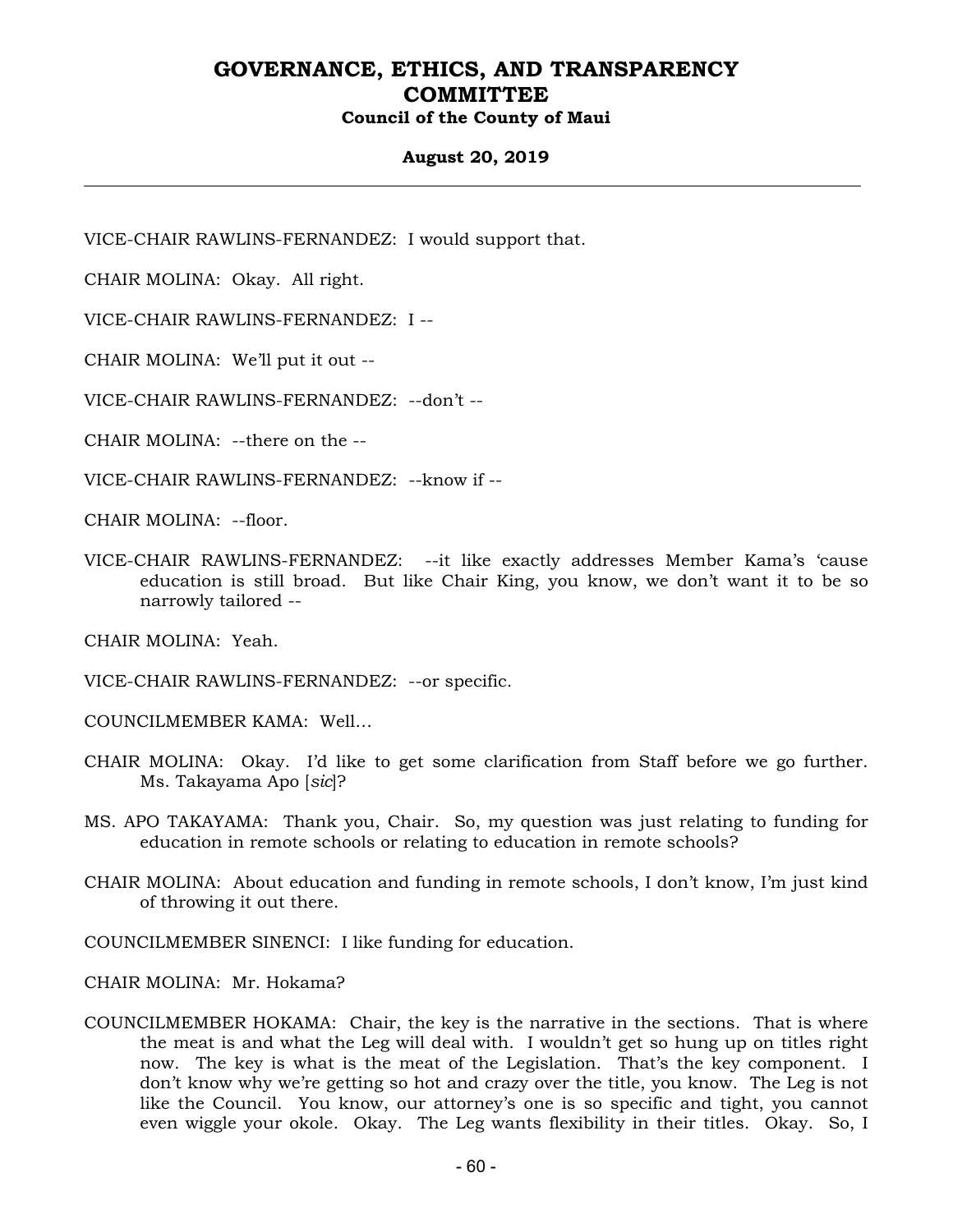VICE-CHAIR RAWLINS-FERNANDEZ: I would support that.

CHAIR MOLINA: Okay. All right.

VICE-CHAIR RAWLINS-FERNANDEZ: I --

CHAIR MOLINA: We'll put it out --

VICE-CHAIR RAWLINS-FERNANDEZ: --don't --

CHAIR MOLINA: --there on the --

VICE-CHAIR RAWLINS-FERNANDEZ: --know if --

CHAIR MOLINA: --floor.

VICE-CHAIR RAWLINS-FERNANDEZ: --it like exactly addresses Member Kama's 'cause education is still broad. But like Chair King, you know, we don't want it to be so narrowly tailored --

CHAIR MOLINA: Yeah.

VICE-CHAIR RAWLINS-FERNANDEZ: --or specific.

COUNCILMEMBER KAMA: Well...

CHAIR MOLINA: Okay. I'd like to get some clarification from Staff before we go further. Ms. Takayama Apo [*sic*]?

MS. APO TAKAYAMA: Thank you, Chair. So, my question was just relating to funding for education in remote schools or relating to education in remote schools?

CHAIR MOLINA: About education and funding in remote schools, I don't know, I'm just kind of throwing it out there.

COUNCILMEMBER SINENCI: I like funding for education.

CHAIR MOLINA: Mr. Hokama?

COUNCILMEMBER HOKAMA: Chair, the key is the narrative in the sections. That is where the meat is and what the Leg will deal with. I wouldn't get so hung up on titles right now. The key is what is the meat of the Legislation. That's the key component. I don't know why we're getting so hot and crazy over the title, you know. The Leg is not like the Council. You know, our attorney's one is so specific and tight, you cannot even wiggle your okole. Okay. The Leg wants flexibility in their titles. Okay. So, I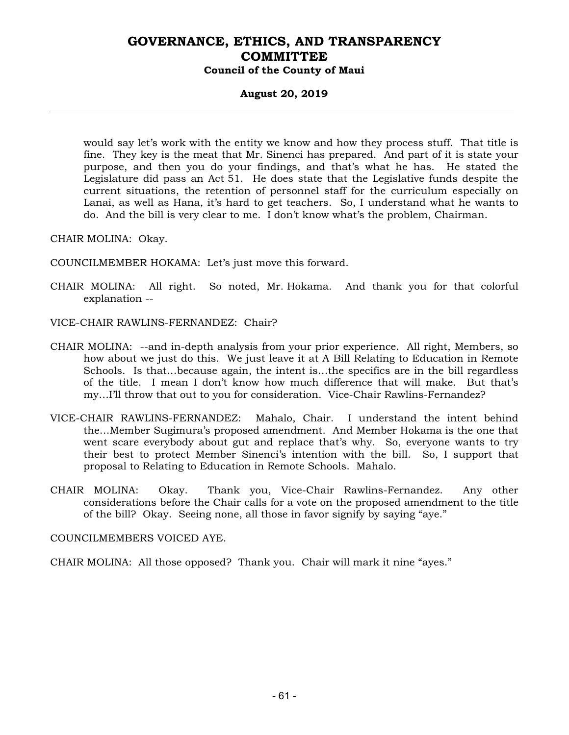would say let's work with the entity we know and how they process stuff. That title is fine. They key is the meat that Mr. Sinenci has prepared. And part of it is state your purpose, and then you do your findings, and that's what he has. He stated the Legislature did pass an Act 51. He does state that the Legislative funds despite the current situations, the retention of personnel staff for the curriculum especially on Lanai, as well as Hana, it's hard to get teachers. So, I understand what he wants to do. And the bill is very clear to me. I don't know what's the problem, Chairman.

CHAIR MOLINA: Okay.

COUNCILMEMBER HOKAMA: Let's just move this forward.

CHAIR MOLINA: All right. So noted, Mr. Hokama. And thank you for that colorful explanation --

VICE-CHAIR RAWLINS-FERNANDEZ: Chair?

CHAIR MOLINA: --and in-depth analysis from your prior experience. All right, Members, so how about we just do this. We just leave it at A Bill Relating to Education in Remote Schools. Is that...because again, the intent is...the specifics are in the bill regardless of the title. I mean I don't know how much difference that will make. But that's my...I'll throw that out to you for consideration. Vice-Chair Rawlins-Fernandez?

VICE-CHAIR RAWLINS-FERNANDEZ: Mahalo, Chair. I understand the intent behind the...Member Sugimura's proposed amendment. And Member Hokama is the one that went scare everybody about gut and replace that's why. So, everyone wants to try their best to protect Member Sinenci's intention with the bill. So, I support that proposal to Relating to Education in Remote Schools. Mahalo.

CHAIR MOLINA: Okay. Thank you, Vice-Chair Rawlins-Fernandez. Any other considerations before the Chair calls for a vote on the proposed amendment to the title of the bill? Okay. Seeing none, all those in favor signify by saying "aye."

COUNCILMEMBERS VOICED AYE.

CHAIR MOLINA: All those opposed? Thank you. Chair will mark it nine "ayes."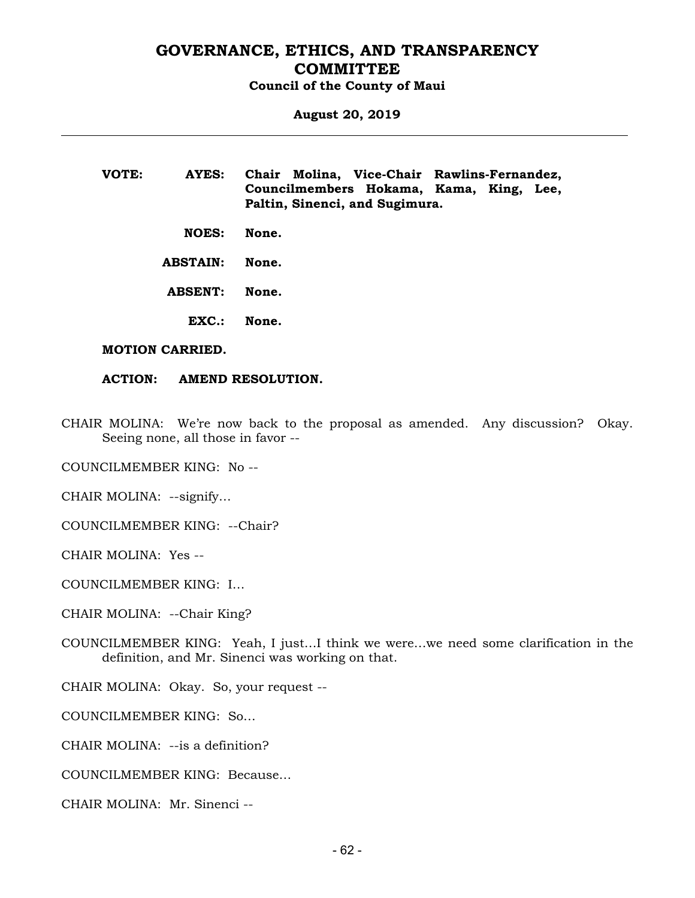**VOTE: AYES: Chair Molina, Vice-Chair Rawlins-Fernandez, Councilmembers Hokama, Kama, King, Lee, Paltin, Sinenci, and Sugimura.**

**NOES: None.**

**ABSTAIN: None.**

**ABSENT: None.**

**EXC.: None.**

**MOTION CARRIED.**

**ACTION: AMEND RESOLUTION.**

CHAIR MOLINA: We're now back to the proposal as amended. Any discussion? Okay. Seeing none, all those in favor --

COUNCILMEMBER KING: No --

CHAIR MOLINA: --signify…

COUNCILMEMBER KING: --Chair?

CHAIR MOLINA: Yes --

COUNCILMEMBER KING: I…

CHAIR MOLINA: --Chair King?

COUNCILMEMBER KING: Yeah, I just…I think we were…we need some clarification in the definition, and Mr. Sinenci was working on that.

CHAIR MOLINA: Okay. So, your request --

COUNCILMEMBER KING: So…

CHAIR MOLINA: --is a definition?

COUNCILMEMBER KING: Because…

CHAIR MOLINA: Mr. Sinenci --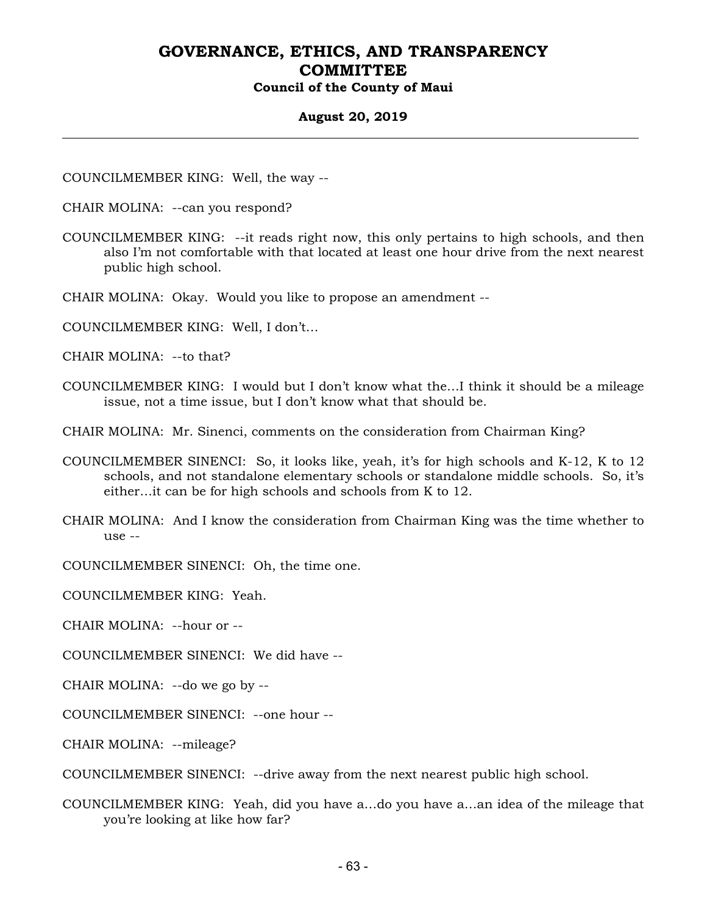COUNCILMEMBER KING: Well, the way --

CHAIR MOLINA: --can you respond?

COUNCILMEMBER KING: --it reads right now, this only pertains to high schools, and then also I'm not comfortable with that located at least one hour drive from the next nearest public high school.

CHAIR MOLINA: Okay. Would you like to propose an amendment --

COUNCILMEMBER KING: Well, I don't...

CHAIR MOLINA: --to that?

COUNCILMEMBER KING: I would but I don't know what the...I think it should be a mileage issue, not a time issue, but I don't know what that should be.

CHAIR MOLINA: Mr. Sinenci, comments on the consideration from Chairman King?

COUNCILMEMBER SINENCI: So, it looks like, yeah, it's for high schools and K-12, K to 12 schools, and not standalone elementary schools or standalone middle schools. So, it's either...it can be for high schools and schools from K to 12.

CHAIR MOLINA: And I know the consideration from Chairman King was the time whether to use --

COUNCILMEMBER SINENCI: Oh, the time one.

COUNCILMEMBER KING: Yeah.

CHAIR MOLINA: --hour or --

COUNCILMEMBER SINENCI: We did have --

CHAIR MOLINA: --do we go by --

COUNCILMEMBER SINENCI: --one hour --

CHAIR MOLINA: --mileage?

COUNCILMEMBER SINENCI: --drive away from the next nearest public high school.

COUNCILMEMBER KING: Yeah, did you have a...do you have a...an idea of the mileage that you're looking at like how far?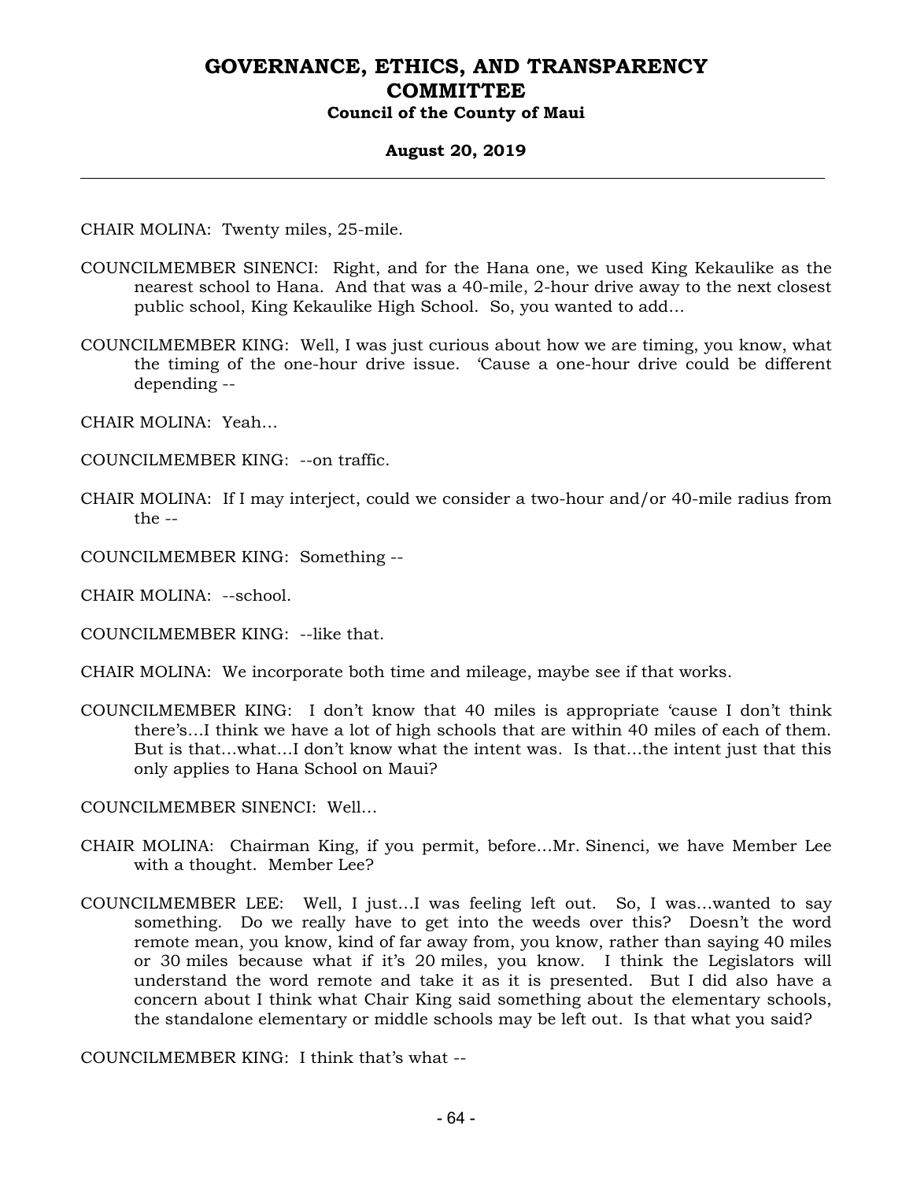CHAIR MOLINA: Twenty miles, 25-mile.

COUNCILMEMBER SINENCI: Right, and for the Hana one, we used King Kekaulike as the nearest school to Hana. And that was a 40-mile, 2-hour drive away to the next closest public school, King Kekaulike High School. So, you wanted to add…

COUNCILMEMBER KING: Well, I was just curious about how we are timing, you know, what the timing of the one-hour drive issue. 'Cause a one-hour drive could be different depending --

CHAIR MOLINA: Yeah…

COUNCILMEMBER KING: --on traffic.

CHAIR MOLINA: If I may interject, could we consider a two-hour and/or 40-mile radius from the --

COUNCILMEMBER KING: Something --

CHAIR MOLINA: --school.

COUNCILMEMBER KING: --like that.

CHAIR MOLINA: We incorporate both time and mileage, maybe see if that works.

COUNCILMEMBER KING: I don't know that 40 miles is appropriate 'cause I don't think there's…I think we have a lot of high schools that are within 40 miles of each of them. But is that…what…I don't know what the intent was. Is that…the intent just that this only applies to Hana School on Maui?

COUNCILMEMBER SINENCI: Well…

CHAIR MOLINA: Chairman King, if you permit, before…Mr. Sinenci, we have Member Lee with a thought. Member Lee?

COUNCILMEMBER LEE: Well, I just…I was feeling left out. So, I was…wanted to say something. Do we really have to get into the weeds over this? Doesn't the word remote mean, you know, kind of far away from, you know, rather than saying 40 miles or 30 miles because what if it's 20 miles, you know. I think the Legislators will understand the word remote and take it as it is presented. But I did also have a concern about I think what Chair King said something about the elementary schools, the standalone elementary or middle schools may be left out. Is that what you said?

COUNCILMEMBER KING: I think that's what --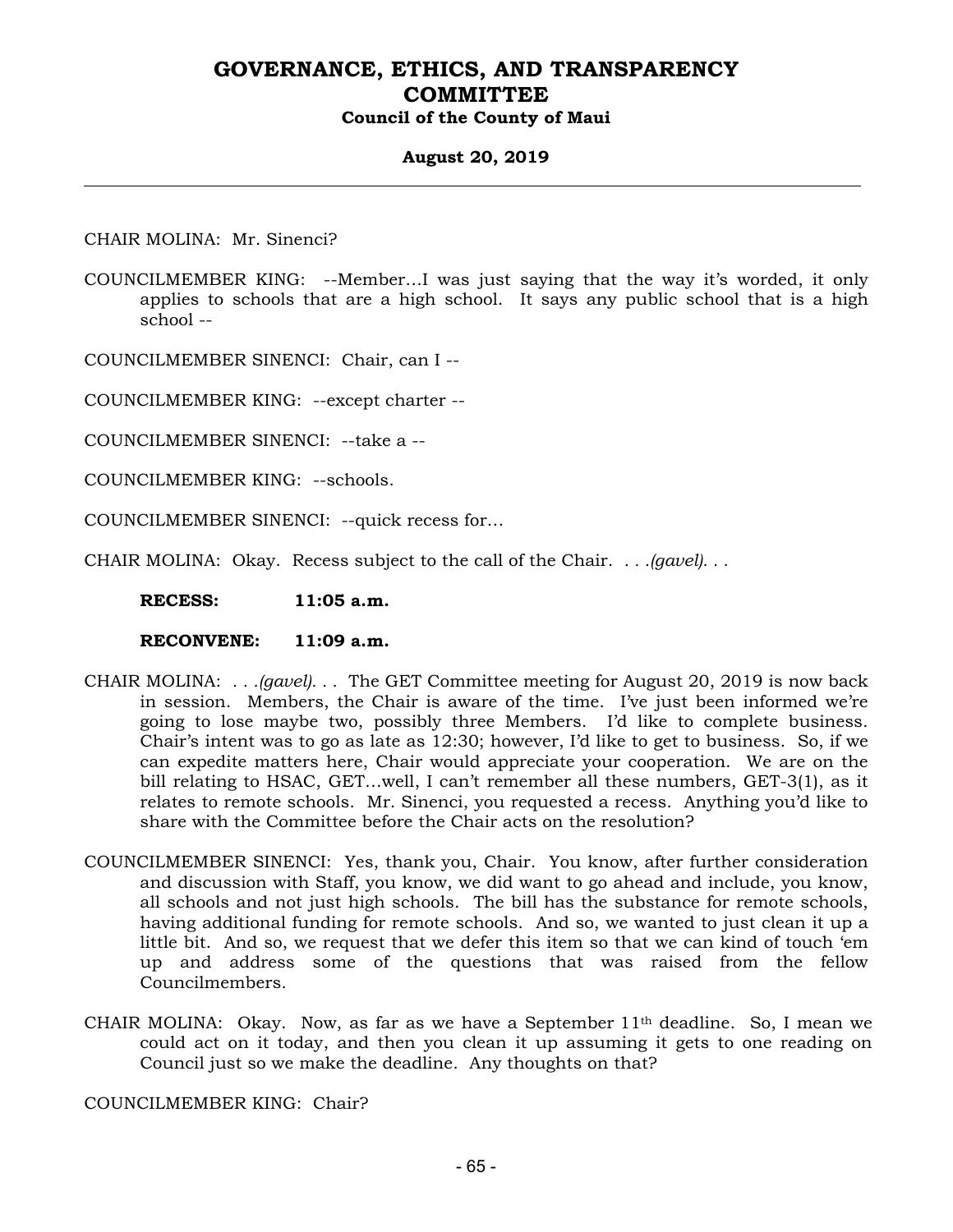CHAIR MOLINA: Mr. Sinenci?

COUNCILMEMBER KING: --Member…I was just saying that the way it's worded, it only applies to schools that are a high school. It says any public school that is a high school --

COUNCILMEMBER SINENCI: Chair, can I --

COUNCILMEMBER KING: --except charter --

COUNCILMEMBER SINENCI: --take a --

COUNCILMEMBER KING: --schools.

COUNCILMEMBER SINENCI: --quick recess for…

CHAIR MOLINA: Okay. Recess subject to the call of the Chair. *. . .(gavel). . .*

**RECESS: 11:05 a.m.**

**RECONVENE: 11:09 a.m.**

CHAIR MOLINA: *. . .(gavel). . .* The GET Committee meeting for August 20, 2019 is now back in session. Members, the Chair is aware of the time. I've just been informed we're going to lose maybe two, possibly three Members. I'd like to complete business. Chair's intent was to go as late as 12:30; however, I'd like to get to business. So, if we can expedite matters here, Chair would appreciate your cooperation. We are on the bill relating to HSAC, GET…well, I can't remember all these numbers, GET-3(1), as it relates to remote schools. Mr. Sinenci, you requested a recess. Anything you'd like to share with the Committee before the Chair acts on the resolution?

COUNCILMEMBER SINENCI: Yes, thank you, Chair. You know, after further consideration and discussion with Staff, you know, we did want to go ahead and include, you know, all schools and not just high schools. The bill has the substance for remote schools, having additional funding for remote schools. And so, we wanted to just clean it up a little bit. And so, we request that we defer this item so that we can kind of touch 'em up and address some of the questions that was raised from the fellow Councilmembers.

CHAIR MOLINA: Okay. Now, as far as we have a September 11th deadline. So, I mean we could act on it today, and then you clean it up assuming it gets to one reading on Council just so we make the deadline. Any thoughts on that?

COUNCILMEMBER KING: Chair?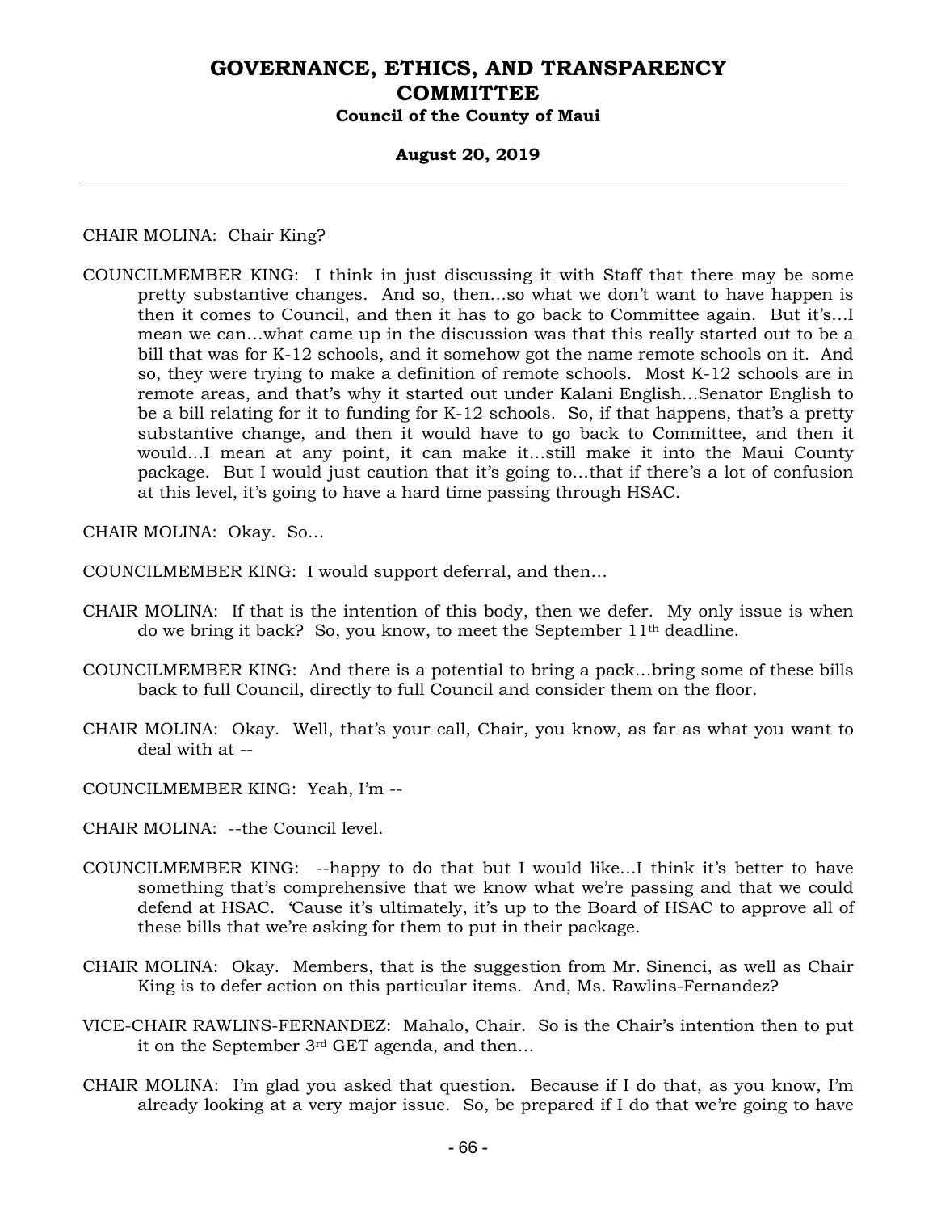CHAIR MOLINA: Chair King?

COUNCILMEMBER KING: I think in just discussing it with Staff that there may be some pretty substantive changes. And so, then...so what we don't want to have happen is then it comes to Council, and then it has to go back to Committee again. But it's...I mean we can...what came up in the discussion was that this really started out to be a bill that was for K-12 schools, and it somehow got the name remote schools on it. And so, they were trying to make a definition of remote schools. Most K-12 schools are in remote areas, and that's why it started out under Kalani English...Senator English to be a bill relating for it to funding for K-12 schools. So, if that happens, that's a pretty substantive change, and then it would have to go back to Committee, and then it would...I mean at any point, it can make it...still make it into the Maui County package. But I would just caution that it's going to...that if there's a lot of confusion at this level, it's going to have a hard time passing through HSAC.

CHAIR MOLINA: Okay. So...

COUNCILMEMBER KING: I would support deferral, and then...

CHAIR MOLINA: If that is the intention of this body, then we defer. My only issue is when do we bring it back? So, you know, to meet the September 11th deadline.

COUNCILMEMBER KING: And there is a potential to bring a pack...bring some of these bills back to full Council, directly to full Council and consider them on the floor.

CHAIR MOLINA: Okay. Well, that's your call, Chair, you know, as far as what you want to deal with at --

COUNCILMEMBER KING: Yeah, I'm --

CHAIR MOLINA: --the Council level.

COUNCILMEMBER KING: --happy to do that but I would like...I think it's better to have something that's comprehensive that we know what we're passing and that we could defend at HSAC. 'Cause it's ultimately, it's up to the Board of HSAC to approve all of these bills that we're asking for them to put in their package.

CHAIR MOLINA: Okay. Members, that is the suggestion from Mr. Sinenci, as well as Chair King is to defer action on this particular items. And, Ms. Rawlins-Fernandez?

VICE-CHAIR RAWLINS-FERNANDEZ: Mahalo, Chair. So is the Chair's intention then to put it on the September 3rd GET agenda, and then...

CHAIR MOLINA: I'm glad you asked that question. Because if I do that, as you know, I'm already looking at a very major issue. So, be prepared if I do that we're going to have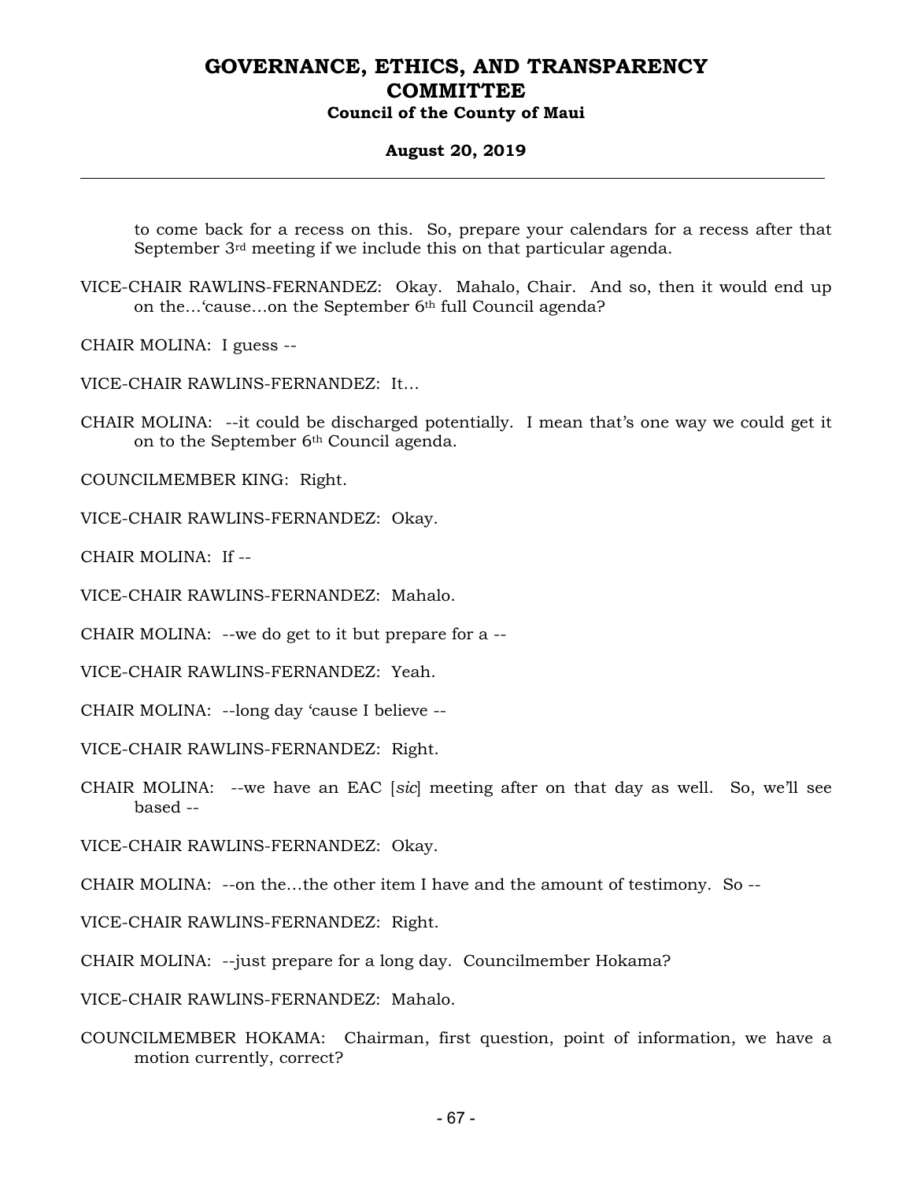to come back for a recess on this. So, prepare your calendars for a recess after that September 3rd meeting if we include this on that particular agenda.

VICE-CHAIR RAWLINS-FERNANDEZ: Okay. Mahalo, Chair. And so, then it would end up on the…'cause…on the September 6th full Council agenda?

CHAIR MOLINA: I guess --

VICE-CHAIR RAWLINS-FERNANDEZ: It…

CHAIR MOLINA: --it could be discharged potentially. I mean that's one way we could get it on to the September 6th Council agenda.

COUNCILMEMBER KING: Right.

VICE-CHAIR RAWLINS-FERNANDEZ: Okay.

CHAIR MOLINA: If --

VICE-CHAIR RAWLINS-FERNANDEZ: Mahalo.

CHAIR MOLINA: --we do get to it but prepare for a --

VICE-CHAIR RAWLINS-FERNANDEZ: Yeah.

CHAIR MOLINA: --long day 'cause I believe --

VICE-CHAIR RAWLINS-FERNANDEZ: Right.

CHAIR MOLINA: --we have an EAC [*sic*] meeting after on that day as well. So, we'll see based --

VICE-CHAIR RAWLINS-FERNANDEZ: Okay.

CHAIR MOLINA: --on the…the other item I have and the amount of testimony. So --

VICE-CHAIR RAWLINS-FERNANDEZ: Right.

CHAIR MOLINA: --just prepare for a long day. Councilmember Hokama?

VICE-CHAIR RAWLINS-FERNANDEZ: Mahalo.

COUNCILMEMBER HOKAMA: Chairman, first question, point of information, we have a motion currently, correct?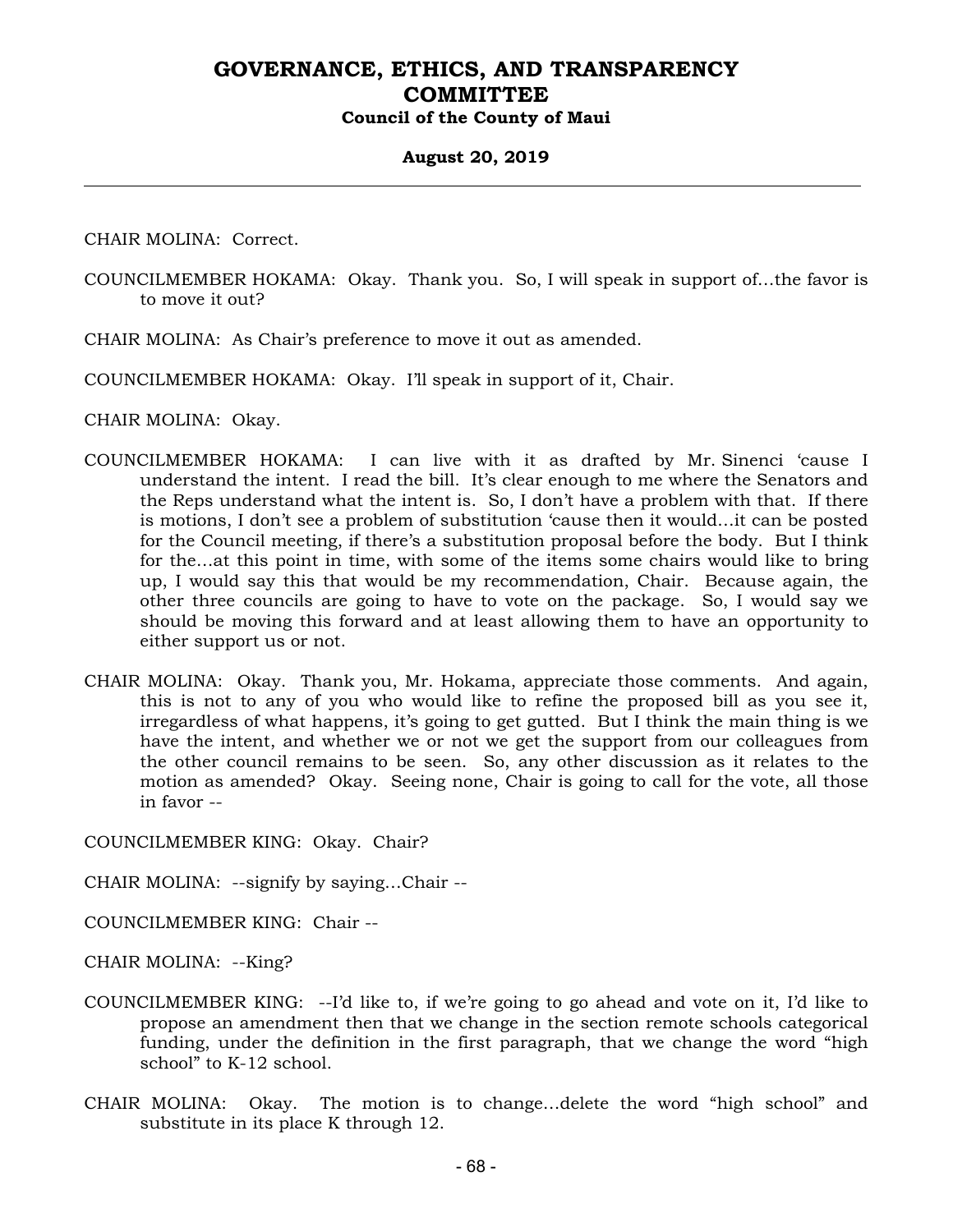CHAIR MOLINA: Correct.

COUNCILMEMBER HOKAMA: Okay. Thank you. So, I will speak in support of...the favor is to move it out?

CHAIR MOLINA: As Chair's preference to move it out as amended.

COUNCILMEMBER HOKAMA: Okay. I'll speak in support of it, Chair.

CHAIR MOLINA: Okay.

COUNCILMEMBER HOKAMA: I can live with it as drafted by Mr. Sinenci 'cause I understand the intent. I read the bill. It's clear enough to me where the Senators and the Reps understand what the intent is. So, I don't have a problem with that. If there is motions, I don't see a problem of substitution 'cause then it would...it can be posted for the Council meeting, if there's a substitution proposal before the body. But I think for the...at this point in time, with some of the items some chairs would like to bring up, I would say this that would be my recommendation, Chair. Because again, the other three councils are going to have to vote on the package. So, I would say we should be moving this forward and at least allowing them to have an opportunity to either support us or not.

CHAIR MOLINA: Okay. Thank you, Mr. Hokama, appreciate those comments. And again, this is not to any of you who would like to refine the proposed bill as you see it, irregardless of what happens, it's going to get gutted. But I think the main thing is we have the intent, and whether we or not we get the support from our colleagues from the other council remains to be seen. So, any other discussion as it relates to the motion as amended? Okay. Seeing none, Chair is going to call for the vote, all those in favor --

COUNCILMEMBER KING: Okay. Chair?

CHAIR MOLINA: --signify by saying...Chair --

COUNCILMEMBER KING: Chair --

CHAIR MOLINA: --King?

COUNCILMEMBER KING: --I'd like to, if we're going to go ahead and vote on it, I'd like to propose an amendment then that we change in the section remote schools categorical funding, under the definition in the first paragraph, that we change the word "high school" to K-12 school.

CHAIR MOLINA: Okay. The motion is to change...delete the word "high school" and substitute in its place K through 12.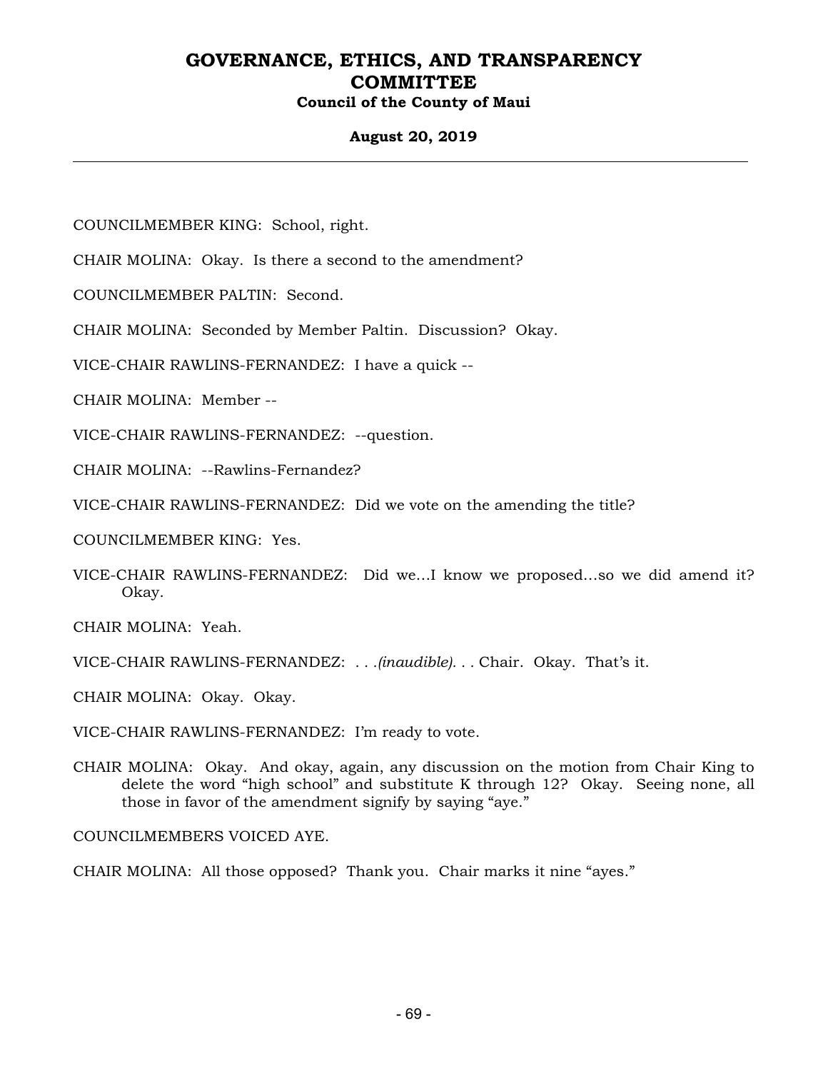COUNCILMEMBER KING: School, right.

CHAIR MOLINA: Okay. Is there a second to the amendment?

COUNCILMEMBER PALTIN: Second.

CHAIR MOLINA: Seconded by Member Paltin. Discussion? Okay.

VICE-CHAIR RAWLINS-FERNANDEZ: I have a quick --

CHAIR MOLINA: Member --

VICE-CHAIR RAWLINS-FERNANDEZ: --question.

CHAIR MOLINA: --Rawlins-Fernandez?

VICE-CHAIR RAWLINS-FERNANDEZ: Did we vote on the amending the title?

COUNCILMEMBER KING: Yes.

VICE-CHAIR RAWLINS-FERNANDEZ: Did we…I know we proposed…so we did amend it? Okay.

CHAIR MOLINA: Yeah.

VICE-CHAIR RAWLINS-FERNANDEZ: . . .*(inaudible)*. . . Chair. Okay. That's it.

CHAIR MOLINA: Okay. Okay.

VICE-CHAIR RAWLINS-FERNANDEZ: I'm ready to vote.

CHAIR MOLINA: Okay. And okay, again, any discussion on the motion from Chair King to delete the word "high school" and substitute K through 12? Okay. Seeing none, all those in favor of the amendment signify by saying "aye."

COUNCILMEMBERS VOICED AYE.

CHAIR MOLINA: All those opposed? Thank you. Chair marks it nine "ayes."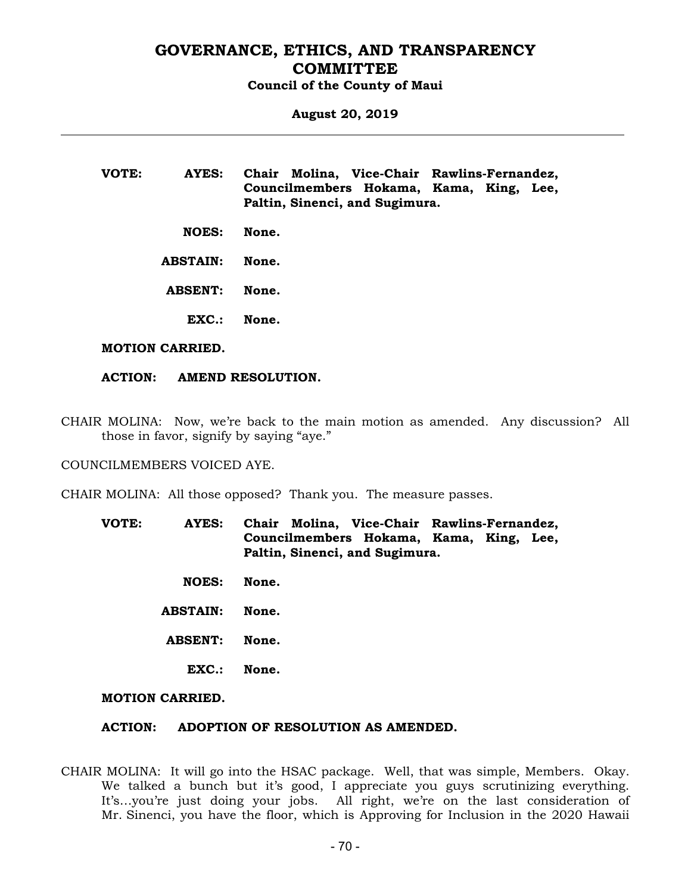**VOTE: AYES: Chair Molina, Vice-Chair Rawlins-Fernandez, Councilmembers Hokama, Kama, King, Lee, Paltin, Sinenci, and Sugimura.**

**NOES: None.**

**ABSTAIN: None.**

**ABSENT: None.**

**EXC.: None.**

**MOTION CARRIED.**

**ACTION: AMEND RESOLUTION.**

CHAIR MOLINA: Now, we're back to the main motion as amended. Any discussion? All those in favor, signify by saying "aye."

COUNCILMEMBERS VOICED AYE.

CHAIR MOLINA: All those opposed? Thank you. The measure passes.

**VOTE: AYES: Chair Molina, Vice-Chair Rawlins-Fernandez, Councilmembers Hokama, Kama, King, Lee, Paltin, Sinenci, and Sugimura.**

**NOES: None.**

**ABSTAIN: None.**

**ABSENT: None.**

**EXC.: None.**

**MOTION CARRIED.**

**ACTION: ADOPTION OF RESOLUTION AS AMENDED.**

CHAIR MOLINA: It will go into the HSAC package. Well, that was simple, Members. Okay. We talked a bunch but it's good, I appreciate you guys scrutinizing everything. It's...you're just doing your jobs. All right, we're on the last consideration of Mr. Sinenci, you have the floor, which is Approving for Inclusion in the 2020 Hawaii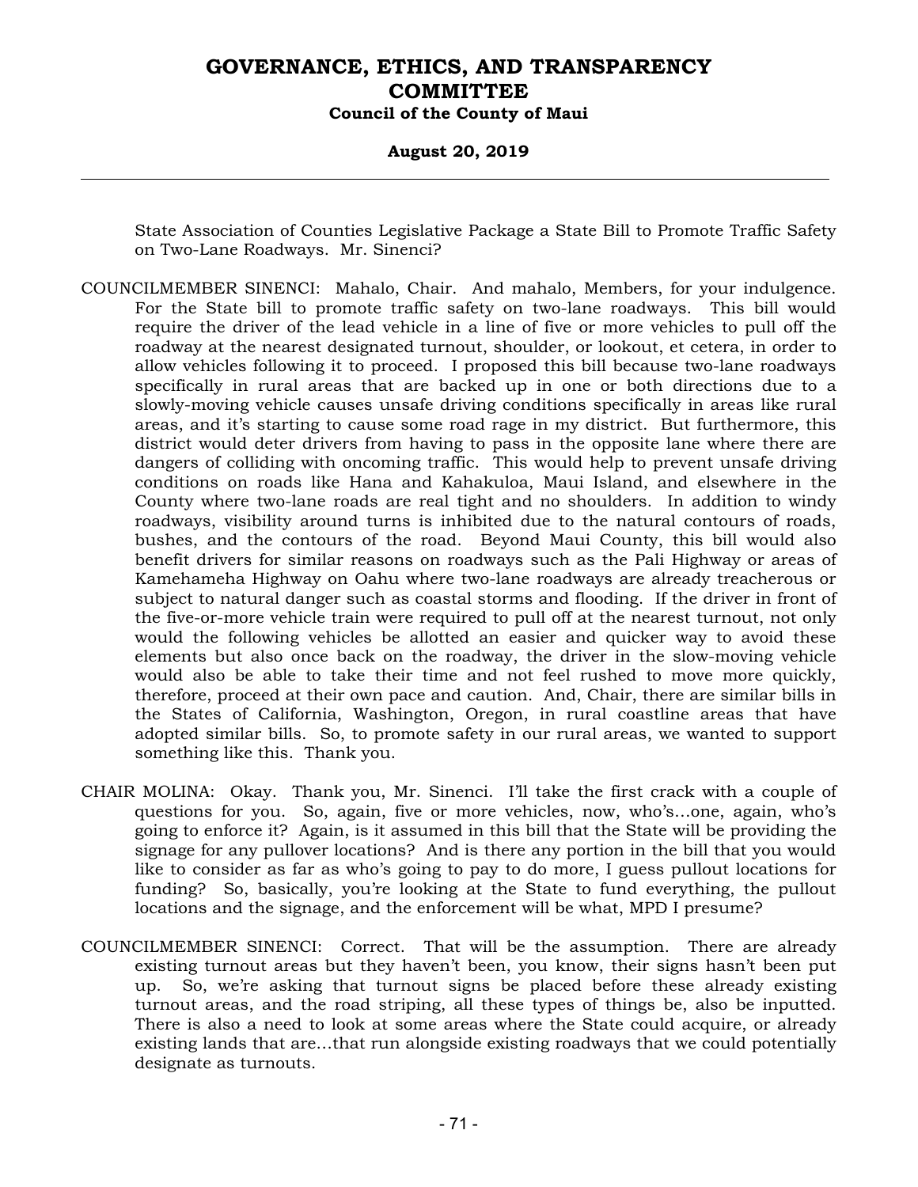State Association of Counties Legislative Package a State Bill to Promote Traffic Safety on Two-Lane Roadways. Mr. Sinenci?

COUNCILMEMBER SINENCI: Mahalo, Chair. And mahalo, Members, for your indulgence. For the State bill to promote traffic safety on two-lane roadways. This bill would require the driver of the lead vehicle in a line of five or more vehicles to pull off the roadway at the nearest designated turnout, shoulder, or lookout, et cetera, in order to allow vehicles following it to proceed. I proposed this bill because two-lane roadways specifically in rural areas that are backed up in one or both directions due to a slowly-moving vehicle causes unsafe driving conditions specifically in areas like rural areas, and it's starting to cause some road rage in my district. But furthermore, this district would deter drivers from having to pass in the opposite lane where there are dangers of colliding with oncoming traffic. This would help to prevent unsafe driving conditions on roads like Hana and Kahakuloa, Maui Island, and elsewhere in the County where two-lane roads are real tight and no shoulders. In addition to windy roadways, visibility around turns is inhibited due to the natural contours of roads, bushes, and the contours of the road. Beyond Maui County, this bill would also benefit drivers for similar reasons on roadways such as the Pali Highway or areas of Kamehameha Highway on Oahu where two-lane roadways are already treacherous or subject to natural danger such as coastal storms and flooding. If the driver in front of the five-or-more vehicle train were required to pull off at the nearest turnout, not only would the following vehicles be allotted an easier and quicker way to avoid these elements but also once back on the roadway, the driver in the slow-moving vehicle would also be able to take their time and not feel rushed to move more quickly, therefore, proceed at their own pace and caution. And, Chair, there are similar bills in the States of California, Washington, Oregon, in rural coastline areas that have adopted similar bills. So, to promote safety in our rural areas, we wanted to support something like this. Thank you.

CHAIR MOLINA: Okay. Thank you, Mr. Sinenci. I'll take the first crack with a couple of questions for you. So, again, five or more vehicles, now, who's...one, again, who's going to enforce it? Again, is it assumed in this bill that the State will be providing the signage for any pullover locations? And is there any portion in the bill that you would like to consider as far as who's going to pay to do more, I guess pullout locations for funding? So, basically, you're looking at the State to fund everything, the pullout locations and the signage, and the enforcement will be what, MPD I presume?

COUNCILMEMBER SINENCI: Correct. That will be the assumption. There are already existing turnout areas but they haven't been, you know, their signs hasn't been put up. So, we're asking that turnout signs be placed before these already existing turnout areas, and the road striping, all these types of things be, also be inputted. There is also a need to look at some areas where the State could acquire, or already existing lands that are...that run alongside existing roadways that we could potentially designate as turnouts.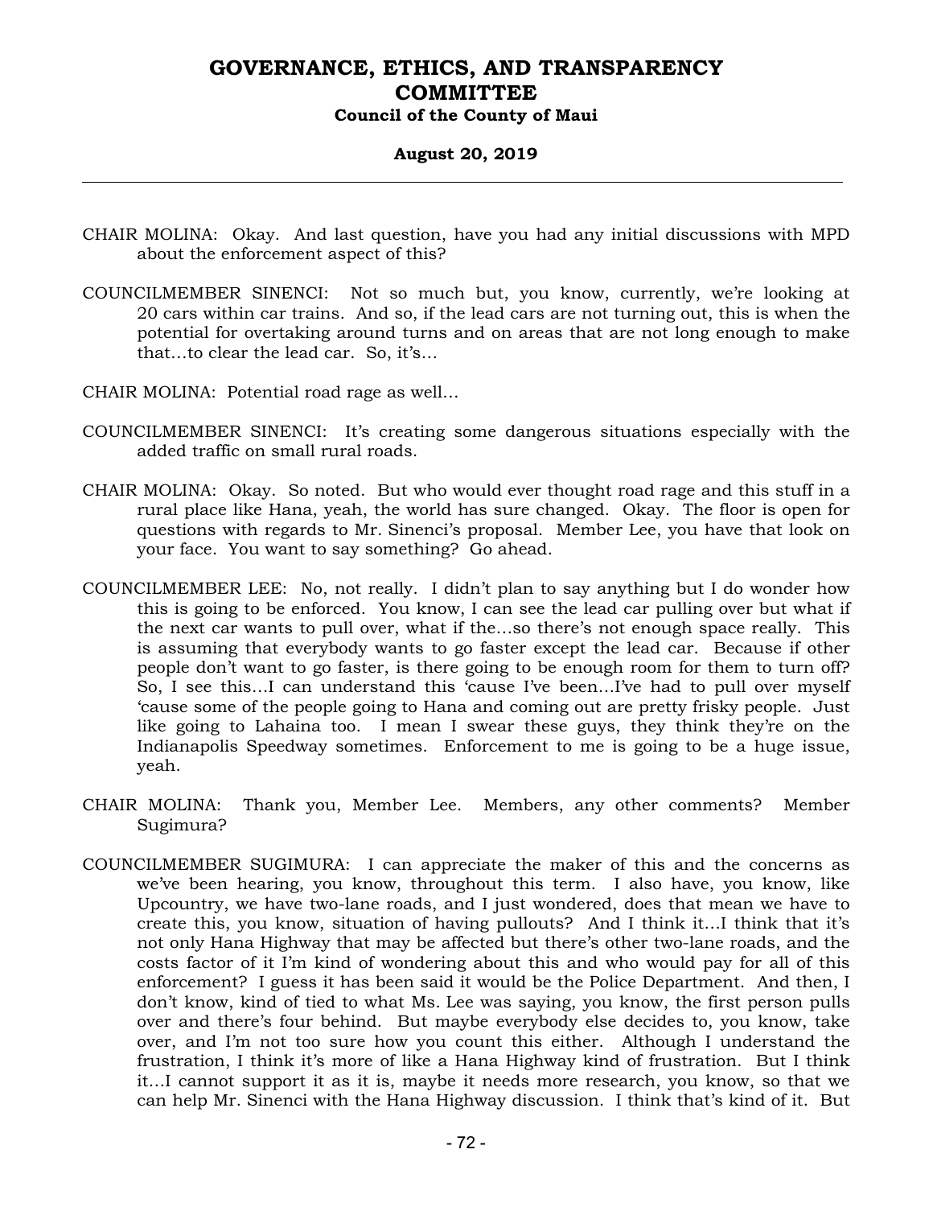CHAIR MOLINA: Okay. And last question, have you had any initial discussions with MPD about the enforcement aspect of this?

COUNCILMEMBER SINENCI: Not so much but, you know, currently, we're looking at 20 cars within car trains. And so, if the lead cars are not turning out, this is when the potential for overtaking around turns and on areas that are not long enough to make that...to clear the lead car. So, it's...

CHAIR MOLINA: Potential road rage as well...

COUNCILMEMBER SINENCI: It's creating some dangerous situations especially with the added traffic on small rural roads.

CHAIR MOLINA: Okay. So noted. But who would ever thought road rage and this stuff in a rural place like Hana, yeah, the world has sure changed. Okay. The floor is open for questions with regards to Mr. Sinenci's proposal. Member Lee, you have that look on your face. You want to say something? Go ahead.

COUNCILMEMBER LEE: No, not really. I didn't plan to say anything but I do wonder how this is going to be enforced. You know, I can see the lead car pulling over but what if the next car wants to pull over, what if the...so there's not enough space really. This is assuming that everybody wants to go faster except the lead car. Because if other people don't want to go faster, is there going to be enough room for them to turn off? So, I see this...I can understand this 'cause I've been...I've had to pull over myself 'cause some of the people going to Hana and coming out are pretty frisky people. Just like going to Lahaina too. I mean I swear these guys, they think they're on the Indianapolis Speedway sometimes. Enforcement to me is going to be a huge issue, yeah.

CHAIR MOLINA: Thank you, Member Lee. Members, any other comments? Member Sugimura?

COUNCILMEMBER SUGIMURA: I can appreciate the maker of this and the concerns as we've been hearing, you know, throughout this term. I also have, you know, like Upcountry, we have two-lane roads, and I just wondered, does that mean we have to create this, you know, situation of having pullouts? And I think it...I think that it's not only Hana Highway that may be affected but there's other two-lane roads, and the costs factor of it I'm kind of wondering about this and who would pay for all of this enforcement? I guess it has been said it would be the Police Department. And then, I don't know, kind of tied to what Ms. Lee was saying, you know, the first person pulls over and there's four behind. But maybe everybody else decides to, you know, take over, and I'm not too sure how you count this either. Although I understand the frustration, I think it's more of like a Hana Highway kind of frustration. But I think it...I cannot support it as it is, maybe it needs more research, you know, so that we can help Mr. Sinenci with the Hana Highway discussion. I think that's kind of it. But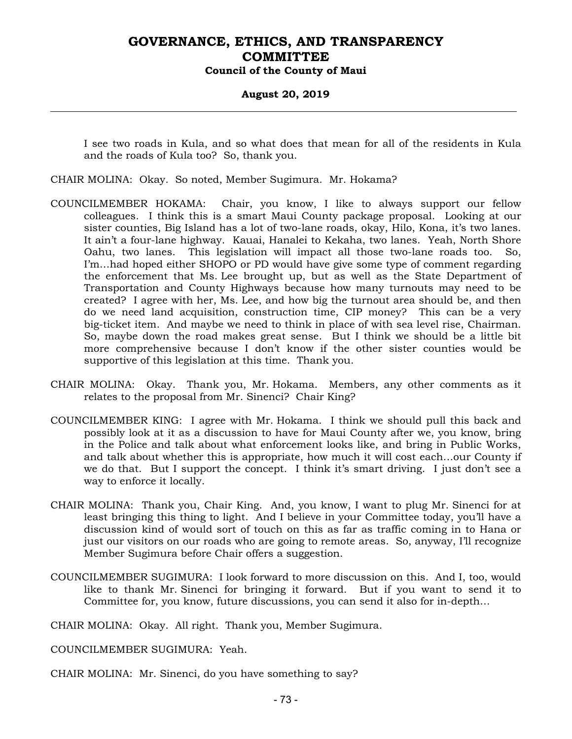I see two roads in Kula, and so what does that mean for all of the residents in Kula and the roads of Kula too? So, thank you.

CHAIR MOLINA: Okay. So noted, Member Sugimura. Mr. Hokama?

COUNCILMEMBER HOKAMA: Chair, you know, I like to always support our fellow colleagues. I think this is a smart Maui County package proposal. Looking at our sister counties, Big Island has a lot of two-lane roads, okay, Hilo, Kona, it's two lanes. It ain't a four-lane highway. Kauai, Hanalei to Kekaha, two lanes. Yeah, North Shore Oahu, two lanes. This legislation will impact all those two-lane roads too. So, I'm…had hoped either SHOPO or PD would have give some type of comment regarding the enforcement that Ms. Lee brought up, but as well as the State Department of Transportation and County Highways because how many turnouts may need to be created? I agree with her, Ms. Lee, and how big the turnout area should be, and then do we need land acquisition, construction time, CIP money? This can be a very big-ticket item. And maybe we need to think in place of with sea level rise, Chairman. So, maybe down the road makes great sense. But I think we should be a little bit more comprehensive because I don't know if the other sister counties would be supportive of this legislation at this time. Thank you.

CHAIR MOLINA: Okay. Thank you, Mr. Hokama. Members, any other comments as it relates to the proposal from Mr. Sinenci? Chair King?

COUNCILMEMBER KING: I agree with Mr. Hokama. I think we should pull this back and possibly look at it as a discussion to have for Maui County after we, you know, bring in the Police and talk about what enforcement looks like, and bring in Public Works, and talk about whether this is appropriate, how much it will cost each…our County if we do that. But I support the concept. I think it's smart driving. I just don't see a way to enforce it locally.

CHAIR MOLINA: Thank you, Chair King. And, you know, I want to plug Mr. Sinenci for at least bringing this thing to light. And I believe in your Committee today, you'll have a discussion kind of would sort of touch on this as far as traffic coming in to Hana or just our visitors on our roads who are going to remote areas. So, anyway, I'll recognize Member Sugimura before Chair offers a suggestion.

COUNCILMEMBER SUGIMURA: I look forward to more discussion on this. And I, too, would like to thank Mr. Sinenci for bringing it forward. But if you want to send it to Committee for, you know, future discussions, you can send it also for in-depth…

CHAIR MOLINA: Okay. All right. Thank you, Member Sugimura.

COUNCILMEMBER SUGIMURA: Yeah.

CHAIR MOLINA: Mr. Sinenci, do you have something to say?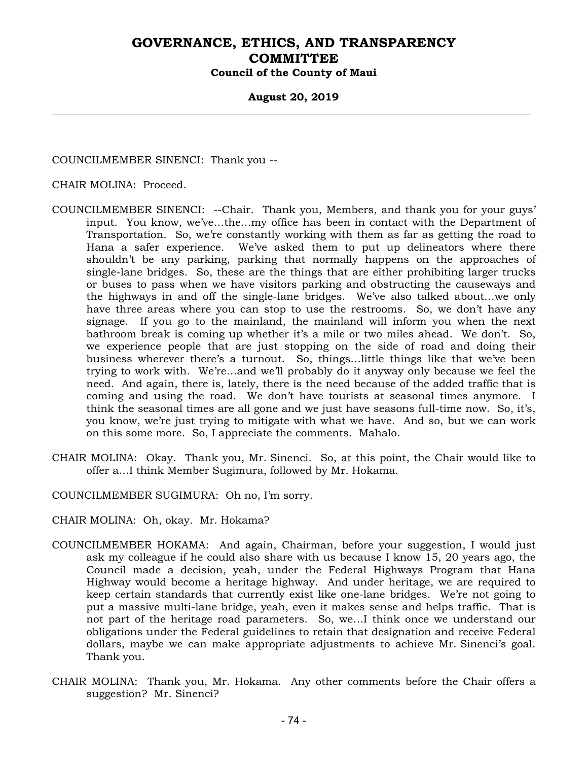COUNCILMEMBER SINENCI: Thank you --

CHAIR MOLINA: Proceed.

COUNCILMEMBER SINENCI: --Chair. Thank you, Members, and thank you for your guys' input. You know, we've…the…my office has been in contact with the Department of Transportation. So, we're constantly working with them as far as getting the road to Hana a safer experience. We've asked them to put up delineators where there shouldn't be any parking, parking that normally happens on the approaches of single-lane bridges. So, these are the things that are either prohibiting larger trucks or buses to pass when we have visitors parking and obstructing the causeways and the highways in and off the single-lane bridges. We've also talked about…we only have three areas where you can stop to use the restrooms. So, we don't have any signage. If you go to the mainland, the mainland will inform you when the next bathroom break is coming up whether it's a mile or two miles ahead. We don't. So, we experience people that are just stopping on the side of road and doing their business wherever there's a turnout. So, things…little things like that we've been trying to work with. We're…and we'll probably do it anyway only because we feel the need. And again, there is, lately, there is the need because of the added traffic that is coming and using the road. We don't have tourists at seasonal times anymore. I think the seasonal times are all gone and we just have seasons full-time now. So, it's, you know, we're just trying to mitigate with what we have. And so, but we can work on this some more. So, I appreciate the comments. Mahalo.

CHAIR MOLINA: Okay. Thank you, Mr. Sinenci. So, at this point, the Chair would like to offer a…I think Member Sugimura, followed by Mr. Hokama.

COUNCILMEMBER SUGIMURA: Oh no, I'm sorry.

CHAIR MOLINA: Oh, okay. Mr. Hokama?

COUNCILMEMBER HOKAMA: And again, Chairman, before your suggestion, I would just ask my colleague if he could also share with us because I know 15, 20 years ago, the Council made a decision, yeah, under the Federal Highways Program that Hana Highway would become a heritage highway. And under heritage, we are required to keep certain standards that currently exist like one-lane bridges. We're not going to put a massive multi-lane bridge, yeah, even it makes sense and helps traffic. That is not part of the heritage road parameters. So, we…I think once we understand our obligations under the Federal guidelines to retain that designation and receive Federal dollars, maybe we can make appropriate adjustments to achieve Mr. Sinenci's goal. Thank you.

CHAIR MOLINA: Thank you, Mr. Hokama. Any other comments before the Chair offers a suggestion? Mr. Sinenci?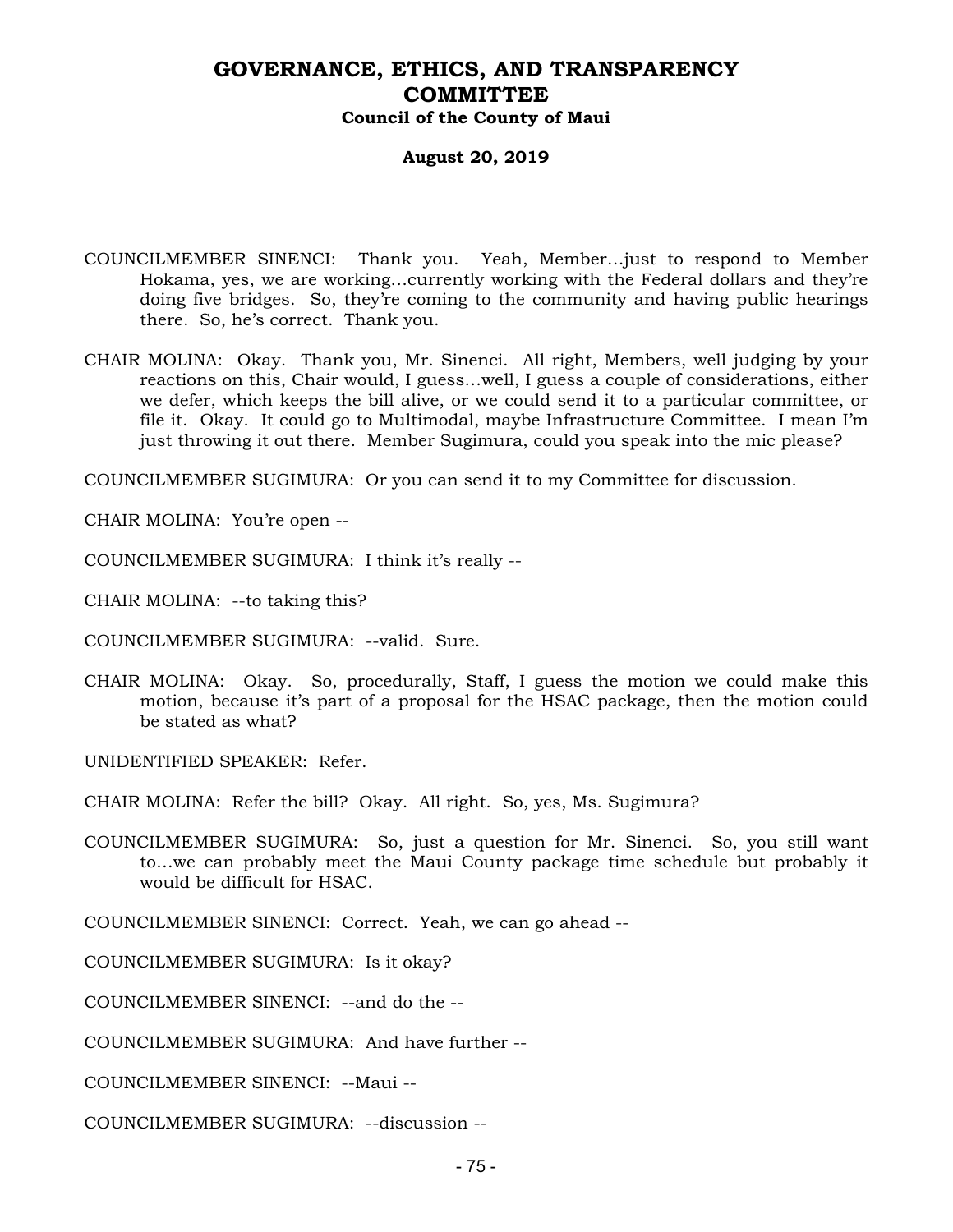COUNCILMEMBER SINENCI: Thank you. Yeah, Member…just to respond to Member Hokama, yes, we are working…currently working with the Federal dollars and they're doing five bridges. So, they're coming to the community and having public hearings there. So, he's correct. Thank you.

CHAIR MOLINA: Okay. Thank you, Mr. Sinenci. All right, Members, well judging by your reactions on this, Chair would, I guess…well, I guess a couple of considerations, either we defer, which keeps the bill alive, or we could send it to a particular committee, or file it. Okay. It could go to Multimodal, maybe Infrastructure Committee. I mean I'm just throwing it out there. Member Sugimura, could you speak into the mic please?

COUNCILMEMBER SUGIMURA: Or you can send it to my Committee for discussion.

CHAIR MOLINA: You're open --

COUNCILMEMBER SUGIMURA: I think it's really --

CHAIR MOLINA: --to taking this?

COUNCILMEMBER SUGIMURA: --valid. Sure.

CHAIR MOLINA: Okay. So, procedurally, Staff, I guess the motion we could make this motion, because it's part of a proposal for the HSAC package, then the motion could be stated as what?

UNIDENTIFIED SPEAKER: Refer.

CHAIR MOLINA: Refer the bill? Okay. All right. So, yes, Ms. Sugimura?

COUNCILMEMBER SUGIMURA: So, just a question for Mr. Sinenci. So, you still want to…we can probably meet the Maui County package time schedule but probably it would be difficult for HSAC.

COUNCILMEMBER SINENCI: Correct. Yeah, we can go ahead --

COUNCILMEMBER SUGIMURA: Is it okay?

COUNCILMEMBER SINENCI: --and do the --

COUNCILMEMBER SUGIMURA: And have further --

COUNCILMEMBER SINENCI: --Maui --

COUNCILMEMBER SUGIMURA: --discussion --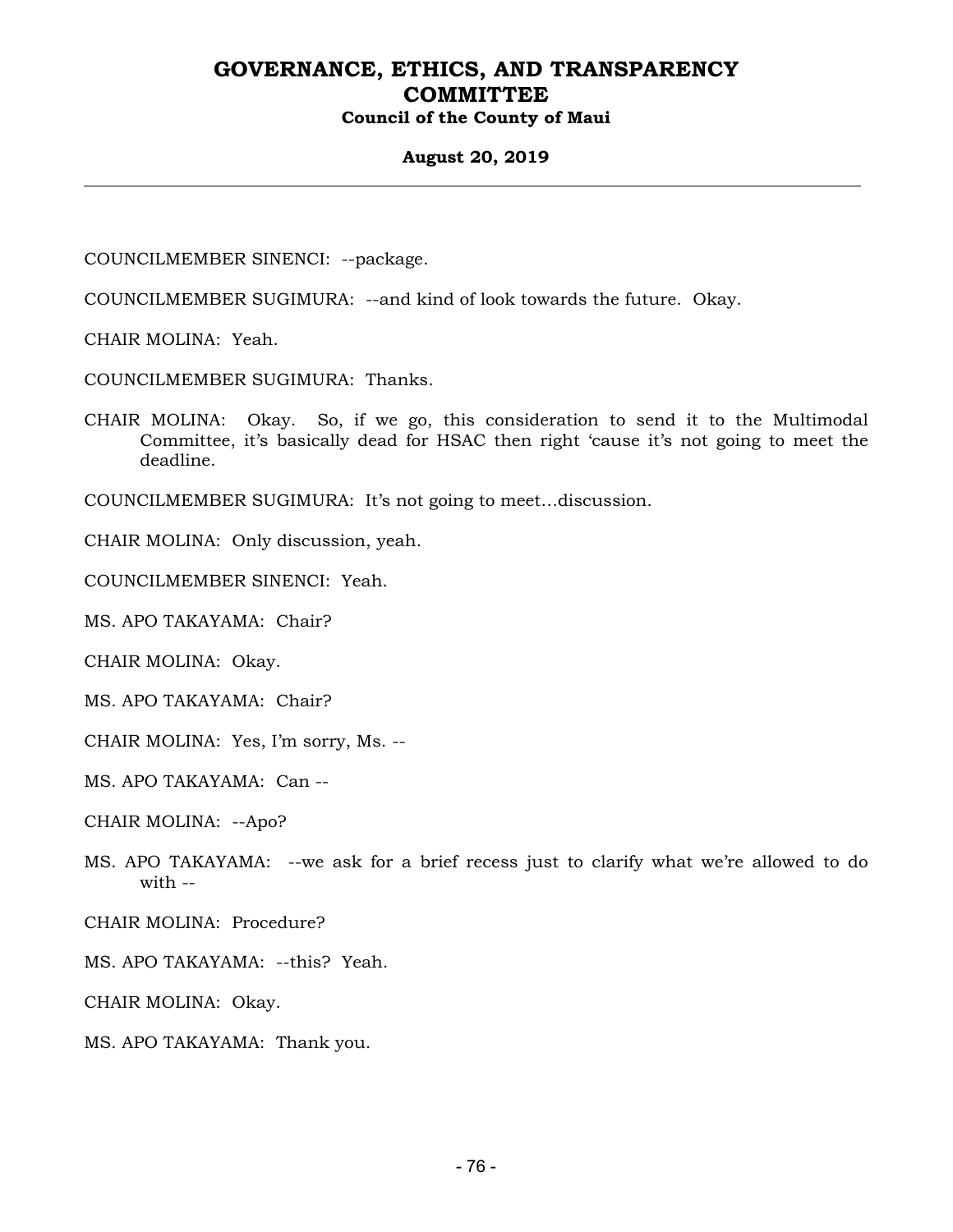COUNCILMEMBER SINENCI: --package.

COUNCILMEMBER SUGIMURA: --and kind of look towards the future. Okay.

CHAIR MOLINA: Yeah.

COUNCILMEMBER SUGIMURA: Thanks.

CHAIR MOLINA: Okay. So, if we go, this consideration to send it to the Multimodal Committee, it's basically dead for HSAC then right 'cause it's not going to meet the deadline.

COUNCILMEMBER SUGIMURA: It's not going to meet…discussion.

CHAIR MOLINA: Only discussion, yeah.

COUNCILMEMBER SINENCI: Yeah.

MS. APO TAKAYAMA: Chair?

CHAIR MOLINA: Okay.

MS. APO TAKAYAMA: Chair?

CHAIR MOLINA: Yes, I'm sorry, Ms. --

MS. APO TAKAYAMA: Can --

CHAIR MOLINA: --Apo?

MS. APO TAKAYAMA: --we ask for a brief recess just to clarify what we're allowed to do with --

CHAIR MOLINA: Procedure?

MS. APO TAKAYAMA: --this? Yeah.

CHAIR MOLINA: Okay.

MS. APO TAKAYAMA: Thank you.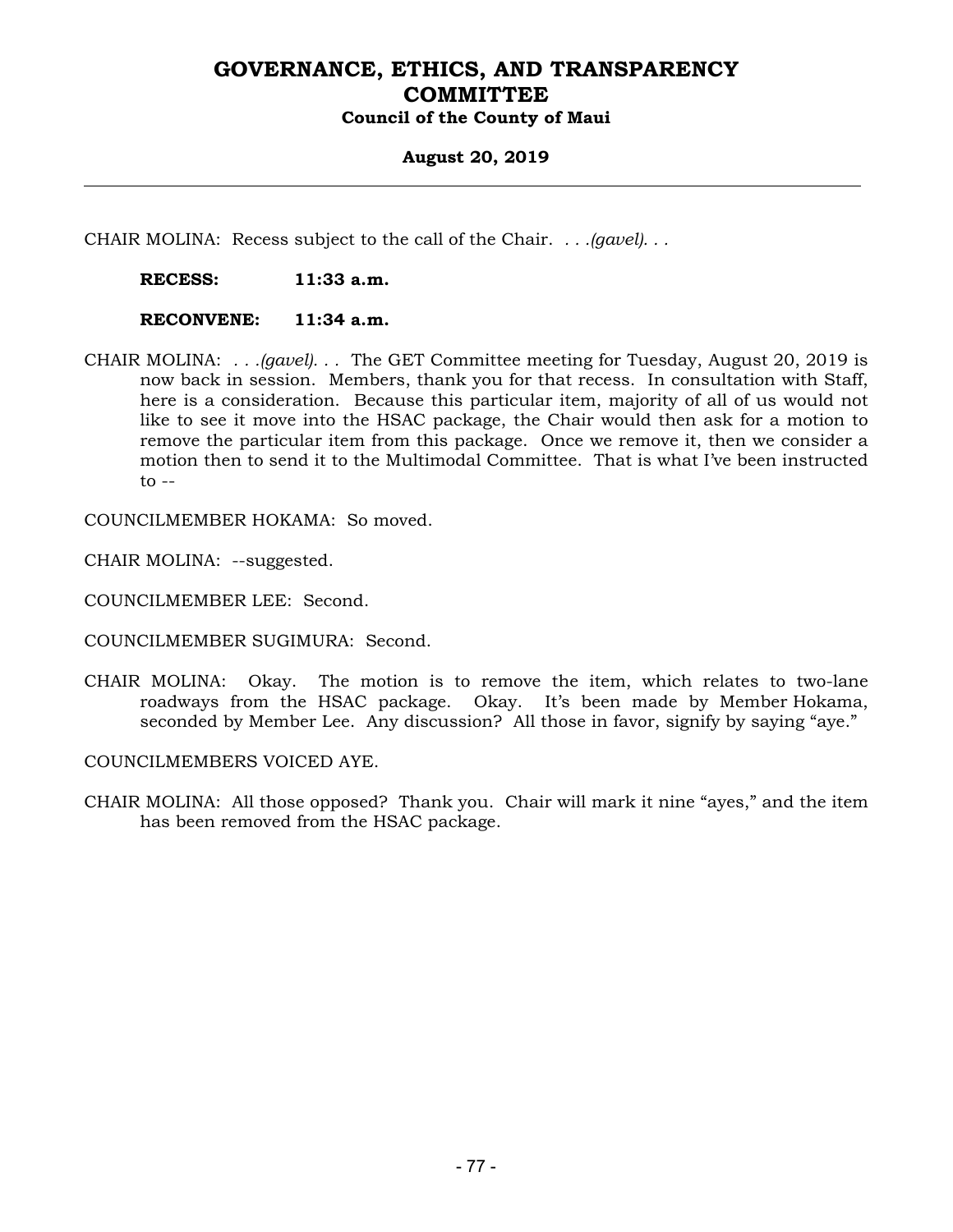CHAIR MOLINA: Recess subject to the call of the Chair. . . .*(gavel)*. . .

**RECESS: 11:33 a.m.**

**RECONVENE: 11:34 a.m.**

CHAIR MOLINA: . . .*(gavel)*. . . The GET Committee meeting for Tuesday, August 20, 2019 is now back in session. Members, thank you for that recess. In consultation with Staff, here is a consideration. Because this particular item, majority of all of us would not like to see it move into the HSAC package, the Chair would then ask for a motion to remove the particular item from this package. Once we remove it, then we consider a motion then to send it to the Multimodal Committee. That is what I've been instructed to --

COUNCILMEMBER HOKAMA: So moved.

CHAIR MOLINA: --suggested.

COUNCILMEMBER LEE: Second.

COUNCILMEMBER SUGIMURA: Second.

CHAIR MOLINA: Okay. The motion is to remove the item, which relates to two-lane roadways from the HSAC package. Okay. It's been made by Member Hokama, seconded by Member Lee. Any discussion? All those in favor, signify by saying "aye."

COUNCILMEMBERS VOICED AYE.

CHAIR MOLINA: All those opposed? Thank you. Chair will mark it nine "ayes," and the item has been removed from the HSAC package.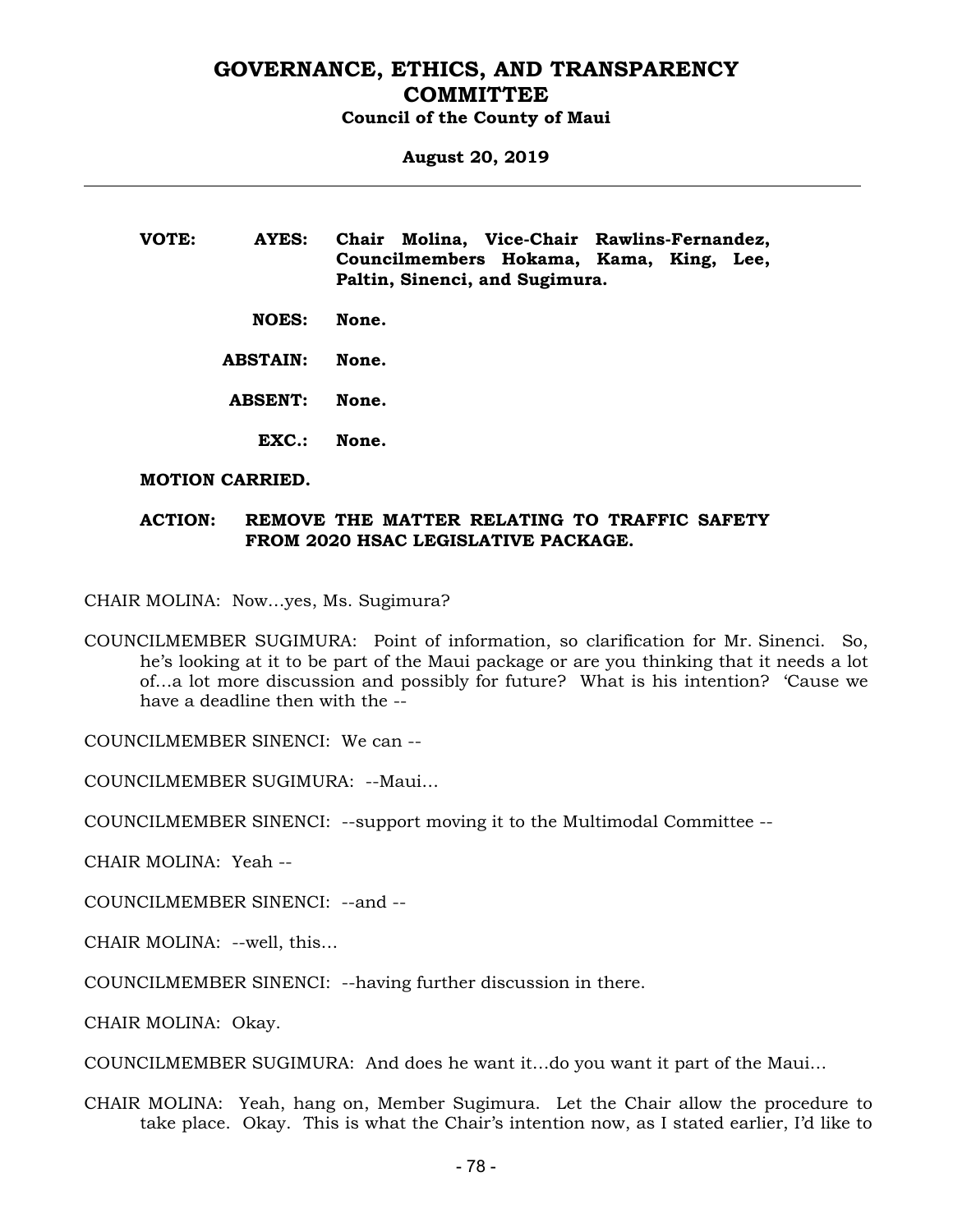**VOTE:** **AYES:** **Chair Molina, Vice-Chair Rawlins-Fernandez, Councilmembers Hokama, Kama, King, Lee, Paltin, Sinenci, and Sugimura.**

**NOES:** **None.**

**ABSTAIN:** **None.**

**ABSENT:** **None.**

**EXC.:** **None.**

**MOTION CARRIED.**

**ACTION:** **REMOVE THE MATTER RELATING TO TRAFFIC SAFETY FROM 2020 HSAC LEGISLATIVE PACKAGE.**

CHAIR MOLINA: Now…yes, Ms. Sugimura?

COUNCILMEMBER SUGIMURA: Point of information, so clarification for Mr. Sinenci. So, he's looking at it to be part of the Maui package or are you thinking that it needs a lot of…a lot more discussion and possibly for future? What is his intention? 'Cause we have a deadline then with the --

COUNCILMEMBER SINENCI: We can --

COUNCILMEMBER SUGIMURA: --Maui…

COUNCILMEMBER SINENCI: --support moving it to the Multimodal Committee --

CHAIR MOLINA: Yeah --

COUNCILMEMBER SINENCI: --and --

CHAIR MOLINA: --well, this…

COUNCILMEMBER SINENCI: --having further discussion in there.

CHAIR MOLINA: Okay.

COUNCILMEMBER SUGIMURA: And does he want it…do you want it part of the Maui…

CHAIR MOLINA: Yeah, hang on, Member Sugimura. Let the Chair allow the procedure to take place. Okay. This is what the Chair's intention now, as I stated earlier, I'd like to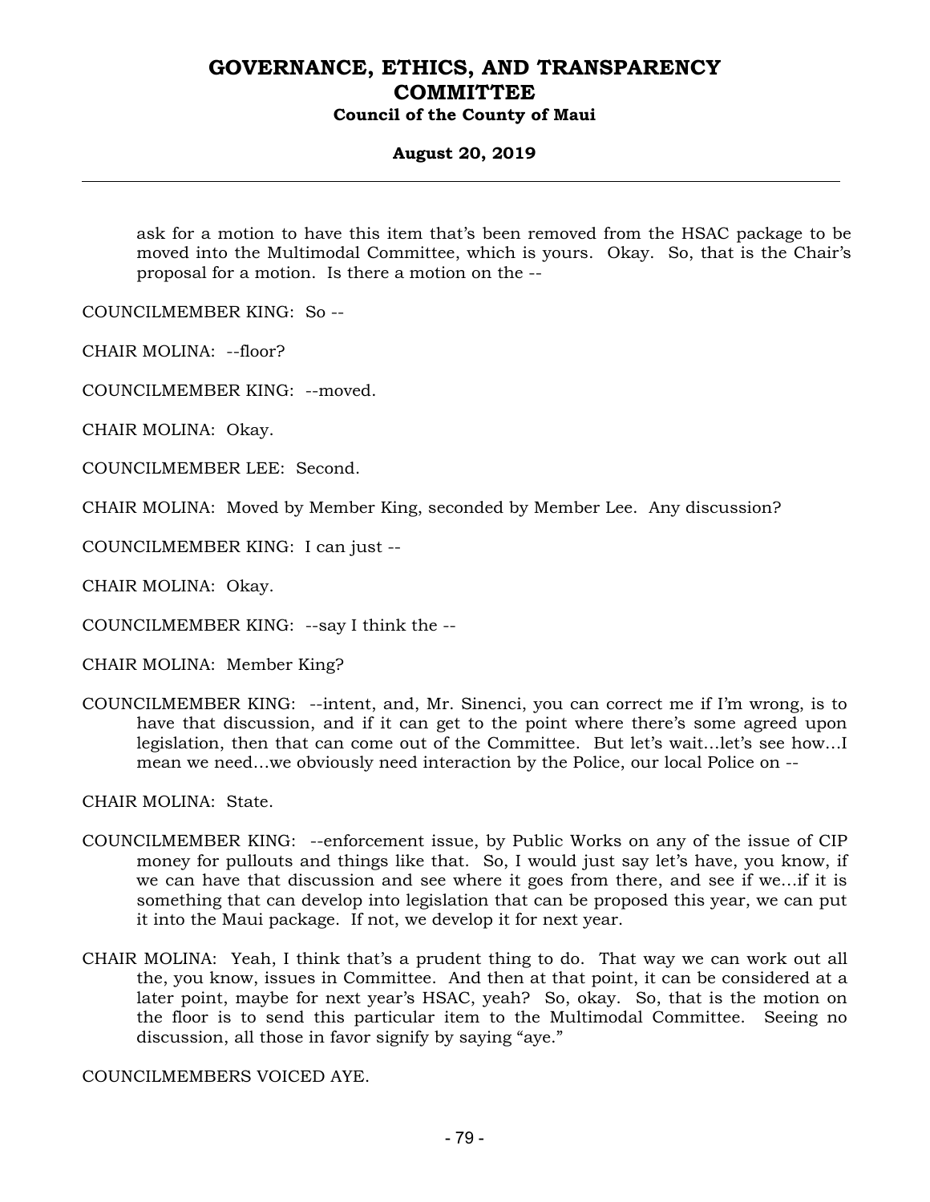ask for a motion to have this item that's been removed from the HSAC package to be moved into the Multimodal Committee, which is yours. Okay. So, that is the Chair's proposal for a motion. Is there a motion on the --

COUNCILMEMBER KING: So --

CHAIR MOLINA: --floor?

COUNCILMEMBER KING: --moved.

CHAIR MOLINA: Okay.

COUNCILMEMBER LEE: Second.

CHAIR MOLINA: Moved by Member King, seconded by Member Lee. Any discussion?

COUNCILMEMBER KING: I can just --

CHAIR MOLINA: Okay.

COUNCILMEMBER KING: --say I think the --

CHAIR MOLINA: Member King?

COUNCILMEMBER KING: --intent, and, Mr. Sinenci, you can correct me if I'm wrong, is to have that discussion, and if it can get to the point where there's some agreed upon legislation, then that can come out of the Committee. But let's wait...let's see how...I mean we need...we obviously need interaction by the Police, our local Police on --

CHAIR MOLINA: State.

COUNCILMEMBER KING: --enforcement issue, by Public Works on any of the issue of CIP money for pullouts and things like that. So, I would just say let's have, you know, if we can have that discussion and see where it goes from there, and see if we...if it is something that can develop into legislation that can be proposed this year, we can put it into the Maui package. If not, we develop it for next year.

CHAIR MOLINA: Yeah, I think that's a prudent thing to do. That way we can work out all the, you know, issues in Committee. And then at that point, it can be considered at a later point, maybe for next year's HSAC, yeah? So, okay. So, that is the motion on the floor is to send this particular item to the Multimodal Committee. Seeing no discussion, all those in favor signify by saying "aye."

COUNCILMEMBERS VOICED AYE.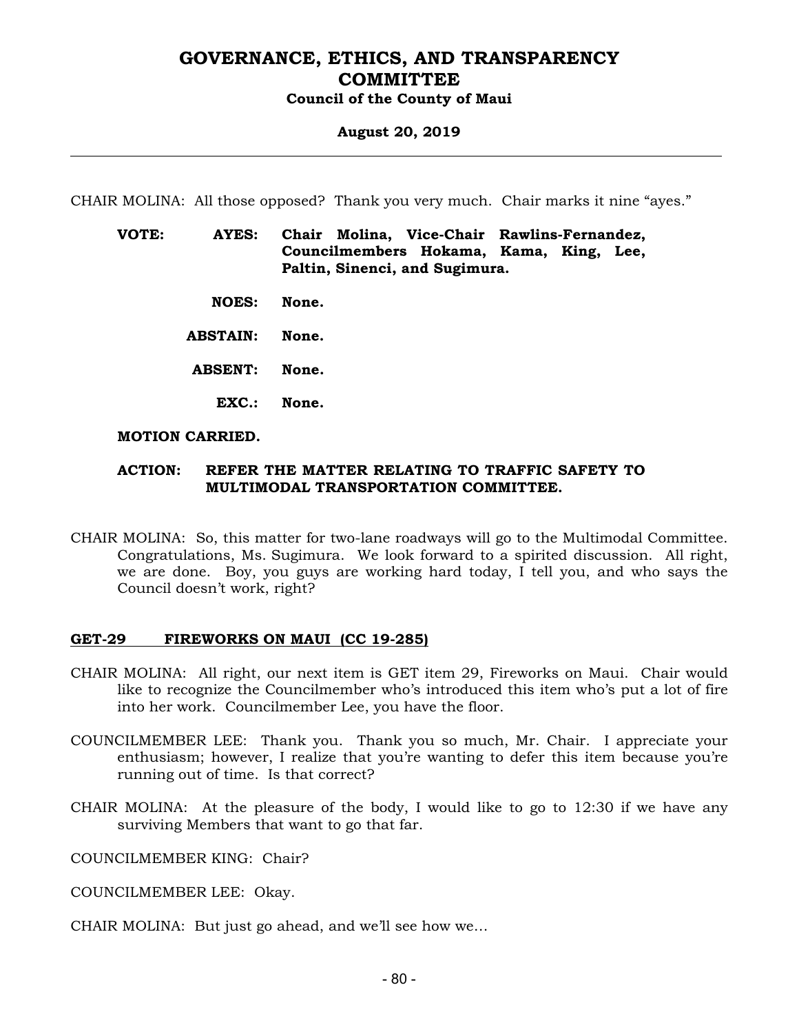CHAIR MOLINA: All those opposed? Thank you very much. Chair marks it nine "ayes."

**VOTE:** **AYES:** **Chair Molina, Vice-Chair Rawlins-Fernandez, Councilmembers Hokama, Kama, King, Lee, Paltin, Sinenci, and Sugimura.**

**NOES:** **None.**

**ABSTAIN:** **None.**

**ABSENT:** **None.**

**EXC.:** **None.**

**MOTION CARRIED.**

**ACTION: REFER THE MATTER RELATING TO TRAFFIC SAFETY TO MULTIMODAL TRANSPORTATION COMMITTEE.**

CHAIR MOLINA: So, this matter for two-lane roadways will go to the Multimodal Committee. Congratulations, Ms. Sugimura. We look forward to a spirited discussion. All right, we are done. Boy, you guys are working hard today, I tell you, and who says the Council doesn't work, right?

## GET-29 FIREWORKS ON MAUI (CC 19-285)

CHAIR MOLINA: All right, our next item is GET item 29, Fireworks on Maui. Chair would like to recognize the Councilmember who's introduced this item who's put a lot of fire into her work. Councilmember Lee, you have the floor.

COUNCILMEMBER LEE: Thank you. Thank you so much, Mr. Chair. I appreciate your enthusiasm; however, I realize that you're wanting to defer this item because you're running out of time. Is that correct?

CHAIR MOLINA: At the pleasure of the body, I would like to go to 12:30 if we have any surviving Members that want to go that far.

COUNCILMEMBER KING: Chair?

COUNCILMEMBER LEE: Okay.

CHAIR MOLINA: But just go ahead, and we'll see how we...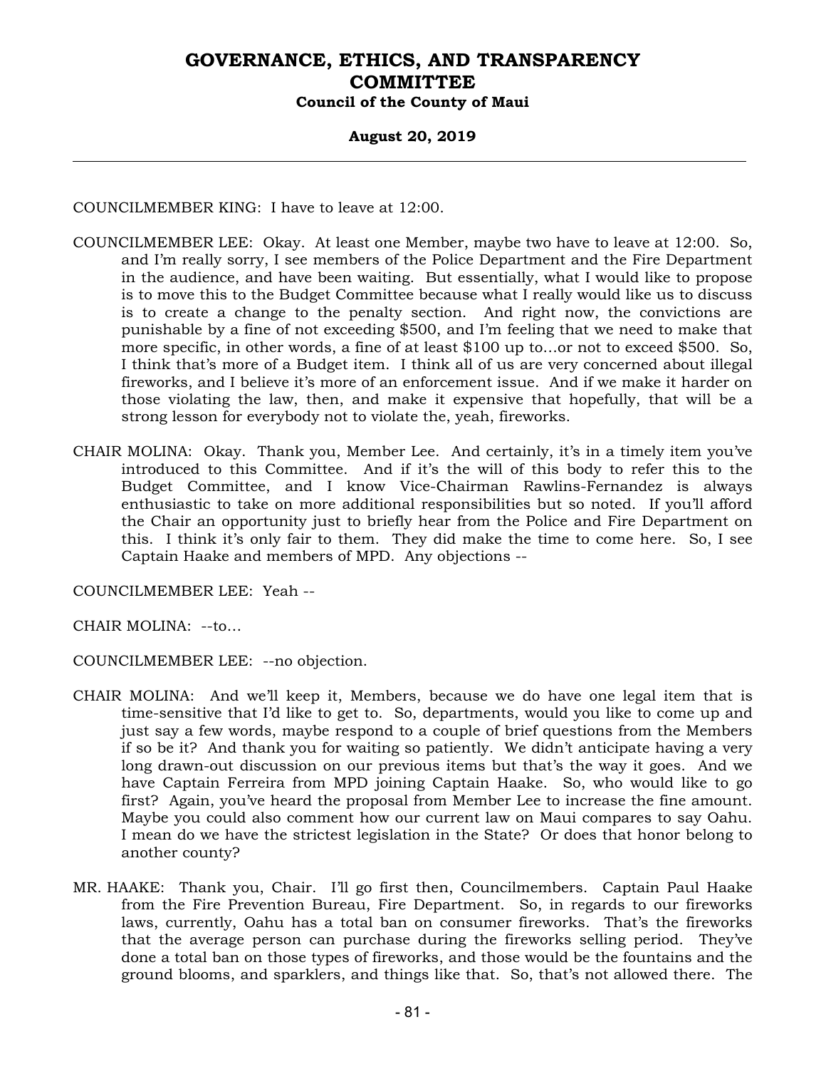COUNCILMEMBER KING: I have to leave at 12:00.

COUNCILMEMBER LEE: Okay. At least one Member, maybe two have to leave at 12:00. So, and I'm really sorry, I see members of the Police Department and the Fire Department in the audience, and have been waiting. But essentially, what I would like to propose is to move this to the Budget Committee because what I really would like us to discuss is to create a change to the penalty section. And right now, the convictions are punishable by a fine of not exceeding $500, and I'm feeling that we need to make that more specific, in other words, a fine of at least $100 up to...or not to exceed $500. So, I think that's more of a Budget item. I think all of us are very concerned about illegal fireworks, and I believe it's more of an enforcement issue. And if we make it harder on those violating the law, then, and make it expensive that hopefully, that will be a strong lesson for everybody not to violate the, yeah, fireworks.

CHAIR MOLINA: Okay. Thank you, Member Lee. And certainly, it's in a timely item you've introduced to this Committee. And if it's the will of this body to refer this to the Budget Committee, and I know Vice-Chairman Rawlins-Fernandez is always enthusiastic to take on more additional responsibilities but so noted. If you'll afford the Chair an opportunity just to briefly hear from the Police and Fire Department on this. I think it's only fair to them. They did make the time to come here. So, I see Captain Haake and members of MPD. Any objections --

COUNCILMEMBER LEE: Yeah --

CHAIR MOLINA: --to...

COUNCILMEMBER LEE: --no objection.

CHAIR MOLINA: And we'll keep it, Members, because we do have one legal item that is time-sensitive that I'd like to get to. So, departments, would you like to come up and just say a few words, maybe respond to a couple of brief questions from the Members if so be it? And thank you for waiting so patiently. We didn't anticipate having a very long drawn-out discussion on our previous items but that's the way it goes. And we have Captain Ferreira from MPD joining Captain Haake. So, who would like to go first? Again, you've heard the proposal from Member Lee to increase the fine amount. Maybe you could also comment how our current law on Maui compares to say Oahu. I mean do we have the strictest legislation in the State? Or does that honor belong to another county?

MR. HAAKE: Thank you, Chair. I'll go first then, Councilmembers. Captain Paul Haake from the Fire Prevention Bureau, Fire Department. So, in regards to our fireworks laws, currently, Oahu has a total ban on consumer fireworks. That's the fireworks that the average person can purchase during the fireworks selling period. They've done a total ban on those types of fireworks, and those would be the fountains and the ground blooms, and sparklers, and things like that. So, that's not allowed there. The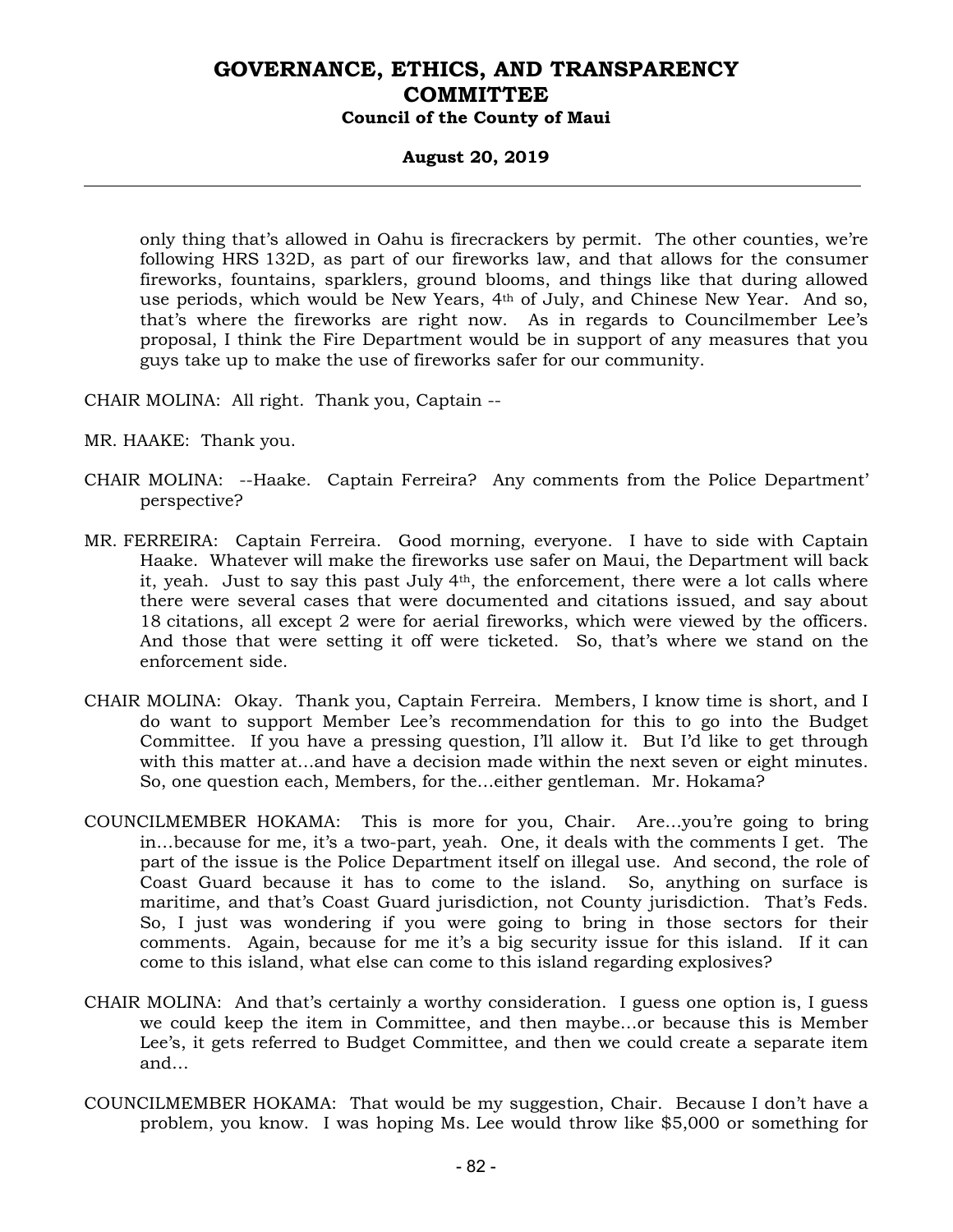only thing that's allowed in Oahu is firecrackers by permit. The other counties, we're following HRS 132D, as part of our fireworks law, and that allows for the consumer fireworks, fountains, sparklers, ground blooms, and things like that during allowed use periods, which would be New Years, 4th of July, and Chinese New Year. And so, that's where the fireworks are right now. As in regards to Councilmember Lee's proposal, I think the Fire Department would be in support of any measures that you guys take up to make the use of fireworks safer for our community.

CHAIR MOLINA: All right. Thank you, Captain --

MR. HAAKE: Thank you.

CHAIR MOLINA: --Haake. Captain Ferreira? Any comments from the Police Department' perspective?

MR. FERREIRA: Captain Ferreira. Good morning, everyone. I have to side with Captain Haake. Whatever will make the fireworks use safer on Maui, the Department will back it, yeah. Just to say this past July 4th, the enforcement, there were a lot calls where there were several cases that were documented and citations issued, and say about 18 citations, all except 2 were for aerial fireworks, which were viewed by the officers. And those that were setting it off were ticketed. So, that's where we stand on the enforcement side.

CHAIR MOLINA: Okay. Thank you, Captain Ferreira. Members, I know time is short, and I do want to support Member Lee's recommendation for this to go into the Budget Committee. If you have a pressing question, I'll allow it. But I'd like to get through with this matter at…and have a decision made within the next seven or eight minutes. So, one question each, Members, for the…either gentleman. Mr. Hokama?

COUNCILMEMBER HOKAMA: This is more for you, Chair. Are…you're going to bring in…because for me, it's a two-part, yeah. One, it deals with the comments I get. The part of the issue is the Police Department itself on illegal use. And second, the role of Coast Guard because it has to come to the island. So, anything on surface is maritime, and that's Coast Guard jurisdiction, not County jurisdiction. That's Feds. So, I just was wondering if you were going to bring in those sectors for their comments. Again, because for me it's a big security issue for this island. If it can come to this island, what else can come to this island regarding explosives?

CHAIR MOLINA: And that's certainly a worthy consideration. I guess one option is, I guess we could keep the item in Committee, and then maybe…or because this is Member Lee's, it gets referred to Budget Committee, and then we could create a separate item and…

COUNCILMEMBER HOKAMA: That would be my suggestion, Chair. Because I don't have a problem, you know. I was hoping Ms. Lee would throw like $5,000 or something for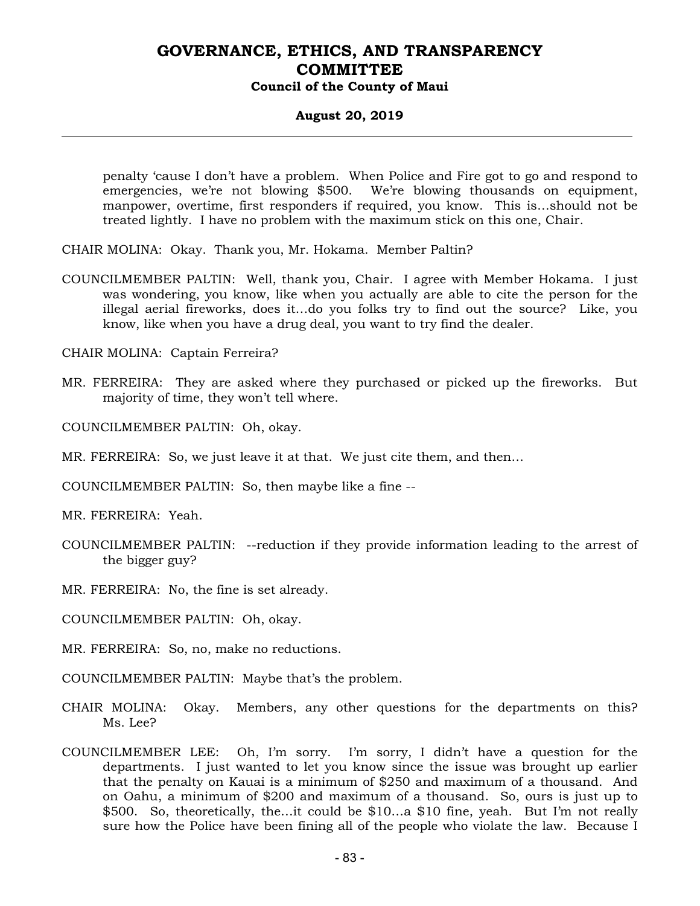penalty 'cause I don't have a problem. When Police and Fire got to go and respond to emergencies, we're not blowing $500. We're blowing thousands on equipment, manpower, overtime, first responders if required, you know. This is…should not be treated lightly. I have no problem with the maximum stick on this one, Chair.

CHAIR MOLINA: Okay. Thank you, Mr. Hokama. Member Paltin?

COUNCILMEMBER PALTIN: Well, thank you, Chair. I agree with Member Hokama. I just was wondering, you know, like when you actually are able to cite the person for the illegal aerial fireworks, does it…do you folks try to find out the source? Like, you know, like when you have a drug deal, you want to try find the dealer.

CHAIR MOLINA: Captain Ferreira?

MR. FERREIRA: They are asked where they purchased or picked up the fireworks. But majority of time, they won't tell where.

COUNCILMEMBER PALTIN: Oh, okay.

MR. FERREIRA: So, we just leave it at that. We just cite them, and then…

COUNCILMEMBER PALTIN: So, then maybe like a fine --

MR. FERREIRA: Yeah.

COUNCILMEMBER PALTIN: --reduction if they provide information leading to the arrest of the bigger guy?

MR. FERREIRA: No, the fine is set already.

COUNCILMEMBER PALTIN: Oh, okay.

MR. FERREIRA: So, no, make no reductions.

COUNCILMEMBER PALTIN: Maybe that's the problem.

CHAIR MOLINA: Okay. Members, any other questions for the departments on this? Ms. Lee?

COUNCILMEMBER LEE: Oh, I'm sorry. I'm sorry, I didn't have a question for the departments. I just wanted to let you know since the issue was brought up earlier that the penalty on Kauai is a minimum of $250 and maximum of a thousand. And on Oahu, a minimum of $200 and maximum of a thousand. So, ours is just up to $500. So, theoretically, the…it could be $10…a $10 fine, yeah. But I'm not really sure how the Police have been fining all of the people who violate the law. Because I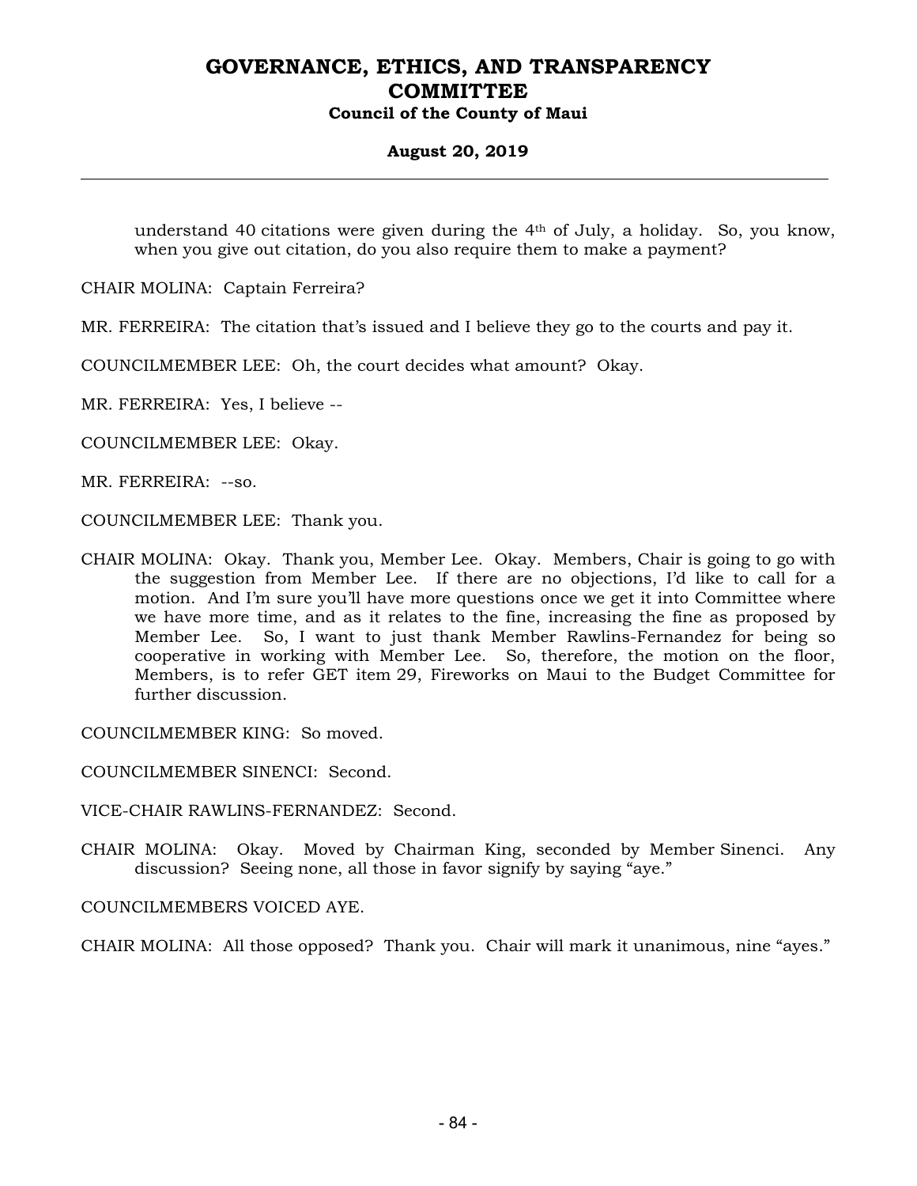understand 40 citations were given during the 4th of July, a holiday. So, you know, when you give out citation, do you also require them to make a payment?

CHAIR MOLINA: Captain Ferreira?

MR. FERREIRA: The citation that's issued and I believe they go to the courts and pay it.

COUNCILMEMBER LEE: Oh, the court decides what amount? Okay.

MR. FERREIRA: Yes, I believe --

COUNCILMEMBER LEE: Okay.

MR. FERREIRA: --so.

COUNCILMEMBER LEE: Thank you.

CHAIR MOLINA: Okay. Thank you, Member Lee. Okay. Members, Chair is going to go with the suggestion from Member Lee. If there are no objections, I'd like to call for a motion. And I'm sure you'll have more questions once we get it into Committee where we have more time, and as it relates to the fine, increasing the fine as proposed by Member Lee. So, I want to just thank Member Rawlins-Fernandez for being so cooperative in working with Member Lee. So, therefore, the motion on the floor, Members, is to refer GET item 29, Fireworks on Maui to the Budget Committee for further discussion.

COUNCILMEMBER KING: So moved.

COUNCILMEMBER SINENCI: Second.

VICE-CHAIR RAWLINS-FERNANDEZ: Second.

CHAIR MOLINA: Okay. Moved by Chairman King, seconded by Member Sinenci. Any discussion? Seeing none, all those in favor signify by saying "aye."

COUNCILMEMBERS VOICED AYE.

CHAIR MOLINA: All those opposed? Thank you. Chair will mark it unanimous, nine "ayes."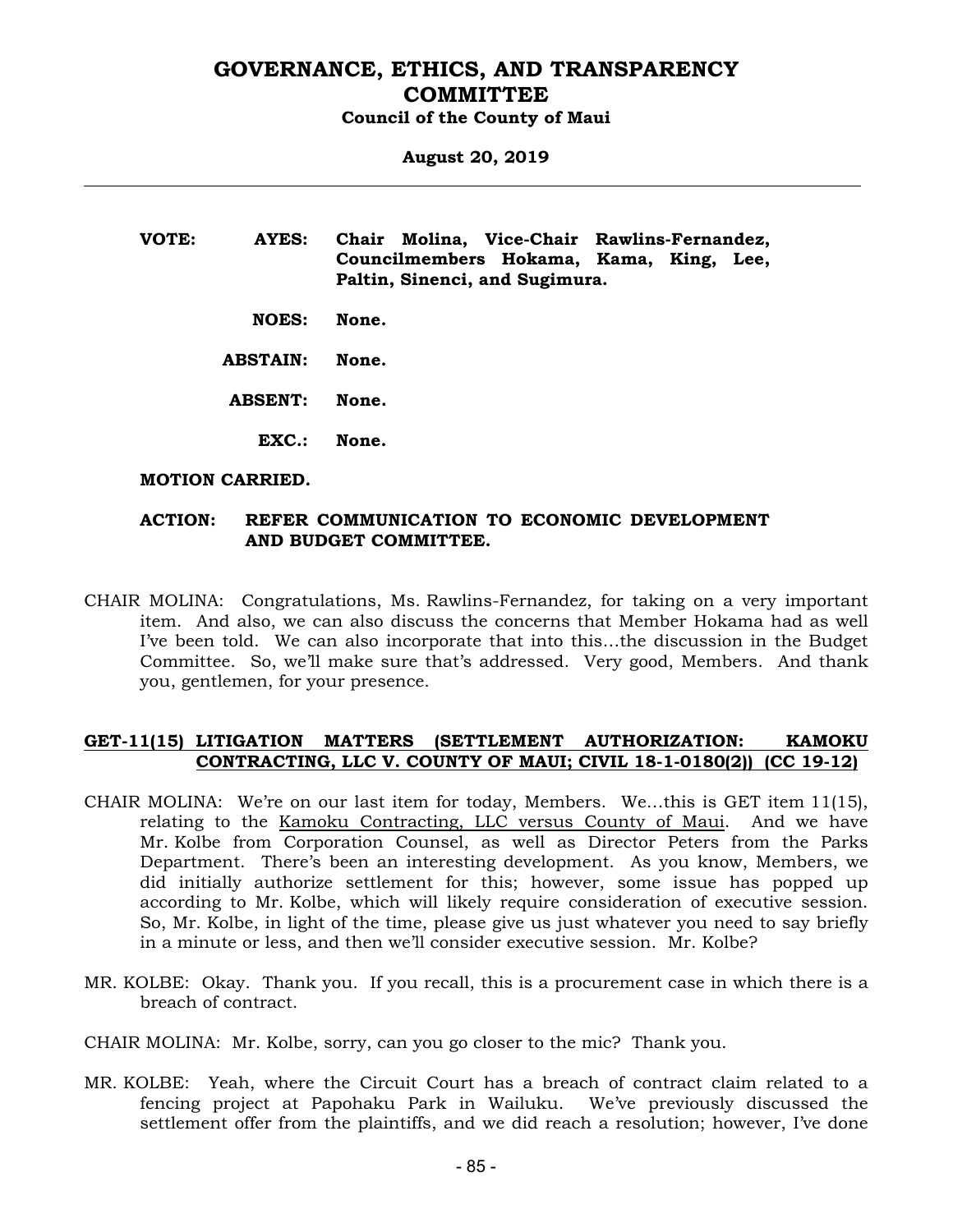**VOTE:** **AYES:** **Chair Molina, Vice-Chair Rawlins-Fernandez, Councilmembers Hokama, Kama, King, Lee, Paltin, Sinenci, and Sugimura.**

**NOES:** **None.**

**ABSTAIN:** **None.**

**ABSENT:** **None.**

**EXC.:** **None.**

**MOTION CARRIED.**

**ACTION: REFER COMMUNICATION TO ECONOMIC DEVELOPMENT AND BUDGET COMMITTEE.**

CHAIR MOLINA: Congratulations, Ms. Rawlins-Fernandez, for taking on a very important item. And also, we can also discuss the concerns that Member Hokama had as well I've been told. We can also incorporate that into this...the discussion in the Budget Committee. So, we'll make sure that's addressed. Very good, Members. And thank you, gentlemen, for your presence.

**GET-11(15) LITIGATION MATTERS (SETTLEMENT AUTHORIZATION: KAMOKU CONTRACTING, LLC V. COUNTY OF MAUI; CIVIL 18-1-0180(2)) (CC 19-12)**

CHAIR MOLINA: We're on our last item for today, Members. We...this is GET item 11(15), relating to the Kamoku Contracting, LLC versus County of Maui. And we have Mr. Kolbe from Corporation Counsel, as well as Director Peters from the Parks Department. There's been an interesting development. As you know, Members, we did initially authorize settlement for this; however, some issue has popped up according to Mr. Kolbe, which will likely require consideration of executive session. So, Mr. Kolbe, in light of the time, please give us just whatever you need to say briefly in a minute or less, and then we'll consider executive session. Mr. Kolbe?

MR. KOLBE: Okay. Thank you. If you recall, this is a procurement case in which there is a breach of contract.

CHAIR MOLINA: Mr. Kolbe, sorry, can you go closer to the mic? Thank you.

MR. KOLBE: Yeah, where the Circuit Court has a breach of contract claim related to a fencing project at Papohaku Park in Wailuku. We've previously discussed the settlement offer from the plaintiffs, and we did reach a resolution; however, I've done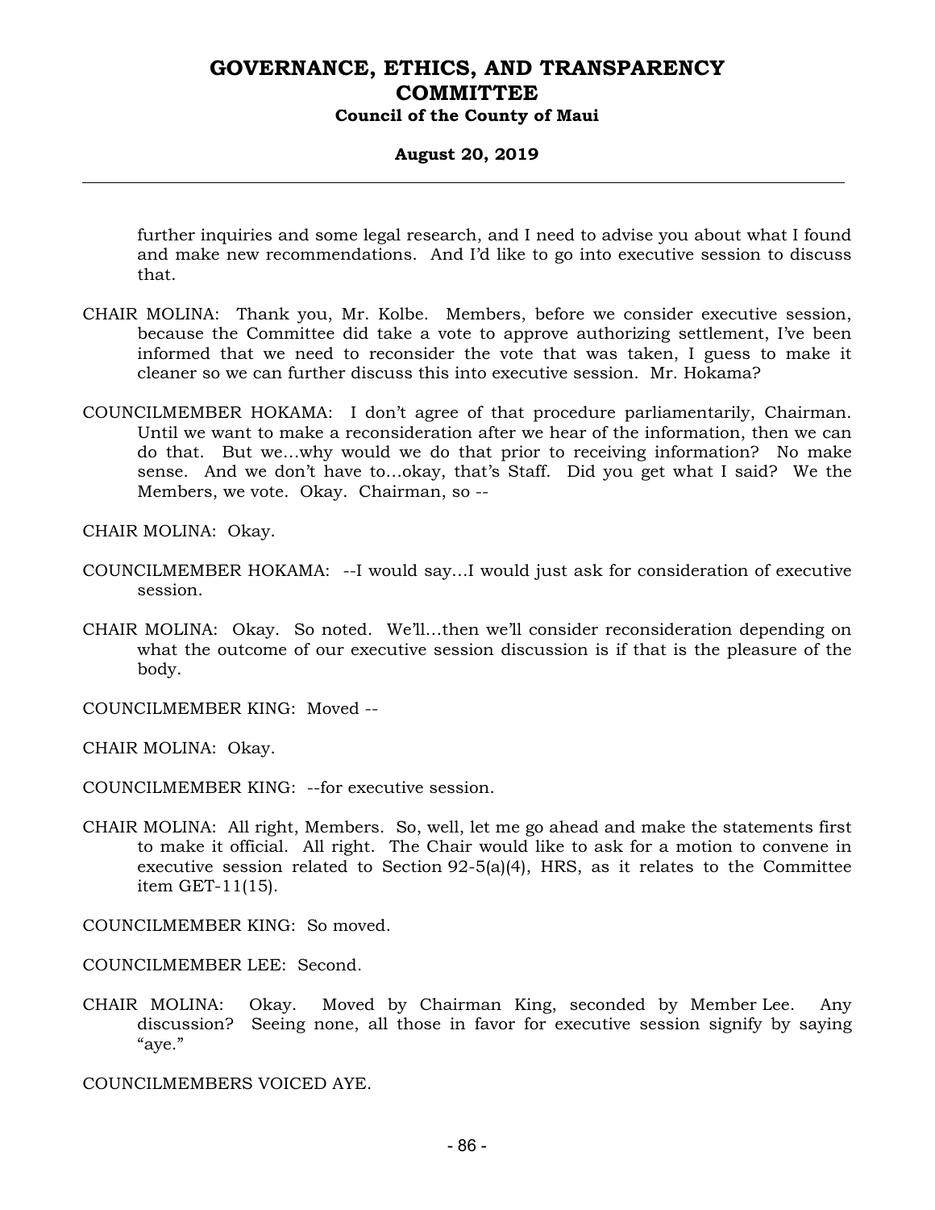further inquiries and some legal research, and I need to advise you about what I found and make new recommendations. And I'd like to go into executive session to discuss that.

CHAIR MOLINA: Thank you, Mr. Kolbe. Members, before we consider executive session, because the Committee did take a vote to approve authorizing settlement, I've been informed that we need to reconsider the vote that was taken, I guess to make it cleaner so we can further discuss this into executive session. Mr. Hokama?

COUNCILMEMBER HOKAMA: I don't agree of that procedure parliamentarily, Chairman. Until we want to make a reconsideration after we hear of the information, then we can do that. But we...why would we do that prior to receiving information? No make sense. And we don't have to...okay, that's Staff. Did you get what I said? We the Members, we vote. Okay. Chairman, so --

CHAIR MOLINA: Okay.

COUNCILMEMBER HOKAMA: --I would say...I would just ask for consideration of executive session.

CHAIR MOLINA: Okay. So noted. We'll...then we'll consider reconsideration depending on what the outcome of our executive session discussion is if that is the pleasure of the body.

COUNCILMEMBER KING: Moved --

CHAIR MOLINA: Okay.

COUNCILMEMBER KING: --for executive session.

CHAIR MOLINA: All right, Members. So, well, let me go ahead and make the statements first to make it official. All right. The Chair would like to ask for a motion to convene in executive session related to Section 92-5(a)(4), HRS, as it relates to the Committee item GET-11(15).

COUNCILMEMBER KING: So moved.

COUNCILMEMBER LEE: Second.

CHAIR MOLINA: Okay. Moved by Chairman King, seconded by Member Lee. Any discussion? Seeing none, all those in favor for executive session signify by saying "aye."

COUNCILMEMBERS VOICED AYE.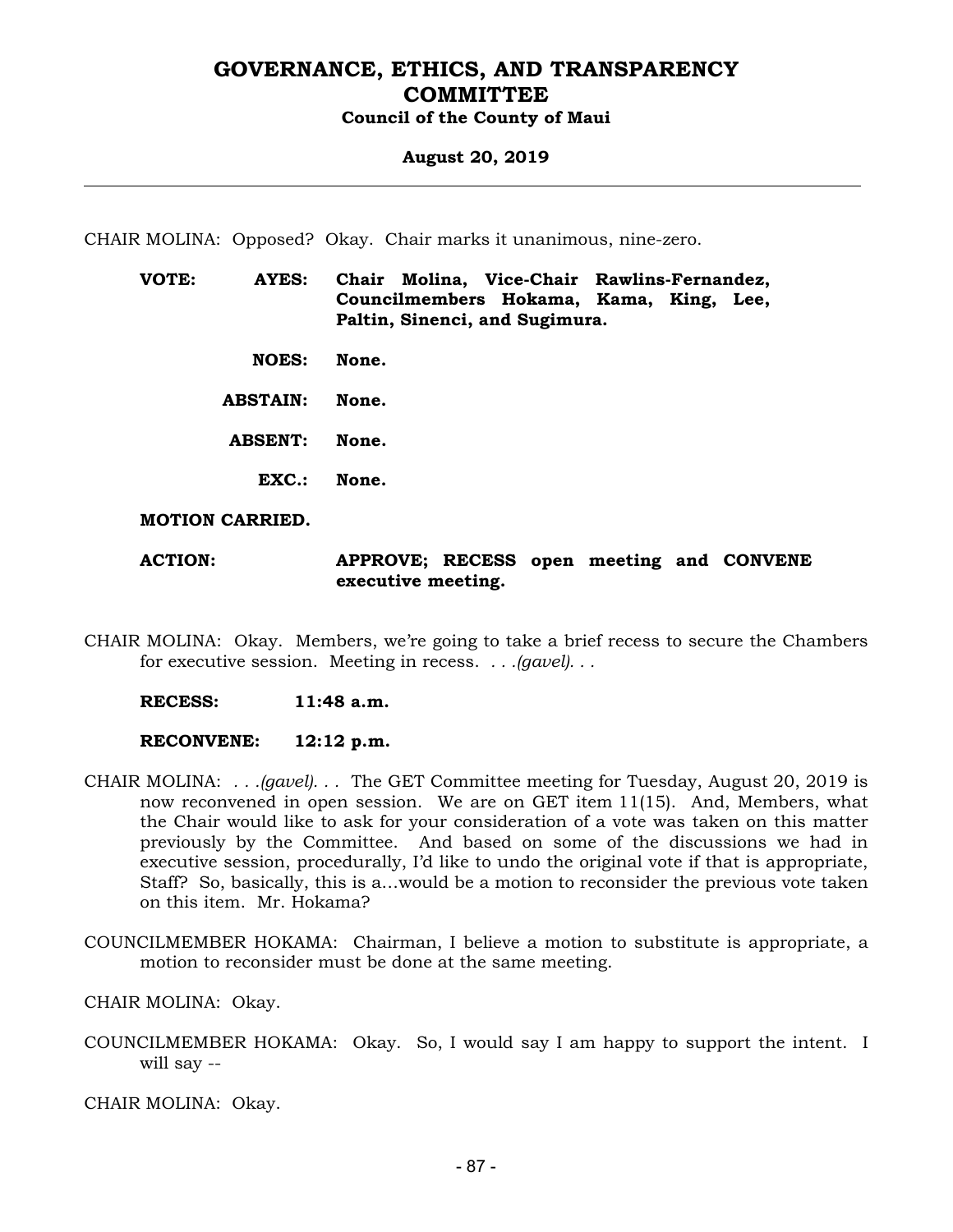CHAIR MOLINA: Opposed? Okay. Chair marks it unanimous, nine-zero.

| | | |
|---|---|---|
| **VOTE:** | **AYES:** | **Chair Molina, Vice-Chair Rawlins-Fernandez, Councilmembers Hokama, Kama, King, Lee, Paltin, Sinenci, and Sugimura.** |
| | **NOES:** | **None.** |
| | **ABSTAIN:** | **None.** |
| | **ABSENT:** | **None.** |
| | **EXC.:** | **None.** |

**MOTION CARRIED.**

**ACTION:** **APPROVE; RECESS open meeting and CONVENE executive meeting.**

CHAIR MOLINA: Okay. Members, we're going to take a brief recess to secure the Chambers for executive session. Meeting in recess. *. . .(gavel). . .*

**RECESS: 11:48 a.m.**

**RECONVENE: 12:12 p.m.**

CHAIR MOLINA: *. . .(gavel). . .* The GET Committee meeting for Tuesday, August 20, 2019 is now reconvened in open session. We are on GET item 11(15). And, Members, what the Chair would like to ask for your consideration of a vote was taken on this matter previously by the Committee. And based on some of the discussions we had in executive session, procedurally, I'd like to undo the original vote if that is appropriate, Staff? So, basically, this is a...would be a motion to reconsider the previous vote taken on this item. Mr. Hokama?

COUNCILMEMBER HOKAMA: Chairman, I believe a motion to substitute is appropriate, a motion to reconsider must be done at the same meeting.

CHAIR MOLINA: Okay.

COUNCILMEMBER HOKAMA: Okay. So, I would say I am happy to support the intent. I will say --

CHAIR MOLINA: Okay.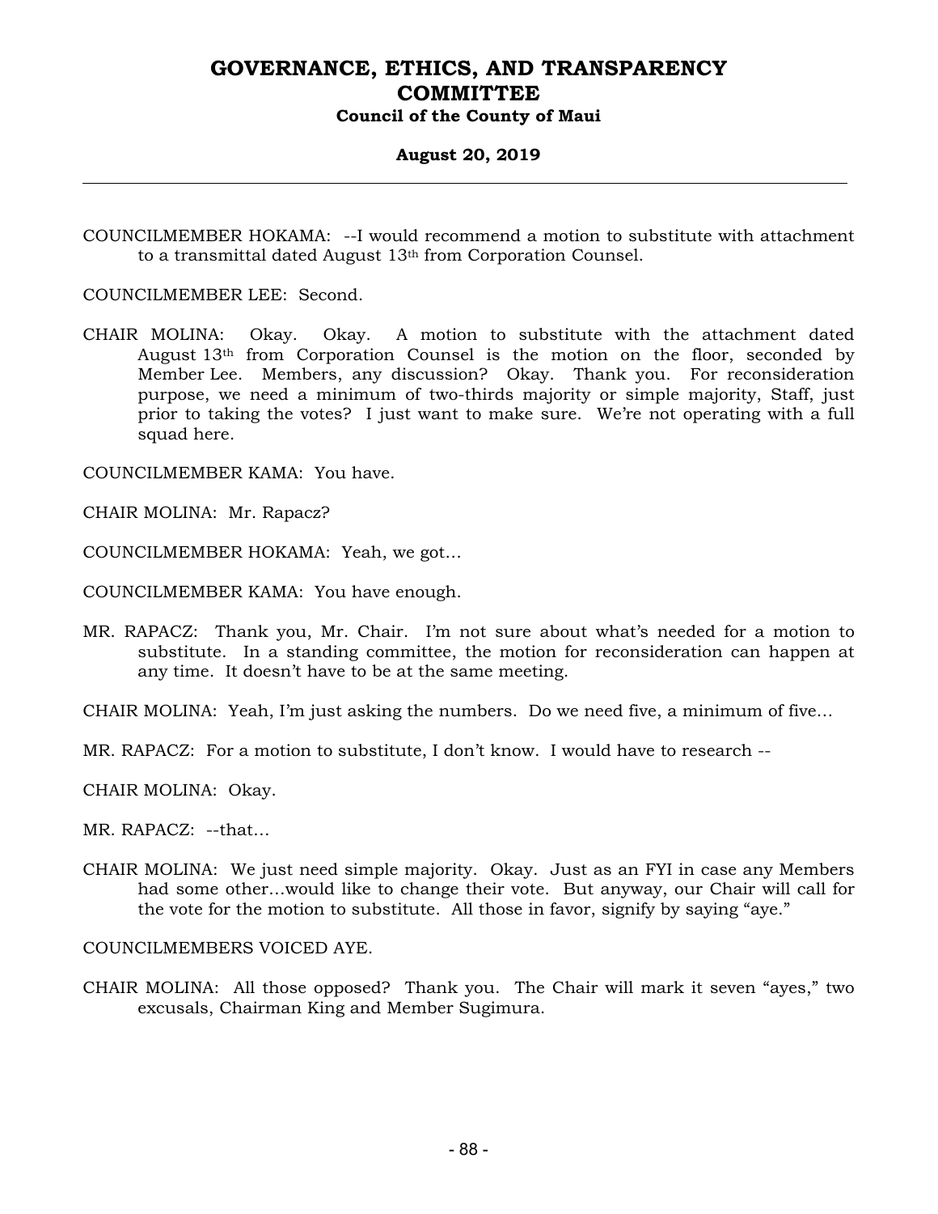COUNCILMEMBER HOKAMA: --I would recommend a motion to substitute with attachment to a transmittal dated August 13th from Corporation Counsel.

COUNCILMEMBER LEE: Second.

CHAIR MOLINA: Okay. Okay. A motion to substitute with the attachment dated August 13th from Corporation Counsel is the motion on the floor, seconded by Member Lee. Members, any discussion? Okay. Thank you. For reconsideration purpose, we need a minimum of two-thirds majority or simple majority, Staff, just prior to taking the votes? I just want to make sure. We're not operating with a full squad here.

COUNCILMEMBER KAMA: You have.

CHAIR MOLINA: Mr. Rapacz?

COUNCILMEMBER HOKAMA: Yeah, we got…

COUNCILMEMBER KAMA: You have enough.

MR. RAPACZ: Thank you, Mr. Chair. I'm not sure about what's needed for a motion to substitute. In a standing committee, the motion for reconsideration can happen at any time. It doesn't have to be at the same meeting.

CHAIR MOLINA: Yeah, I'm just asking the numbers. Do we need five, a minimum of five…

MR. RAPACZ: For a motion to substitute, I don't know. I would have to research --

CHAIR MOLINA: Okay.

MR. RAPACZ: --that…

CHAIR MOLINA: We just need simple majority. Okay. Just as an FYI in case any Members had some other…would like to change their vote. But anyway, our Chair will call for the vote for the motion to substitute. All those in favor, signify by saying "aye."

COUNCILMEMBERS VOICED AYE.

CHAIR MOLINA: All those opposed? Thank you. The Chair will mark it seven "ayes," two excusals, Chairman King and Member Sugimura.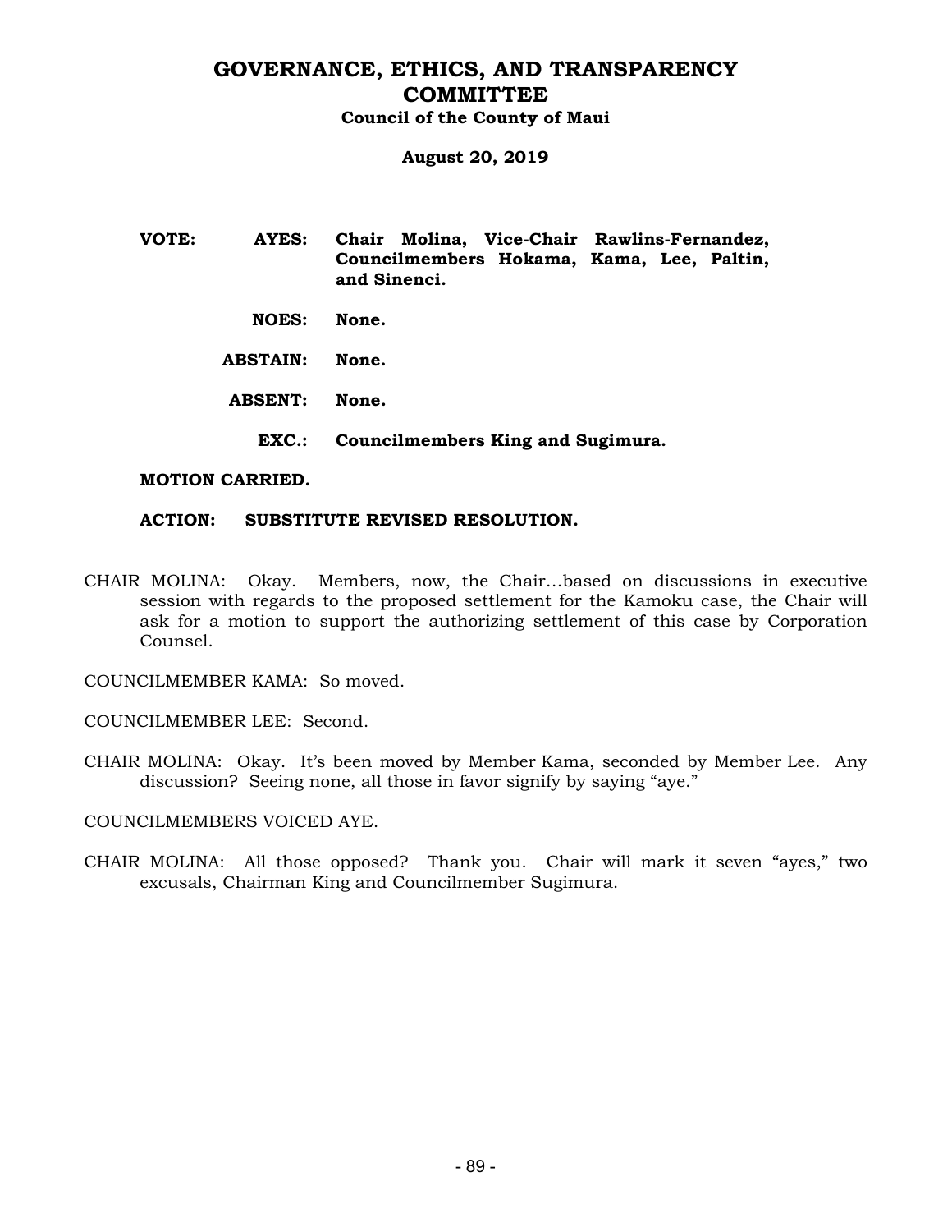**VOTE: AYES: Chair Molina, Vice-Chair Rawlins-Fernandez, Councilmembers Hokama, Kama, Lee, Paltin, and Sinenci.**

**NOES: None.**

**ABSTAIN: None.**

**ABSENT: None.**

**EXC.: Councilmembers King and Sugimura.**

**MOTION CARRIED.**

**ACTION: SUBSTITUTE REVISED RESOLUTION.**

CHAIR MOLINA: Okay. Members, now, the Chair…based on discussions in executive session with regards to the proposed settlement for the Kamoku case, the Chair will ask for a motion to support the authorizing settlement of this case by Corporation Counsel.

COUNCILMEMBER KAMA: So moved.

COUNCILMEMBER LEE: Second.

CHAIR MOLINA: Okay. It's been moved by Member Kama, seconded by Member Lee. Any discussion? Seeing none, all those in favor signify by saying "aye."

COUNCILMEMBERS VOICED AYE.

CHAIR MOLINA: All those opposed? Thank you. Chair will mark it seven "ayes," two excusals, Chairman King and Councilmember Sugimura.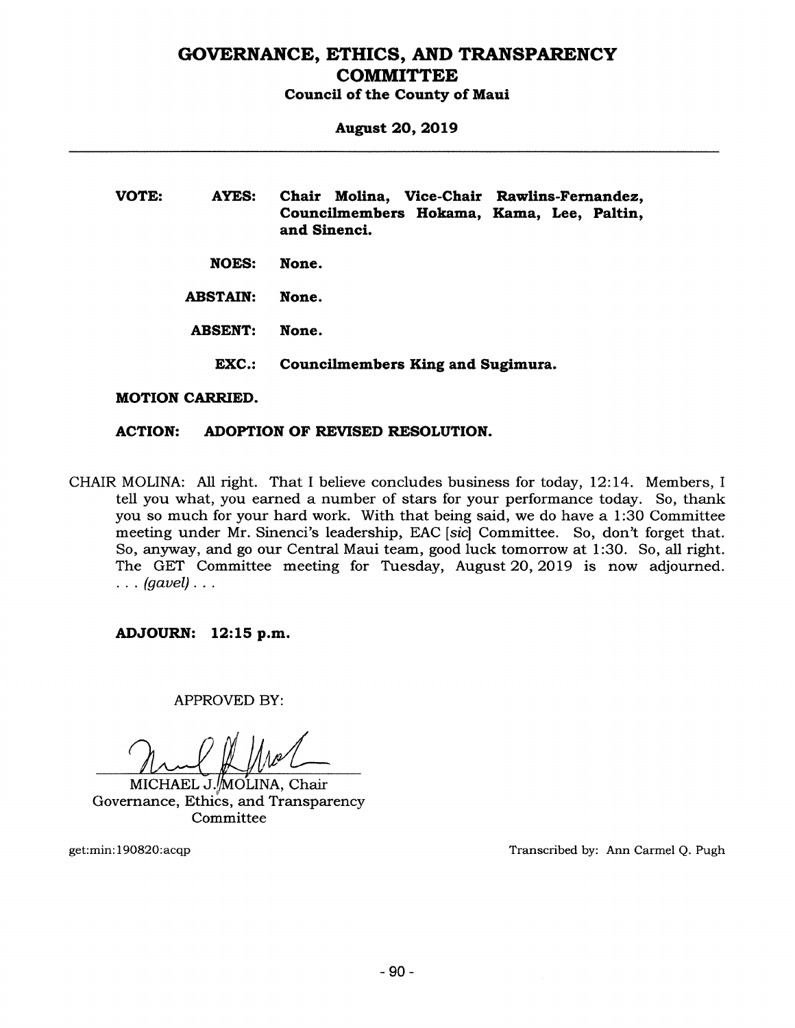**VOTE:** **AYES:** **Chair Molina, Vice-Chair Rawlins-Fernandez, Councilmembers Hokama, Kama, Lee, Paltin, and Sinenci.**

**NOES:** **None.**

**ABSTAIN:** **None.**

**ABSENT:** **None.**

**EXC.:** **Councilmembers King and Sugimura.**

**MOTION CARRIED.**

**ACTION:** **ADOPTION OF REVISED RESOLUTION.**

CHAIR MOLINA: All right. That I believe concludes business for today, 12:14. Members, I tell you what, you earned a number of stars for your performance today. So, thank you so much for your hard work. With that being said, we do have a 1:30 Committee meeting under Mr. Sinenci's leadership, EAC [*sic*] Committee. So, don't forget that. So, anyway, and go our Central Maui team, good luck tomorrow at 1:30. So, all right. The GET Committee meeting for Tuesday, August 20, 2019 is now adjourned. . . . *(gavel)* . . .

**ADJOURN: 12:15 p.m.**

APPROVED BY:

MICHAEL J. MOLINA, Chair
Governance, Ethics, and Transparency Committee

get:min:190820:acqp

Transcribed by: Ann Carmel Q. Pugh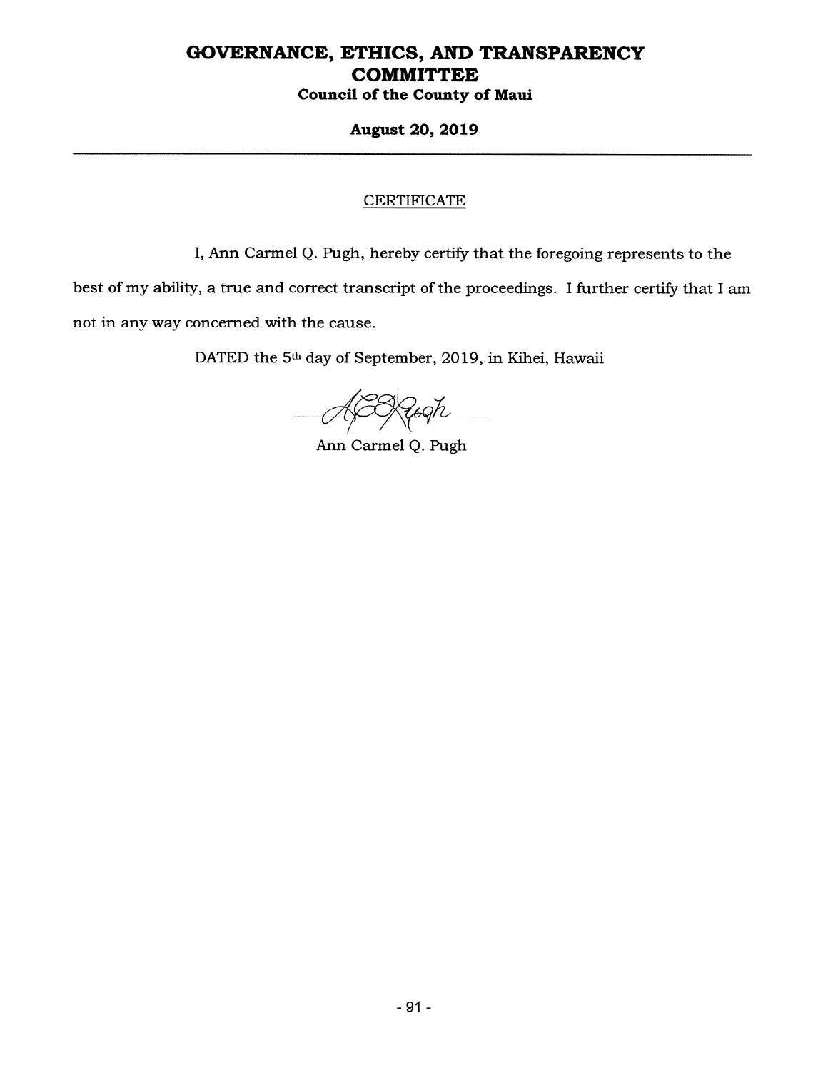**CERTIFICATE**

I, Ann Carmel Q. Pugh, hereby certify that the foregoing represents to the best of my ability, a true and correct transcript of the proceedings. I further certify that I am not in any way concerned with the cause.

DATED the 5th day of September, 2019, in Kihei, Hawaii

Ann Carmel Q. Pugh